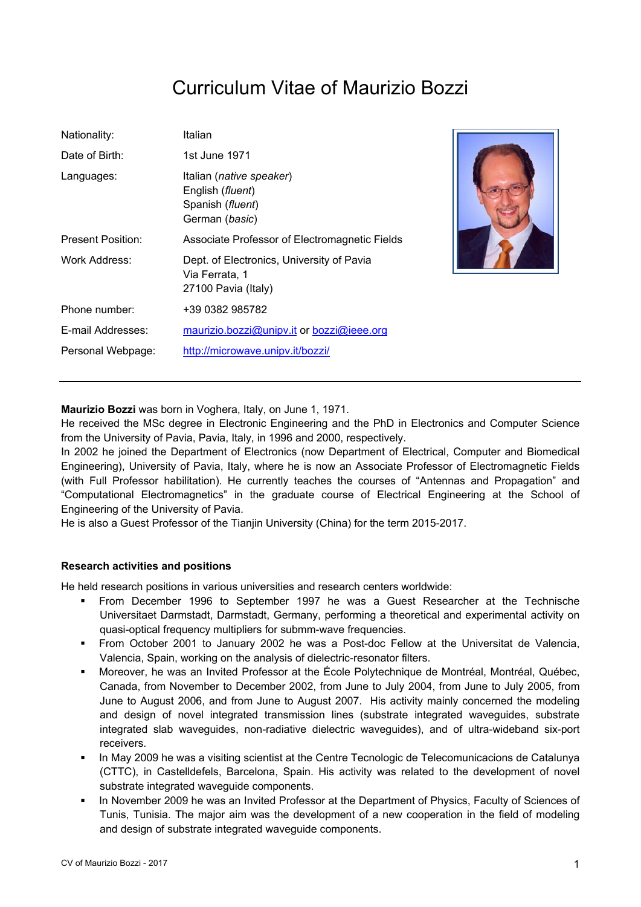# Curriculum Vitae of Maurizio Bozzi

| | |
|---|---|
| Nationality: | Italian |
| Date of Birth: | 1st June 1971 |
| Languages: | Italian (*native speaker*)<br>English (*fluent*)<br>Spanish (*fluent*)<br>German (*basic*) |
| Present Position: | Associate Professor of Electromagnetic Fields |
| Work Address: | Dept. of Electronics, University of Pavia<br>Via Ferrata, 1<br>27100 Pavia (Italy) |
| Phone number: | +39 0382 985782 |
| E-mail Addresses: | maurizio.bozzi@unipv.it or bozzi@ieee.org |
| Personal Webpage: | http://microwave.unipv.it/bozzi/ |

---

**Maurizio Bozzi** was born in Voghera, Italy, on June 1, 1971.
He received the MSc degree in Electronic Engineering and the PhD in Electronics and Computer Science from the University of Pavia, Pavia, Italy, in 1996 and 2000, respectively.
In 2002 he joined the Department of Electronics (now Department of Electrical, Computer and Biomedical Engineering), University of Pavia, Italy, where he is now an Associate Professor of Electromagnetic Fields (with Full Professor habilitation). He currently teaches the courses of "Antennas and Propagation" and "Computational Electromagnetics" in the graduate course of Electrical Engineering at the School of Engineering of the University of Pavia.
He is also a Guest Professor of the Tianjin University (China) for the term 2015-2017.

**Research activities and positions**

He held research positions in various universities and research centers worldwide:

- From December 1996 to September 1997 he was a Guest Researcher at the Technische Universitaet Darmstadt, Darmstadt, Germany, performing a theoretical and experimental activity on quasi-optical frequency multipliers for submm-wave frequencies.
- From October 2001 to January 2002 he was a Post-doc Fellow at the Universitat de Valencia, Valencia, Spain, working on the analysis of dielectric-resonator filters.
- Moreover, he was an Invited Professor at the École Polytechnique de Montréal, Montréal, Québec, Canada, from November to December 2002, from June to July 2004, from June to July 2005, from June to August 2006, and from June to August 2007. His activity mainly concerned the modeling and design of novel integrated transmission lines (substrate integrated waveguides, substrate integrated slab waveguides, non-radiative dielectric waveguides), and of ultra-wideband six-port receivers.
- In May 2009 he was a visiting scientist at the Centre Tecnologic de Telecomunicacions de Catalunya (CTTC), in Castelldefels, Barcelona, Spain. His activity was related to the development of novel substrate integrated waveguide components.
- In November 2009 he was an Invited Professor at the Department of Physics, Faculty of Sciences of Tunis, Tunisia. The major aim was the development of a new cooperation in the field of modeling and design of substrate integrated waveguide components.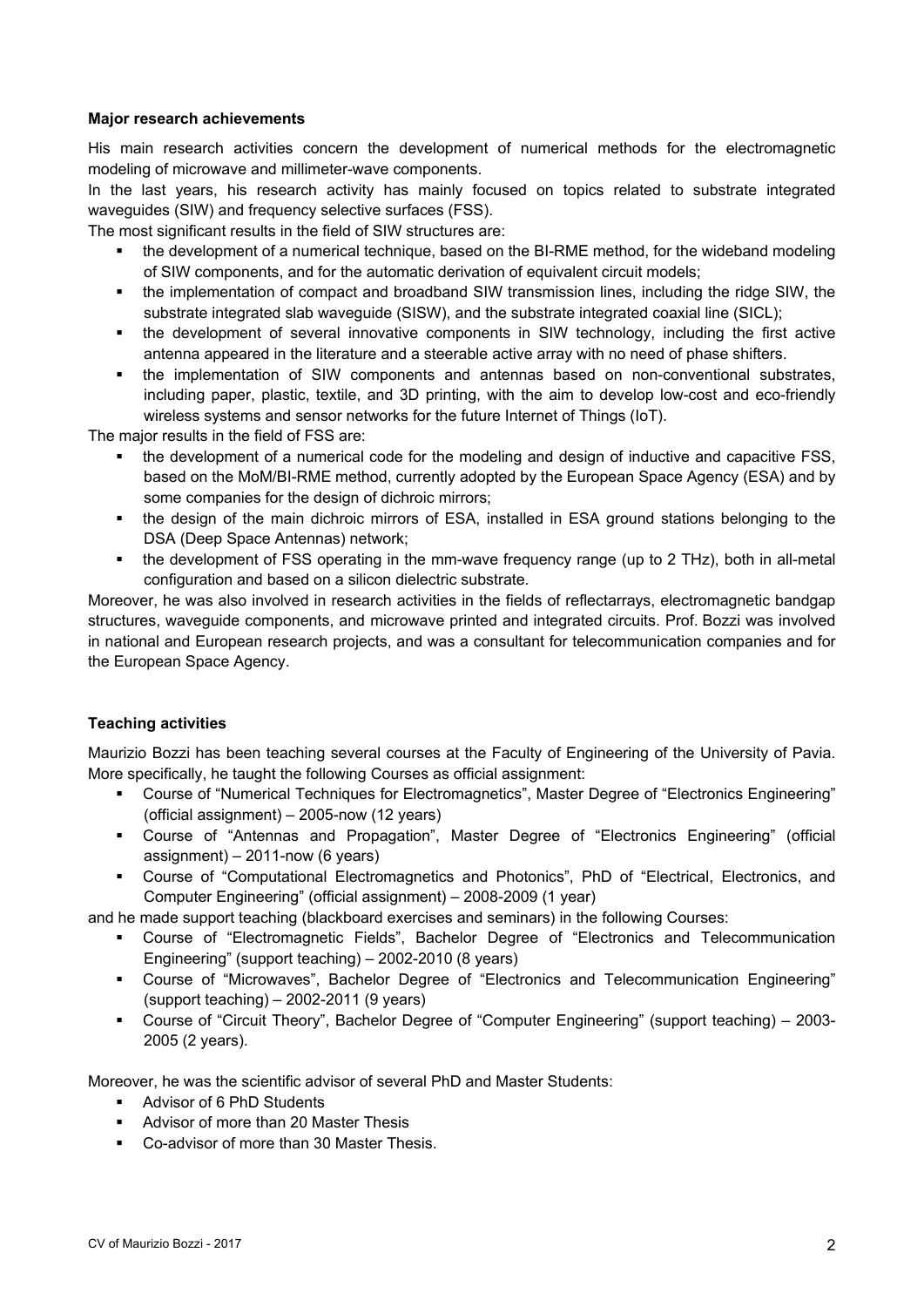**Major research achievements**

His main research activities concern the development of numerical methods for the electromagnetic modeling of microwave and millimeter-wave components.

In the last years, his research activity has mainly focused on topics related to substrate integrated waveguides (SIW) and frequency selective surfaces (FSS).

The most significant results in the field of SIW structures are:

- the development of a numerical technique, based on the BI-RME method, for the wideband modeling of SIW components, and for the automatic derivation of equivalent circuit models;
- the implementation of compact and broadband SIW transmission lines, including the ridge SIW, the substrate integrated slab waveguide (SISW), and the substrate integrated coaxial line (SICL);
- the development of several innovative components in SIW technology, including the first active antenna appeared in the literature and a steerable active array with no need of phase shifters.
- the implementation of SIW components and antennas based on non-conventional substrates, including paper, plastic, textile, and 3D printing, with the aim to develop low-cost and eco-friendly wireless systems and sensor networks for the future Internet of Things (IoT).

The major results in the field of FSS are:

- the development of a numerical code for the modeling and design of inductive and capacitive FSS, based on the MoM/BI-RME method, currently adopted by the European Space Agency (ESA) and by some companies for the design of dichroic mirrors;
- the design of the main dichroic mirrors of ESA, installed in ESA ground stations belonging to the DSA (Deep Space Antennas) network;
- the development of FSS operating in the mm-wave frequency range (up to 2 THz), both in all-metal configuration and based on a silicon dielectric substrate.

Moreover, he was also involved in research activities in the fields of reflectarrays, electromagnetic bandgap structures, waveguide components, and microwave printed and integrated circuits. Prof. Bozzi was involved in national and European research projects, and was a consultant for telecommunication companies and for the European Space Agency.

**Teaching activities**

Maurizio Bozzi has been teaching several courses at the Faculty of Engineering of the University of Pavia. More specifically, he taught the following Courses as official assignment:

- Course of “Numerical Techniques for Electromagnetics”, Master Degree of “Electronics Engineering” (official assignment) – 2005-now (12 years)
- Course of “Antennas and Propagation”, Master Degree of “Electronics Engineering” (official assignment) – 2011-now (6 years)
- Course of “Computational Electromagnetics and Photonics”, PhD of “Electrical, Electronics, and Computer Engineering” (official assignment) – 2008-2009 (1 year)

and he made support teaching (blackboard exercises and seminars) in the following Courses:

- Course of “Electromagnetic Fields”, Bachelor Degree of “Electronics and Telecommunication Engineering” (support teaching) – 2002-2010 (8 years)
- Course of “Microwaves”, Bachelor Degree of “Electronics and Telecommunication Engineering” (support teaching) – 2002-2011 (9 years)
- Course of “Circuit Theory”, Bachelor Degree of “Computer Engineering” (support teaching) – 2003-2005 (2 years).

Moreover, he was the scientific advisor of several PhD and Master Students:

- Advisor of 6 PhD Students
- Advisor of more than 20 Master Thesis
- Co-advisor of more than 30 Master Thesis.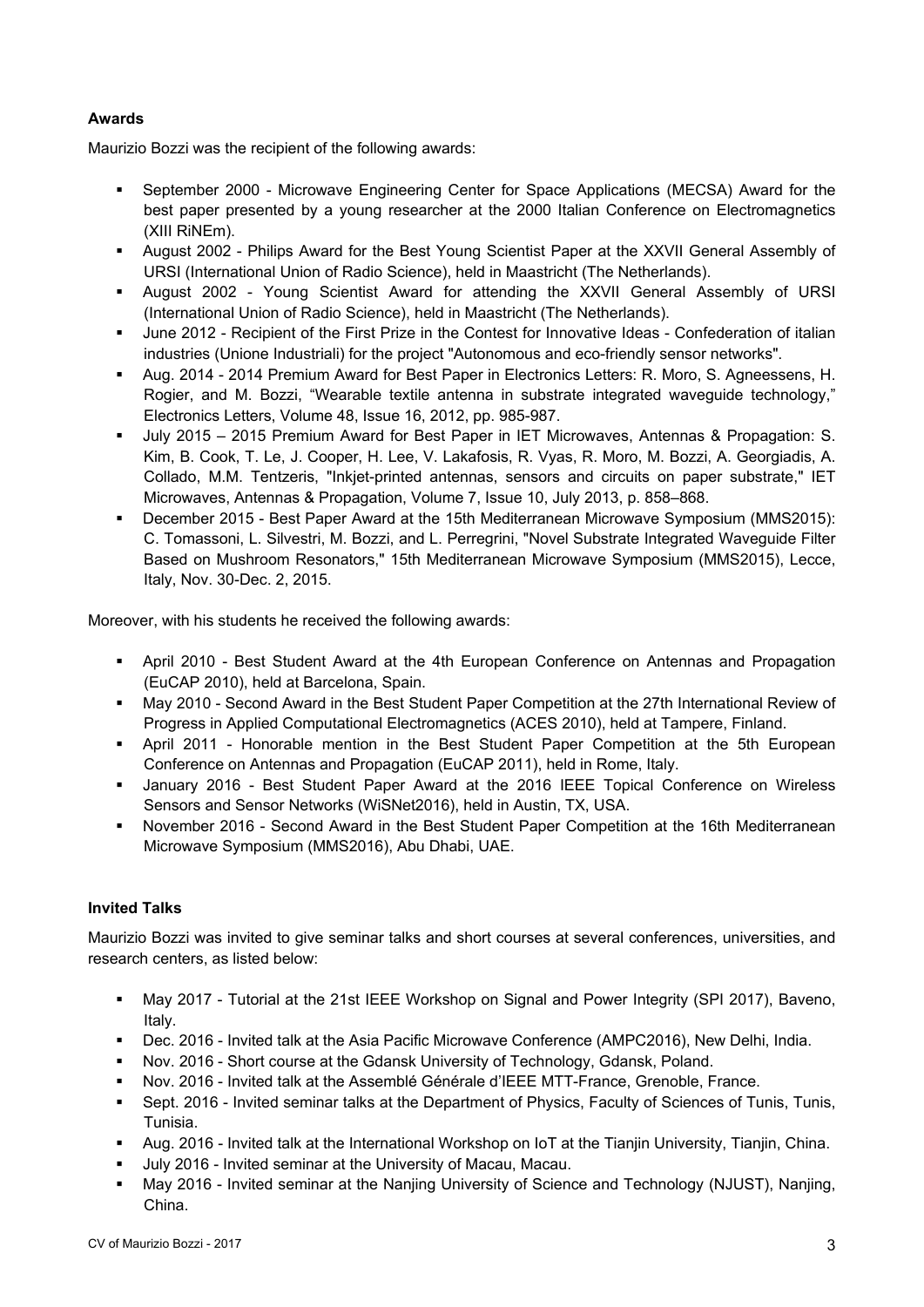### Awards

Maurizio Bozzi was the recipient of the following awards:

- September 2000 - Microwave Engineering Center for Space Applications (MECSA) Award for the best paper presented by a young researcher at the 2000 Italian Conference on Electromagnetics (XIII RiNEm).
- August 2002 - Philips Award for the Best Young Scientist Paper at the XXVII General Assembly of URSI (International Union of Radio Science), held in Maastricht (The Netherlands).
- August 2002 - Young Scientist Award for attending the XXVII General Assembly of URSI (International Union of Radio Science), held in Maastricht (The Netherlands).
- June 2012 - Recipient of the First Prize in the Contest for Innovative Ideas - Confederation of italian industries (Unione Industriali) for the project "Autonomous and eco-friendly sensor networks".
- Aug. 2014 - 2014 Premium Award for Best Paper in Electronics Letters: R. Moro, S. Agneessens, H. Rogier, and M. Bozzi, "Wearable textile antenna in substrate integrated waveguide technology," Electronics Letters, Volume 48, Issue 16, 2012, pp. 985-987.
- July 2015 – 2015 Premium Award for Best Paper in IET Microwaves, Antennas & Propagation: S. Kim, B. Cook, T. Le, J. Cooper, H. Lee, V. Lakafosis, R. Vyas, R. Moro, M. Bozzi, A. Georgiadis, A. Collado, M.M. Tentzeris, "Inkjet-printed antennas, sensors and circuits on paper substrate," IET Microwaves, Antennas & Propagation, Volume 7, Issue 10, July 2013, p. 858–868.
- December 2015 - Best Paper Award at the 15th Mediterranean Microwave Symposium (MMS2015): C. Tomassoni, L. Silvestri, M. Bozzi, and L. Perregrini, "Novel Substrate Integrated Waveguide Filter Based on Mushroom Resonators," 15th Mediterranean Microwave Symposium (MMS2015), Lecce, Italy, Nov. 30-Dec. 2, 2015.

Moreover, with his students he received the following awards:

- April 2010 - Best Student Award at the 4th European Conference on Antennas and Propagation (EuCAP 2010), held at Barcelona, Spain.
- May 2010 - Second Award in the Best Student Paper Competition at the 27th International Review of Progress in Applied Computational Electromagnetics (ACES 2010), held at Tampere, Finland.
- April 2011 - Honorable mention in the Best Student Paper Competition at the 5th European Conference on Antennas and Propagation (EuCAP 2011), held in Rome, Italy.
- January 2016 - Best Student Paper Award at the 2016 IEEE Topical Conference on Wireless Sensors and Sensor Networks (WiSNet2016), held in Austin, TX, USA.
- November 2016 - Second Award in the Best Student Paper Competition at the 16th Mediterranean Microwave Symposium (MMS2016), Abu Dhabi, UAE.

### Invited Talks

Maurizio Bozzi was invited to give seminar talks and short courses at several conferences, universities, and research centers, as listed below:

- May 2017 - Tutorial at the 21st IEEE Workshop on Signal and Power Integrity (SPI 2017), Baveno, Italy.
- Dec. 2016 - Invited talk at the Asia Pacific Microwave Conference (AMPC2016), New Delhi, India.
- Nov. 2016 - Short course at the Gdansk University of Technology, Gdansk, Poland.
- Nov. 2016 - Invited talk at the Assemblé Générale d'IEEE MTT-France, Grenoble, France.
- Sept. 2016 - Invited seminar talks at the Department of Physics, Faculty of Sciences of Tunis, Tunis, Tunisia.
- Aug. 2016 - Invited talk at the International Workshop on IoT at the Tianjin University, Tianjin, China.
- July 2016 - Invited seminar at the University of Macau, Macau.
- May 2016 - Invited seminar at the Nanjing University of Science and Technology (NJUST), Nanjing, China.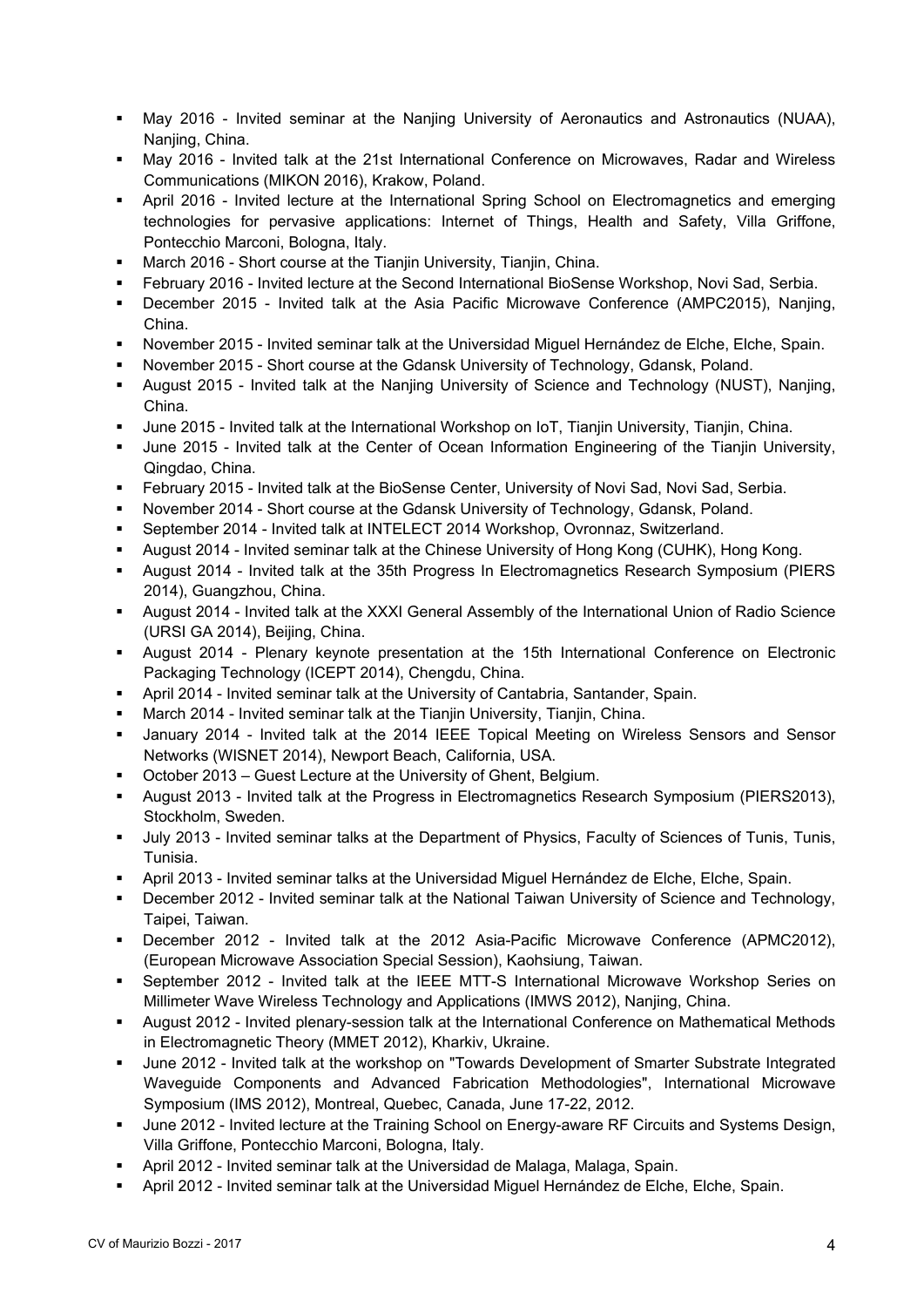- May 2016 - Invited seminar at the Nanjing University of Aeronautics and Astronautics (NUAA), Nanjing, China.
- May 2016 - Invited talk at the 21st International Conference on Microwaves, Radar and Wireless Communications (MIKON 2016), Krakow, Poland.
- April 2016 - Invited lecture at the International Spring School on Electromagnetics and emerging technologies for pervasive applications: Internet of Things, Health and Safety, Villa Griffone, Pontecchio Marconi, Bologna, Italy.
- March 2016 - Short course at the Tianjin University, Tianjin, China.
- February 2016 - Invited lecture at the Second International BioSense Workshop, Novi Sad, Serbia.
- December 2015 - Invited talk at the Asia Pacific Microwave Conference (AMPC2015), Nanjing, China.
- November 2015 - Invited seminar talk at the Universidad Miguel Hernández de Elche, Elche, Spain.
- November 2015 - Short course at the Gdansk University of Technology, Gdansk, Poland.
- August 2015 - Invited talk at the Nanjing University of Science and Technology (NUST), Nanjing, China.
- June 2015 - Invited talk at the International Workshop on IoT, Tianjin University, Tianjin, China.
- June 2015 - Invited talk at the Center of Ocean Information Engineering of the Tianjin University, Qingdao, China.
- February 2015 - Invited talk at the BioSense Center, University of Novi Sad, Novi Sad, Serbia.
- November 2014 - Short course at the Gdansk University of Technology, Gdansk, Poland.
- September 2014 - Invited talk at INTELECT 2014 Workshop, Ovronnaz, Switzerland.
- August 2014 - Invited seminar talk at the Chinese University of Hong Kong (CUHK), Hong Kong.
- August 2014 - Invited talk at the 35th Progress In Electromagnetics Research Symposium (PIERS 2014), Guangzhou, China.
- August 2014 - Invited talk at the XXXI General Assembly of the International Union of Radio Science (URSI GA 2014), Beijing, China.
- August 2014 - Plenary keynote presentation at the 15th International Conference on Electronic Packaging Technology (ICEPT 2014), Chengdu, China.
- April 2014 - Invited seminar talk at the University of Cantabria, Santander, Spain.
- March 2014 - Invited seminar talk at the Tianjin University, Tianjin, China.
- January 2014 - Invited talk at the 2014 IEEE Topical Meeting on Wireless Sensors and Sensor Networks (WISNET 2014), Newport Beach, California, USA.
- October 2013 – Guest Lecture at the University of Ghent, Belgium.
- August 2013 - Invited talk at the Progress in Electromagnetics Research Symposium (PIERS2013), Stockholm, Sweden.
- July 2013 - Invited seminar talks at the Department of Physics, Faculty of Sciences of Tunis, Tunis, Tunisia.
- April 2013 - Invited seminar talks at the Universidad Miguel Hernández de Elche, Elche, Spain.
- December 2012 - Invited seminar talk at the National Taiwan University of Science and Technology, Taipei, Taiwan.
- December 2012 - Invited talk at the 2012 Asia-Pacific Microwave Conference (APMC2012), (European Microwave Association Special Session), Kaohsiung, Taiwan.
- September 2012 - Invited talk at the IEEE MTT-S International Microwave Workshop Series on Millimeter Wave Wireless Technology and Applications (IMWS 2012), Nanjing, China.
- August 2012 - Invited plenary-session talk at the International Conference on Mathematical Methods in Electromagnetic Theory (MMET 2012), Kharkiv, Ukraine.
- June 2012 - Invited talk at the workshop on "Towards Development of Smarter Substrate Integrated Waveguide Components and Advanced Fabrication Methodologies", International Microwave Symposium (IMS 2012), Montreal, Quebec, Canada, June 17-22, 2012.
- June 2012 - Invited lecture at the Training School on Energy-aware RF Circuits and Systems Design, Villa Griffone, Pontecchio Marconi, Bologna, Italy.
- April 2012 - Invited seminar talk at the Universidad de Malaga, Malaga, Spain.
- April 2012 - Invited seminar talk at the Universidad Miguel Hernández de Elche, Elche, Spain.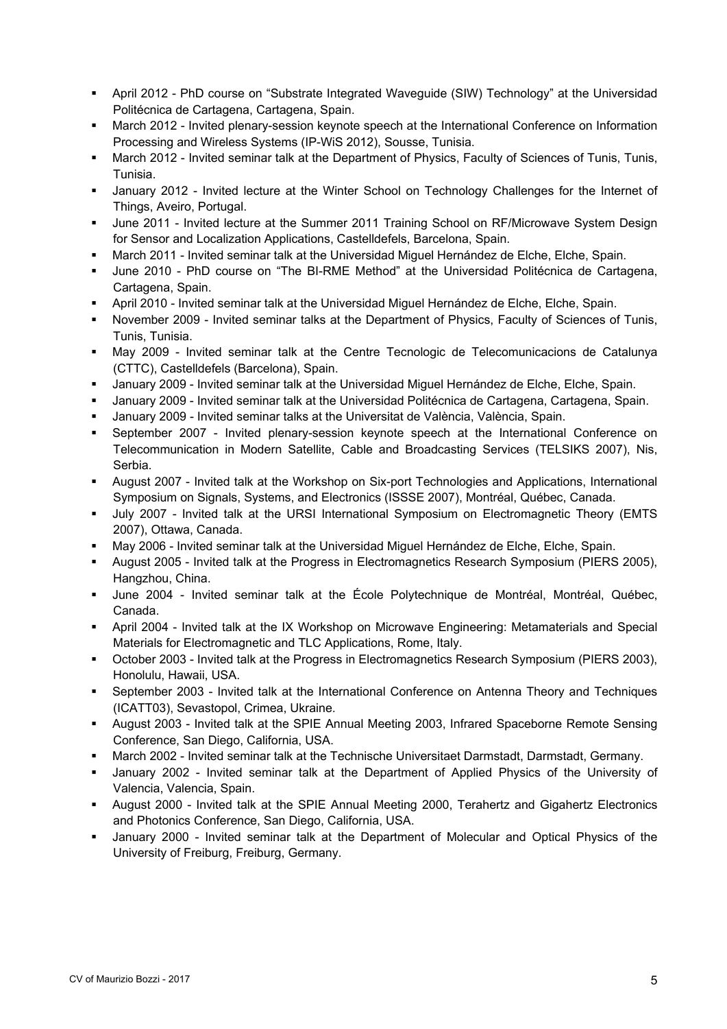- April 2012 - PhD course on "Substrate Integrated Waveguide (SIW) Technology" at the Universidad Politécnica de Cartagena, Cartagena, Spain.
- March 2012 - Invited plenary-session keynote speech at the International Conference on Information Processing and Wireless Systems (IP-WiS 2012), Sousse, Tunisia.
- March 2012 - Invited seminar talk at the Department of Physics, Faculty of Sciences of Tunis, Tunis, Tunisia.
- January 2012 - Invited lecture at the Winter School on Technology Challenges for the Internet of Things, Aveiro, Portugal.
- June 2011 - Invited lecture at the Summer 2011 Training School on RF/Microwave System Design for Sensor and Localization Applications, Castelldefels, Barcelona, Spain.
- March 2011 - Invited seminar talk at the Universidad Miguel Hernández de Elche, Elche, Spain.
- June 2010 - PhD course on "The BI-RME Method" at the Universidad Politécnica de Cartagena, Cartagena, Spain.
- April 2010 - Invited seminar talk at the Universidad Miguel Hernández de Elche, Elche, Spain.
- November 2009 - Invited seminar talks at the Department of Physics, Faculty of Sciences of Tunis, Tunis, Tunisia.
- May 2009 - Invited seminar talk at the Centre Tecnologic de Telecomunicacions de Catalunya (CTTC), Castelldefels (Barcelona), Spain.
- January 2009 - Invited seminar talk at the Universidad Miguel Hernández de Elche, Elche, Spain.
- January 2009 - Invited seminar talk at the Universidad Politécnica de Cartagena, Cartagena, Spain.
- January 2009 - Invited seminar talks at the Universitat de València, València, Spain.
- September 2007 - Invited plenary-session keynote speech at the International Conference on Telecommunication in Modern Satellite, Cable and Broadcasting Services (TELSIKS 2007), Nis, Serbia.
- August 2007 - Invited talk at the Workshop on Six-port Technologies and Applications, International Symposium on Signals, Systems, and Electronics (ISSSE 2007), Montréal, Québec, Canada.
- July 2007 - Invited talk at the URSI International Symposium on Electromagnetic Theory (EMTS 2007), Ottawa, Canada.
- May 2006 - Invited seminar talk at the Universidad Miguel Hernández de Elche, Elche, Spain.
- August 2005 - Invited talk at the Progress in Electromagnetics Research Symposium (PIERS 2005), Hangzhou, China.
- June 2004 - Invited seminar talk at the École Polytechnique de Montréal, Montréal, Québec, Canada.
- April 2004 - Invited talk at the IX Workshop on Microwave Engineering: Metamaterials and Special Materials for Electromagnetic and TLC Applications, Rome, Italy.
- October 2003 - Invited talk at the Progress in Electromagnetics Research Symposium (PIERS 2003), Honolulu, Hawaii, USA.
- September 2003 - Invited talk at the International Conference on Antenna Theory and Techniques (ICATT03), Sevastopol, Crimea, Ukraine.
- August 2003 - Invited talk at the SPIE Annual Meeting 2003, Infrared Spaceborne Remote Sensing Conference, San Diego, California, USA.
- March 2002 - Invited seminar talk at the Technische Universitaet Darmstadt, Darmstadt, Germany.
- January 2002 - Invited seminar talk at the Department of Applied Physics of the University of Valencia, Valencia, Spain.
- August 2000 - Invited talk at the SPIE Annual Meeting 2000, Terahertz and Gigahertz Electronics and Photonics Conference, San Diego, California, USA.
- January 2000 - Invited seminar talk at the Department of Molecular and Optical Physics of the University of Freiburg, Freiburg, Germany.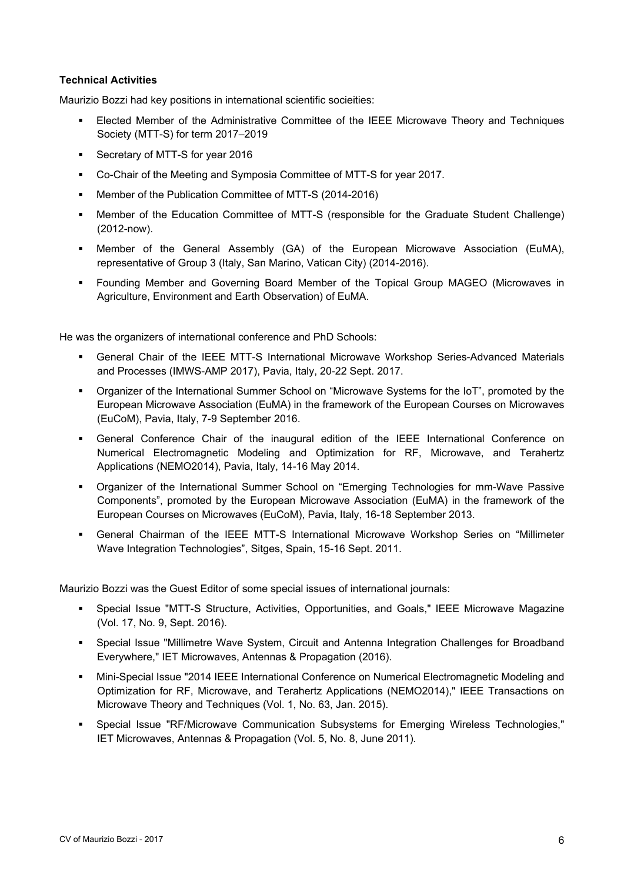**Technical Activities**

Maurizio Bozzi had key positions in international scientific socieities:

- Elected Member of the Administrative Committee of the IEEE Microwave Theory and Techniques Society (MTT-S) for term 2017–2019
- Secretary of MTT-S for year 2016
- Co-Chair of the Meeting and Symposia Committee of MTT-S for year 2017.
- Member of the Publication Committee of MTT-S (2014-2016)
- Member of the Education Committee of MTT-S (responsible for the Graduate Student Challenge) (2012-now).
- Member of the General Assembly (GA) of the European Microwave Association (EuMA), representative of Group 3 (Italy, San Marino, Vatican City) (2014-2016).
- Founding Member and Governing Board Member of the Topical Group MAGEO (Microwaves in Agriculture, Environment and Earth Observation) of EuMA.

He was the organizers of international conference and PhD Schools:

- General Chair of the IEEE MTT-S International Microwave Workshop Series-Advanced Materials and Processes (IMWS-AMP 2017), Pavia, Italy, 20-22 Sept. 2017.
- Organizer of the International Summer School on “Microwave Systems for the IoT”, promoted by the European Microwave Association (EuMA) in the framework of the European Courses on Microwaves (EuCoM), Pavia, Italy, 7-9 September 2016.
- General Conference Chair of the inaugural edition of the IEEE International Conference on Numerical Electromagnetic Modeling and Optimization for RF, Microwave, and Terahertz Applications (NEMO2014), Pavia, Italy, 14-16 May 2014.
- Organizer of the International Summer School on “Emerging Technologies for mm-Wave Passive Components”, promoted by the European Microwave Association (EuMA) in the framework of the European Courses on Microwaves (EuCoM), Pavia, Italy, 16-18 September 2013.
- General Chairman of the IEEE MTT-S International Microwave Workshop Series on “Millimeter Wave Integration Technologies”, Sitges, Spain, 15-16 Sept. 2011.

Maurizio Bozzi was the Guest Editor of some special issues of international journals:

- Special Issue "MTT-S Structure, Activities, Opportunities, and Goals," IEEE Microwave Magazine (Vol. 17, No. 9, Sept. 2016).
- Special Issue "Millimetre Wave System, Circuit and Antenna Integration Challenges for Broadband Everywhere," IET Microwaves, Antennas & Propagation (2016).
- Mini-Special Issue "2014 IEEE International Conference on Numerical Electromagnetic Modeling and Optimization for RF, Microwave, and Terahertz Applications (NEMO2014)," IEEE Transactions on Microwave Theory and Techniques (Vol. 1, No. 63, Jan. 2015).
- Special Issue "RF/Microwave Communication Subsystems for Emerging Wireless Technologies," IET Microwaves, Antennas & Propagation (Vol. 5, No. 8, June 2011).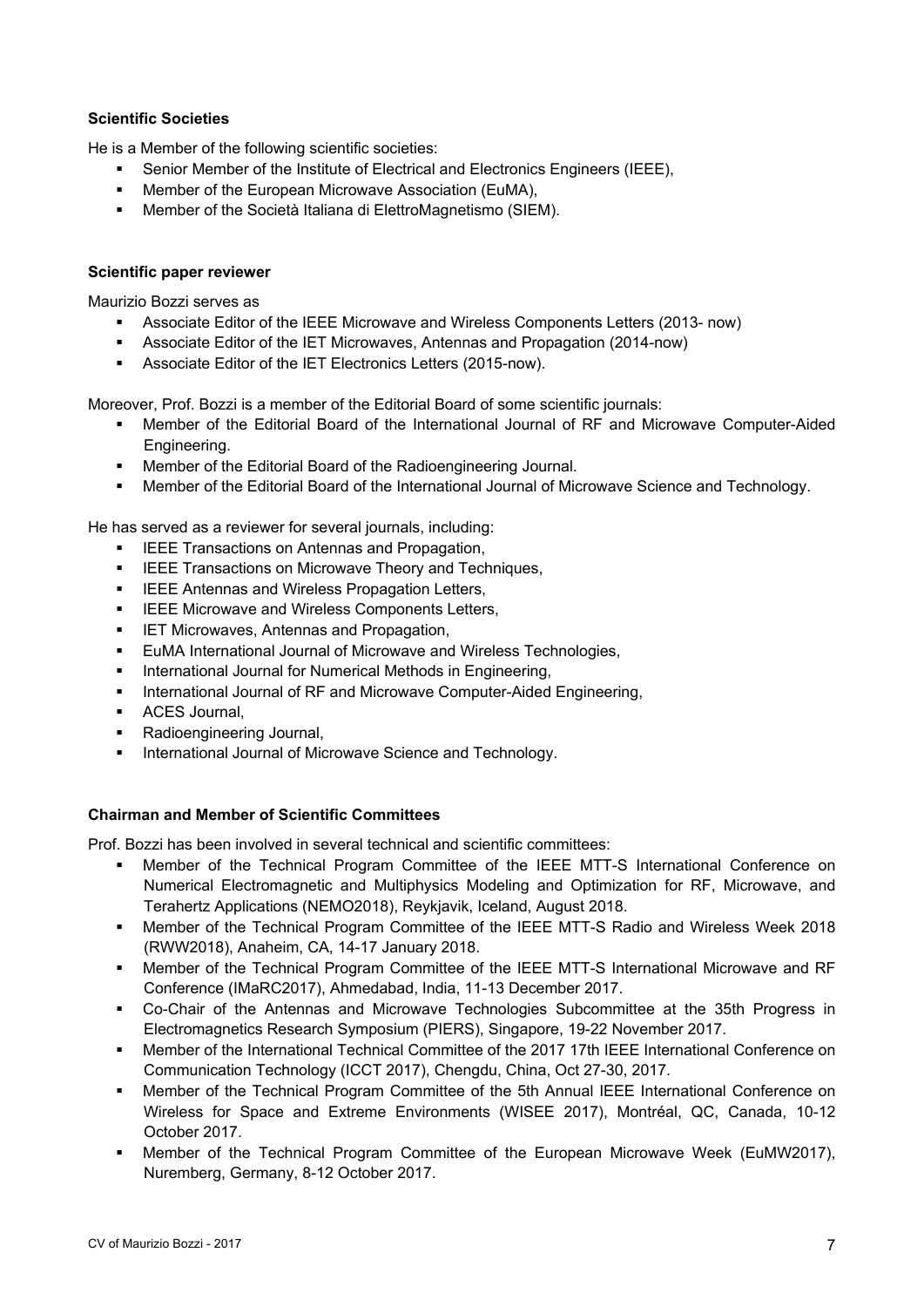**Scientific Societies**

He is a Member of the following scientific societies:

- Senior Member of the Institute of Electrical and Electronics Engineers (IEEE),
- Member of the European Microwave Association (EuMA),
- Member of the Società Italiana di ElettroMagnetismo (SIEM).

**Scientific paper reviewer**

Maurizio Bozzi serves as

- Associate Editor of the IEEE Microwave and Wireless Components Letters (2013- now)
- Associate Editor of the IET Microwaves, Antennas and Propagation (2014-now)
- Associate Editor of the IET Electronics Letters (2015-now).

Moreover, Prof. Bozzi is a member of the Editorial Board of some scientific journals:

- Member of the Editorial Board of the International Journal of RF and Microwave Computer-Aided Engineering.
- Member of the Editorial Board of the Radioengineering Journal.
- Member of the Editorial Board of the International Journal of Microwave Science and Technology.

He has served as a reviewer for several journals, including:

- IEEE Transactions on Antennas and Propagation,
- IEEE Transactions on Microwave Theory and Techniques,
- IEEE Antennas and Wireless Propagation Letters,
- IEEE Microwave and Wireless Components Letters,
- IET Microwaves, Antennas and Propagation,
- EuMA International Journal of Microwave and Wireless Technologies,
- International Journal for Numerical Methods in Engineering,
- International Journal of RF and Microwave Computer-Aided Engineering,
- ACES Journal,
- Radioengineering Journal,
- International Journal of Microwave Science and Technology.

**Chairman and Member of Scientific Committees**

Prof. Bozzi has been involved in several technical and scientific committees:

- Member of the Technical Program Committee of the IEEE MTT-S International Conference on Numerical Electromagnetic and Multiphysics Modeling and Optimization for RF, Microwave, and Terahertz Applications (NEMO2018), Reykjavik, Iceland, August 2018.
- Member of the Technical Program Committee of the IEEE MTT-S Radio and Wireless Week 2018 (RWW2018), Anaheim, CA, 14-17 January 2018.
- Member of the Technical Program Committee of the IEEE MTT-S International Microwave and RF Conference (IMaRC2017), Ahmedabad, India, 11-13 December 2017.
- Co-Chair of the Antennas and Microwave Technologies Subcommittee at the 35th Progress in Electromagnetics Research Symposium (PIERS), Singapore, 19-22 November 2017.
- Member of the International Technical Committee of the 2017 17th IEEE International Conference on Communication Technology (ICCT 2017), Chengdu, China, Oct 27-30, 2017.
- Member of the Technical Program Committee of the 5th Annual IEEE International Conference on Wireless for Space and Extreme Environments (WISEE 2017), Montréal, QC, Canada, 10-12 October 2017.
- Member of the Technical Program Committee of the European Microwave Week (EuMW2017), Nuremberg, Germany, 8-12 October 2017.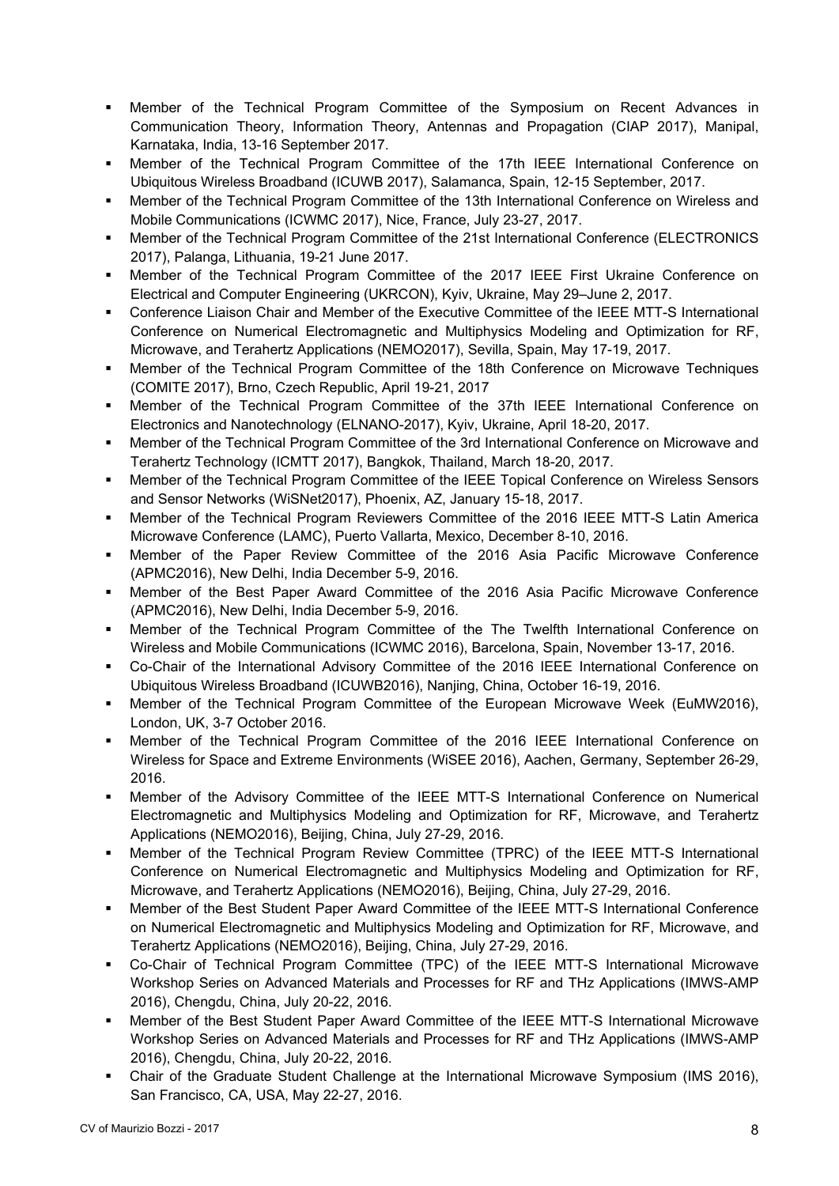- Member of the Technical Program Committee of the Symposium on Recent Advances in Communication Theory, Information Theory, Antennas and Propagation (CIAP 2017), Manipal, Karnataka, India, 13-16 September 2017.
- Member of the Technical Program Committee of the 17th IEEE International Conference on Ubiquitous Wireless Broadband (ICUWB 2017), Salamanca, Spain, 12-15 September, 2017.
- Member of the Technical Program Committee of the 13th International Conference on Wireless and Mobile Communications (ICWMC 2017), Nice, France, July 23-27, 2017.
- Member of the Technical Program Committee of the 21st International Conference (ELECTRONICS 2017), Palanga, Lithuania, 19-21 June 2017.
- Member of the Technical Program Committee of the 2017 IEEE First Ukraine Conference on Electrical and Computer Engineering (UKRCON), Kyiv, Ukraine, May 29–June 2, 2017.
- Conference Liaison Chair and Member of the Executive Committee of the IEEE MTT-S International Conference on Numerical Electromagnetic and Multiphysics Modeling and Optimization for RF, Microwave, and Terahertz Applications (NEMO2017), Sevilla, Spain, May 17-19, 2017.
- Member of the Technical Program Committee of the 18th Conference on Microwave Techniques (COMITE 2017), Brno, Czech Republic, April 19-21, 2017
- Member of the Technical Program Committee of the 37th IEEE International Conference on Electronics and Nanotechnology (ELNANO-2017), Kyiv, Ukraine, April 18-20, 2017.
- Member of the Technical Program Committee of the 3rd International Conference on Microwave and Terahertz Technology (ICMTT 2017), Bangkok, Thailand, March 18-20, 2017.
- Member of the Technical Program Committee of the IEEE Topical Conference on Wireless Sensors and Sensor Networks (WiSNet2017), Phoenix, AZ, January 15-18, 2017.
- Member of the Technical Program Reviewers Committee of the 2016 IEEE MTT-S Latin America Microwave Conference (LAMC), Puerto Vallarta, Mexico, December 8-10, 2016.
- Member of the Paper Review Committee of the 2016 Asia Pacific Microwave Conference (APMC2016), New Delhi, India December 5-9, 2016.
- Member of the Best Paper Award Committee of the 2016 Asia Pacific Microwave Conference (APMC2016), New Delhi, India December 5-9, 2016.
- Member of the Technical Program Committee of the The Twelfth International Conference on Wireless and Mobile Communications (ICWMC 2016), Barcelona, Spain, November 13-17, 2016.
- Co-Chair of the International Advisory Committee of the 2016 IEEE International Conference on Ubiquitous Wireless Broadband (ICUWB2016), Nanjing, China, October 16-19, 2016.
- Member of the Technical Program Committee of the European Microwave Week (EuMW2016), London, UK, 3-7 October 2016.
- Member of the Technical Program Committee of the 2016 IEEE International Conference on Wireless for Space and Extreme Environments (WiSEE 2016), Aachen, Germany, September 26-29, 2016.
- Member of the Advisory Committee of the IEEE MTT-S International Conference on Numerical Electromagnetic and Multiphysics Modeling and Optimization for RF, Microwave, and Terahertz Applications (NEMO2016), Beijing, China, July 27-29, 2016.
- Member of the Technical Program Review Committee (TPRC) of the IEEE MTT-S International Conference on Numerical Electromagnetic and Multiphysics Modeling and Optimization for RF, Microwave, and Terahertz Applications (NEMO2016), Beijing, China, July 27-29, 2016.
- Member of the Best Student Paper Award Committee of the IEEE MTT-S International Conference on Numerical Electromagnetic and Multiphysics Modeling and Optimization for RF, Microwave, and Terahertz Applications (NEMO2016), Beijing, China, July 27-29, 2016.
- Co-Chair of Technical Program Committee (TPC) of the IEEE MTT-S International Microwave Workshop Series on Advanced Materials and Processes for RF and THz Applications (IMWS-AMP 2016), Chengdu, China, July 20-22, 2016.
- Member of the Best Student Paper Award Committee of the IEEE MTT-S International Microwave Workshop Series on Advanced Materials and Processes for RF and THz Applications (IMWS-AMP 2016), Chengdu, China, July 20-22, 2016.
- Chair of the Graduate Student Challenge at the International Microwave Symposium (IMS 2016), San Francisco, CA, USA, May 22-27, 2016.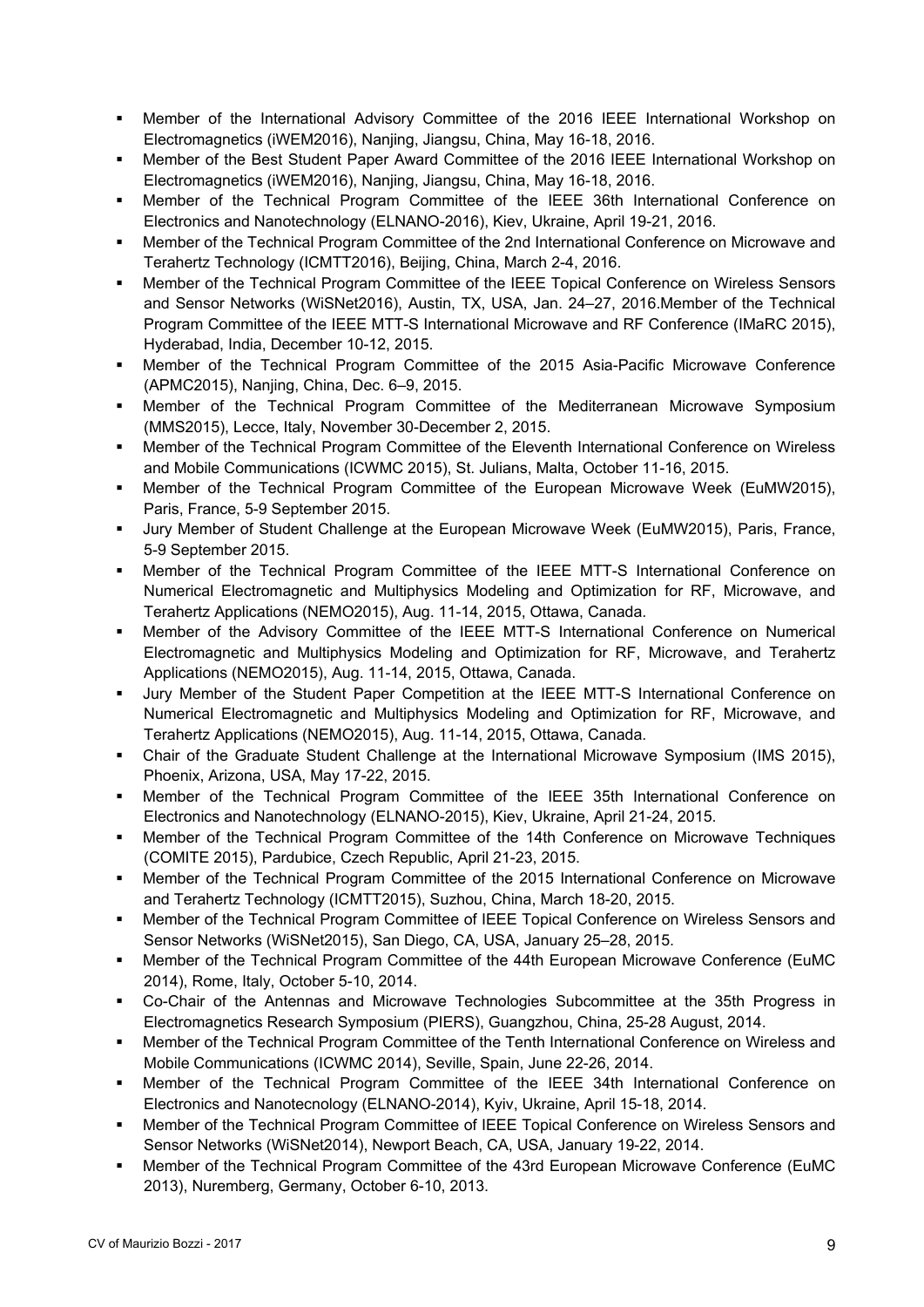- Member of the International Advisory Committee of the 2016 IEEE International Workshop on Electromagnetics (iWEM2016), Nanjing, Jiangsu, China, May 16-18, 2016.
- Member of the Best Student Paper Award Committee of the 2016 IEEE International Workshop on Electromagnetics (iWEM2016), Nanjing, Jiangsu, China, May 16-18, 2016.
- Member of the Technical Program Committee of the IEEE 36th International Conference on Electronics and Nanotechnology (ELNANO-2016), Kiev, Ukraine, April 19-21, 2016.
- Member of the Technical Program Committee of the 2nd International Conference on Microwave and Terahertz Technology (ICMTT2016), Beijing, China, March 2-4, 2016.
- Member of the Technical Program Committee of the IEEE Topical Conference on Wireless Sensors and Sensor Networks (WiSNet2016), Austin, TX, USA, Jan. 24–27, 2016.Member of the Technical Program Committee of the IEEE MTT-S International Microwave and RF Conference (IMaRC 2015), Hyderabad, India, December 10-12, 2015.
- Member of the Technical Program Committee of the 2015 Asia-Pacific Microwave Conference (APMC2015), Nanjing, China, Dec. 6–9, 2015.
- Member of the Technical Program Committee of the Mediterranean Microwave Symposium (MMS2015), Lecce, Italy, November 30-December 2, 2015.
- Member of the Technical Program Committee of the Eleventh International Conference on Wireless and Mobile Communications (ICWMC 2015), St. Julians, Malta, October 11-16, 2015.
- Member of the Technical Program Committee of the European Microwave Week (EuMW2015), Paris, France, 5-9 September 2015.
- Jury Member of Student Challenge at the European Microwave Week (EuMW2015), Paris, France, 5-9 September 2015.
- Member of the Technical Program Committee of the IEEE MTT-S International Conference on Numerical Electromagnetic and Multiphysics Modeling and Optimization for RF, Microwave, and Terahertz Applications (NEMO2015), Aug. 11-14, 2015, Ottawa, Canada.
- Member of the Advisory Committee of the IEEE MTT-S International Conference on Numerical Electromagnetic and Multiphysics Modeling and Optimization for RF, Microwave, and Terahertz Applications (NEMO2015), Aug. 11-14, 2015, Ottawa, Canada.
- Jury Member of the Student Paper Competition at the IEEE MTT-S International Conference on Numerical Electromagnetic and Multiphysics Modeling and Optimization for RF, Microwave, and Terahertz Applications (NEMO2015), Aug. 11-14, 2015, Ottawa, Canada.
- Chair of the Graduate Student Challenge at the International Microwave Symposium (IMS 2015), Phoenix, Arizona, USA, May 17-22, 2015.
- Member of the Technical Program Committee of the IEEE 35th International Conference on Electronics and Nanotechnology (ELNANO-2015), Kiev, Ukraine, April 21-24, 2015.
- Member of the Technical Program Committee of the 14th Conference on Microwave Techniques (COMITE 2015), Pardubice, Czech Republic, April 21-23, 2015.
- Member of the Technical Program Committee of the 2015 International Conference on Microwave and Terahertz Technology (ICMTT2015), Suzhou, China, March 18-20, 2015.
- Member of the Technical Program Committee of IEEE Topical Conference on Wireless Sensors and Sensor Networks (WiSNet2015), San Diego, CA, USA, January 25–28, 2015.
- Member of the Technical Program Committee of the 44th European Microwave Conference (EuMC 2014), Rome, Italy, October 5-10, 2014.
- Co-Chair of the Antennas and Microwave Technologies Subcommittee at the 35th Progress in Electromagnetics Research Symposium (PIERS), Guangzhou, China, 25-28 August, 2014.
- Member of the Technical Program Committee of the Tenth International Conference on Wireless and Mobile Communications (ICWMC 2014), Seville, Spain, June 22-26, 2014.
- Member of the Technical Program Committee of the IEEE 34th International Conference on Electronics and Nanotecnology (ELNANO-2014), Kyiv, Ukraine, April 15-18, 2014.
- Member of the Technical Program Committee of IEEE Topical Conference on Wireless Sensors and Sensor Networks (WiSNet2014), Newport Beach, CA, USA, January 19-22, 2014.
- Member of the Technical Program Committee of the 43rd European Microwave Conference (EuMC 2013), Nuremberg, Germany, October 6-10, 2013.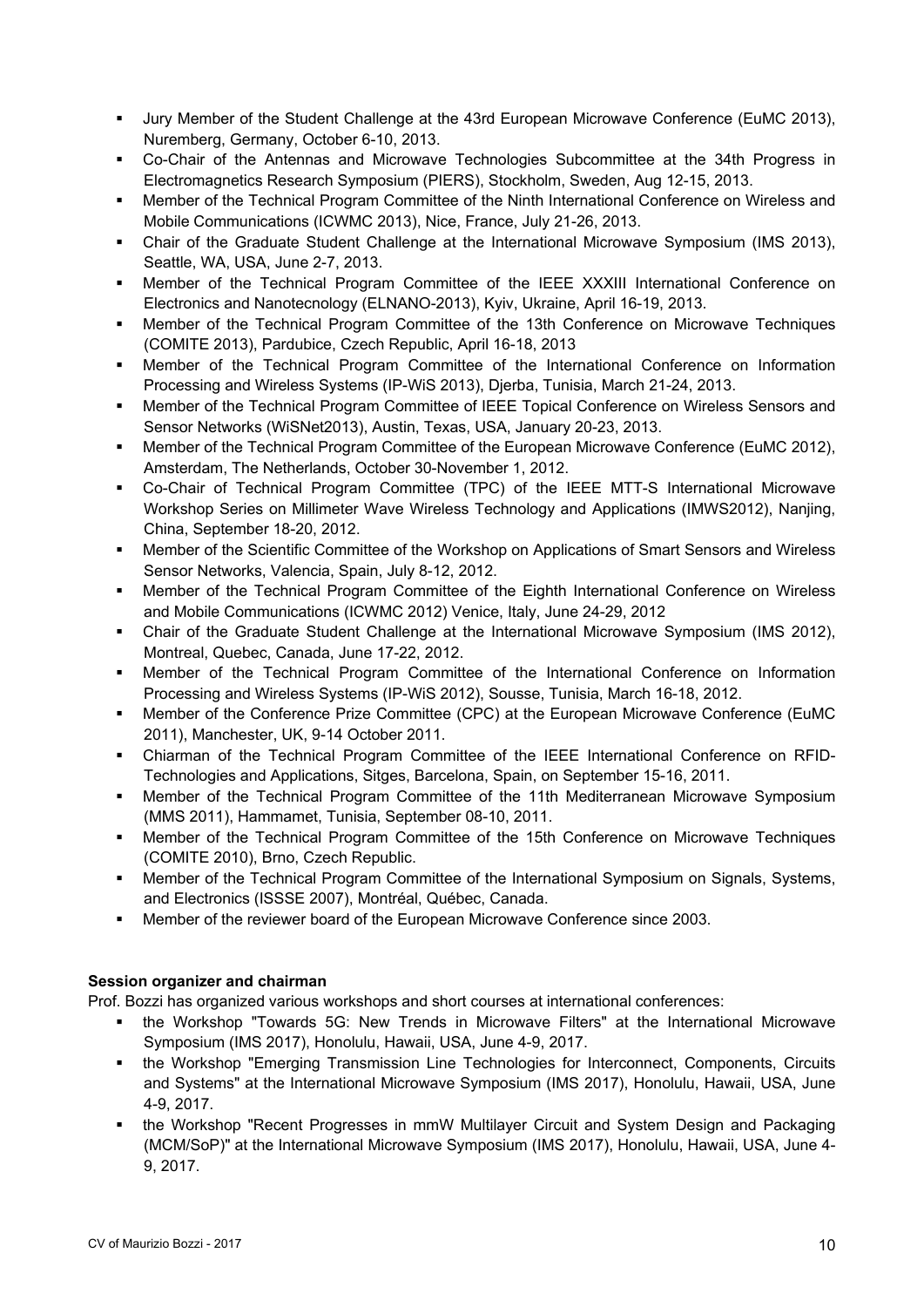- Jury Member of the Student Challenge at the 43rd European Microwave Conference (EuMC 2013), Nuremberg, Germany, October 6-10, 2013.
- Co-Chair of the Antennas and Microwave Technologies Subcommittee at the 34th Progress in Electromagnetics Research Symposium (PIERS), Stockholm, Sweden, Aug 12-15, 2013.
- Member of the Technical Program Committee of the Ninth International Conference on Wireless and Mobile Communications (ICWMC 2013), Nice, France, July 21-26, 2013.
- Chair of the Graduate Student Challenge at the International Microwave Symposium (IMS 2013), Seattle, WA, USA, June 2-7, 2013.
- Member of the Technical Program Committee of the IEEE XXXIII International Conference on Electronics and Nanotecnology (ELNANO-2013), Kyiv, Ukraine, April 16-19, 2013.
- Member of the Technical Program Committee of the 13th Conference on Microwave Techniques (COMITE 2013), Pardubice, Czech Republic, April 16-18, 2013
- Member of the Technical Program Committee of the International Conference on Information Processing and Wireless Systems (IP-WiS 2013), Djerba, Tunisia, March 21-24, 2013.
- Member of the Technical Program Committee of IEEE Topical Conference on Wireless Sensors and Sensor Networks (WiSNet2013), Austin, Texas, USA, January 20-23, 2013.
- Member of the Technical Program Committee of the European Microwave Conference (EuMC 2012), Amsterdam, The Netherlands, October 30-November 1, 2012.
- Co-Chair of Technical Program Committee (TPC) of the IEEE MTT-S International Microwave Workshop Series on Millimeter Wave Wireless Technology and Applications (IMWS2012), Nanjing, China, September 18-20, 2012.
- Member of the Scientific Committee of the Workshop on Applications of Smart Sensors and Wireless Sensor Networks, Valencia, Spain, July 8-12, 2012.
- Member of the Technical Program Committee of the Eighth International Conference on Wireless and Mobile Communications (ICWMC 2012) Venice, Italy, June 24-29, 2012
- Chair of the Graduate Student Challenge at the International Microwave Symposium (IMS 2012), Montreal, Quebec, Canada, June 17-22, 2012.
- Member of the Technical Program Committee of the International Conference on Information Processing and Wireless Systems (IP-WiS 2012), Sousse, Tunisia, March 16-18, 2012.
- Member of the Conference Prize Committee (CPC) at the European Microwave Conference (EuMC 2011), Manchester, UK, 9-14 October 2011.
- Chiarman of the Technical Program Committee of the IEEE International Conference on RFID-Technologies and Applications, Sitges, Barcelona, Spain, on September 15-16, 2011.
- Member of the Technical Program Committee of the 11th Mediterranean Microwave Symposium (MMS 2011), Hammamet, Tunisia, September 08-10, 2011.
- Member of the Technical Program Committee of the 15th Conference on Microwave Techniques (COMITE 2010), Brno, Czech Republic.
- Member of the Technical Program Committee of the International Symposium on Signals, Systems, and Electronics (ISSSE 2007), Montréal, Québec, Canada.
- Member of the reviewer board of the European Microwave Conference since 2003.

**Session organizer and chairman**

Prof. Bozzi has organized various workshops and short courses at international conferences:

- the Workshop "Towards 5G: New Trends in Microwave Filters" at the International Microwave Symposium (IMS 2017), Honolulu, Hawaii, USA, June 4-9, 2017.
- the Workshop "Emerging Transmission Line Technologies for Interconnect, Components, Circuits and Systems" at the International Microwave Symposium (IMS 2017), Honolulu, Hawaii, USA, June 4-9, 2017.
- the Workshop "Recent Progresses in mmW Multilayer Circuit and System Design and Packaging (MCM/SoP)" at the International Microwave Symposium (IMS 2017), Honolulu, Hawaii, USA, June 4-9, 2017.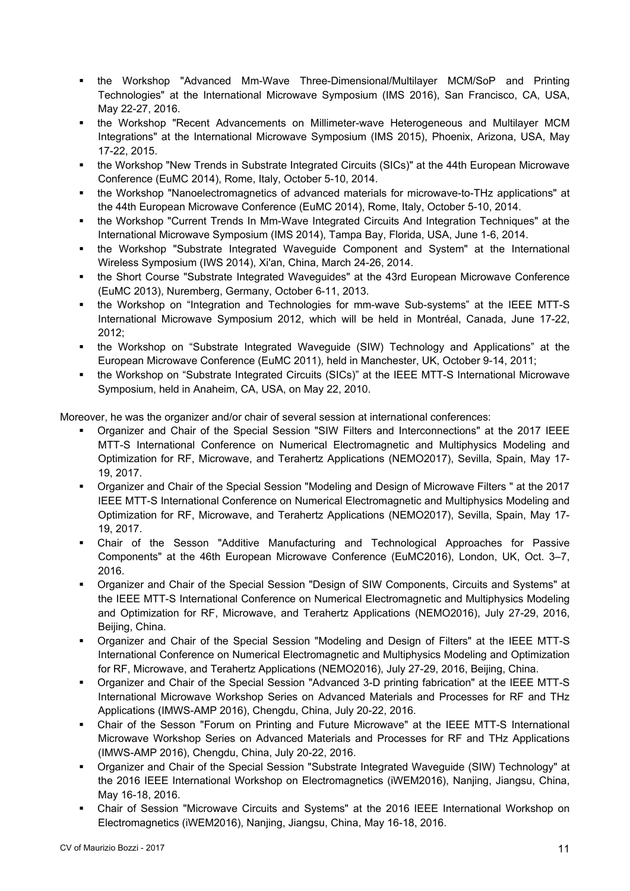- the Workshop "Advanced Mm-Wave Three-Dimensional/Multilayer MCM/SoP and Printing Technologies" at the International Microwave Symposium (IMS 2016), San Francisco, CA, USA, May 22-27, 2016.
- the Workshop "Recent Advancements on Millimeter-wave Heterogeneous and Multilayer MCM Integrations" at the International Microwave Symposium (IMS 2015), Phoenix, Arizona, USA, May 17-22, 2015.
- the Workshop "New Trends in Substrate Integrated Circuits (SICs)" at the 44th European Microwave Conference (EuMC 2014), Rome, Italy, October 5-10, 2014.
- the Workshop "Nanoelectromagnetics of advanced materials for microwave-to-THz applications" at the 44th European Microwave Conference (EuMC 2014), Rome, Italy, October 5-10, 2014.
- the Workshop "Current Trends In Mm-Wave Integrated Circuits And Integration Techniques" at the International Microwave Symposium (IMS 2014), Tampa Bay, Florida, USA, June 1-6, 2014.
- the Workshop "Substrate Integrated Waveguide Component and System" at the International Wireless Symposium (IWS 2014), Xi'an, China, March 24-26, 2014.
- the Short Course "Substrate Integrated Waveguides" at the 43rd European Microwave Conference (EuMC 2013), Nuremberg, Germany, October 6-11, 2013.
- the Workshop on "Integration and Technologies for mm-wave Sub-systems" at the IEEE MTT-S International Microwave Symposium 2012, which will be held in Montréal, Canada, June 17-22, 2012;
- the Workshop on "Substrate Integrated Waveguide (SIW) Technology and Applications" at the European Microwave Conference (EuMC 2011), held in Manchester, UK, October 9-14, 2011;
- the Workshop on "Substrate Integrated Circuits (SICs)" at the IEEE MTT-S International Microwave Symposium, held in Anaheim, CA, USA, on May 22, 2010.

Moreover, he was the organizer and/or chair of several session at international conferences:

- Organizer and Chair of the Special Session "SIW Filters and Interconnections" at the 2017 IEEE MTT-S International Conference on Numerical Electromagnetic and Multiphysics Modeling and Optimization for RF, Microwave, and Terahertz Applications (NEMO2017), Sevilla, Spain, May 17-19, 2017.
- Organizer and Chair of the Special Session "Modeling and Design of Microwave Filters " at the 2017 IEEE MTT-S International Conference on Numerical Electromagnetic and Multiphysics Modeling and Optimization for RF, Microwave, and Terahertz Applications (NEMO2017), Sevilla, Spain, May 17-19, 2017.
- Chair of the Sesson "Additive Manufacturing and Technological Approaches for Passive Components" at the 46th European Microwave Conference (EuMC2016), London, UK, Oct. 3–7, 2016.
- Organizer and Chair of the Special Session "Design of SIW Components, Circuits and Systems" at the IEEE MTT-S International Conference on Numerical Electromagnetic and Multiphysics Modeling and Optimization for RF, Microwave, and Terahertz Applications (NEMO2016), July 27-29, 2016, Beijing, China.
- Organizer and Chair of the Special Session "Modeling and Design of Filters" at the IEEE MTT-S International Conference on Numerical Electromagnetic and Multiphysics Modeling and Optimization for RF, Microwave, and Terahertz Applications (NEMO2016), July 27-29, 2016, Beijing, China.
- Organizer and Chair of the Special Session "Advanced 3-D printing fabrication" at the IEEE MTT-S International Microwave Workshop Series on Advanced Materials and Processes for RF and THz Applications (IMWS-AMP 2016), Chengdu, China, July 20-22, 2016.
- Chair of the Sesson "Forum on Printing and Future Microwave" at the IEEE MTT-S International Microwave Workshop Series on Advanced Materials and Processes for RF and THz Applications (IMWS-AMP 2016), Chengdu, China, July 20-22, 2016.
- Organizer and Chair of the Special Session "Substrate Integrated Waveguide (SIW) Technology" at the 2016 IEEE International Workshop on Electromagnetics (iWEM2016), Nanjing, Jiangsu, China, May 16-18, 2016.
- Chair of Session "Microwave Circuits and Systems" at the 2016 IEEE International Workshop on Electromagnetics (iWEM2016), Nanjing, Jiangsu, China, May 16-18, 2016.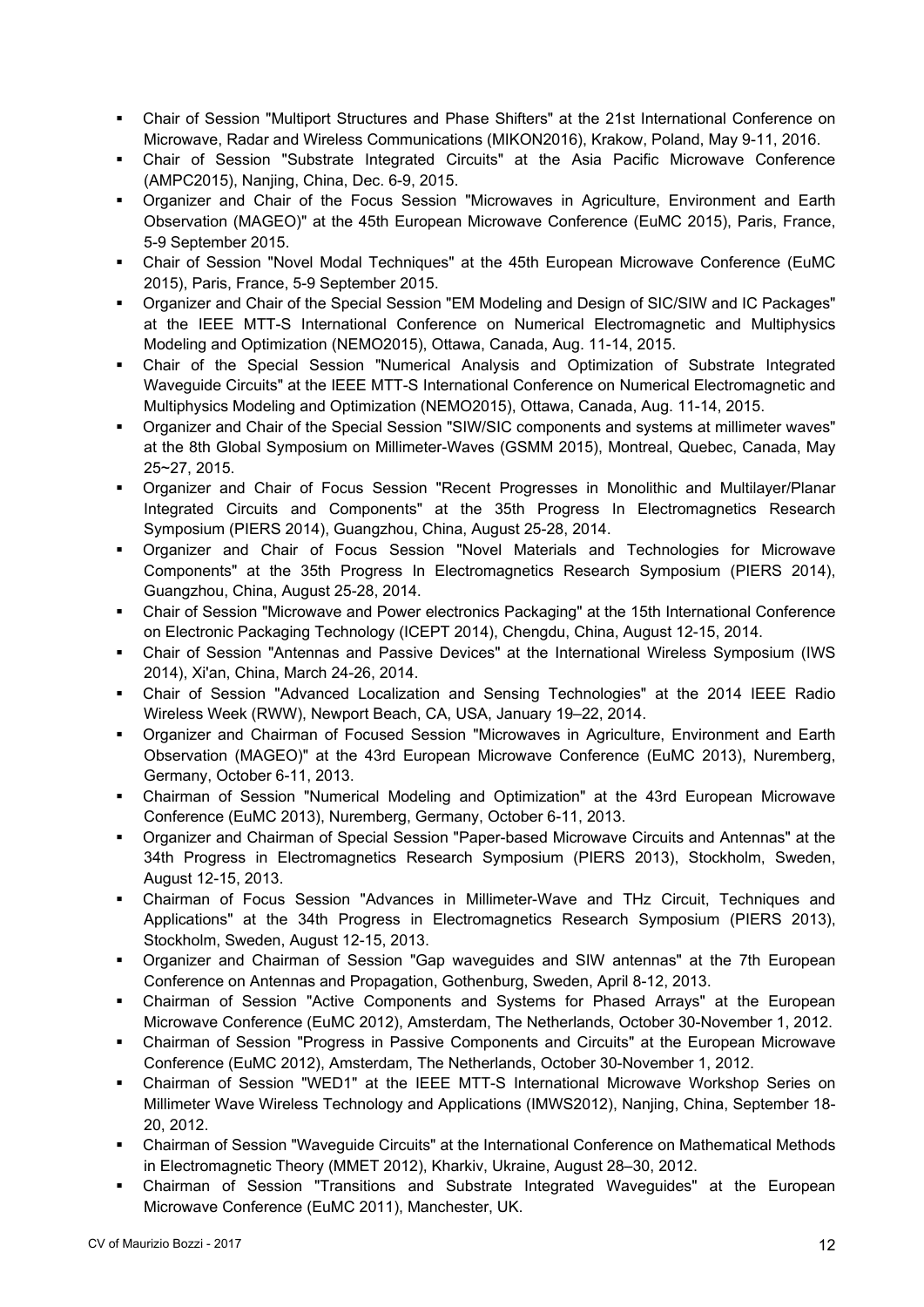- Chair of Session "Multiport Structures and Phase Shifters" at the 21st International Conference on Microwave, Radar and Wireless Communications (MIKON2016), Krakow, Poland, May 9-11, 2016.
- Chair of Session "Substrate Integrated Circuits" at the Asia Pacific Microwave Conference (AMPC2015), Nanjing, China, Dec. 6-9, 2015.
- Organizer and Chair of the Focus Session "Microwaves in Agriculture, Environment and Earth Observation (MAGEO)" at the 45th European Microwave Conference (EuMC 2015), Paris, France, 5-9 September 2015.
- Chair of Session "Novel Modal Techniques" at the 45th European Microwave Conference (EuMC 2015), Paris, France, 5-9 September 2015.
- Organizer and Chair of the Special Session "EM Modeling and Design of SIC/SIW and IC Packages" at the IEEE MTT-S International Conference on Numerical Electromagnetic and Multiphysics Modeling and Optimization (NEMO2015), Ottawa, Canada, Aug. 11-14, 2015.
- Chair of the Special Session "Numerical Analysis and Optimization of Substrate Integrated Waveguide Circuits" at the IEEE MTT-S International Conference on Numerical Electromagnetic and Multiphysics Modeling and Optimization (NEMO2015), Ottawa, Canada, Aug. 11-14, 2015.
- Organizer and Chair of the Special Session "SIW/SIC components and systems at millimeter waves" at the 8th Global Symposium on Millimeter-Waves (GSMM 2015), Montreal, Quebec, Canada, May 25~27, 2015.
- Organizer and Chair of Focus Session "Recent Progresses in Monolithic and Multilayer/Planar Integrated Circuits and Components" at the 35th Progress In Electromagnetics Research Symposium (PIERS 2014), Guangzhou, China, August 25-28, 2014.
- Organizer and Chair of Focus Session "Novel Materials and Technologies for Microwave Components" at the 35th Progress In Electromagnetics Research Symposium (PIERS 2014), Guangzhou, China, August 25-28, 2014.
- Chair of Session "Microwave and Power electronics Packaging" at the 15th International Conference on Electronic Packaging Technology (ICEPT 2014), Chengdu, China, August 12-15, 2014.
- Chair of Session "Antennas and Passive Devices" at the International Wireless Symposium (IWS 2014), Xi'an, China, March 24-26, 2014.
- Chair of Session "Advanced Localization and Sensing Technologies" at the 2014 IEEE Radio Wireless Week (RWW), Newport Beach, CA, USA, January 19–22, 2014.
- Organizer and Chairman of Focused Session "Microwaves in Agriculture, Environment and Earth Observation (MAGEO)" at the 43rd European Microwave Conference (EuMC 2013), Nuremberg, Germany, October 6-11, 2013.
- Chairman of Session "Numerical Modeling and Optimization" at the 43rd European Microwave Conference (EuMC 2013), Nuremberg, Germany, October 6-11, 2013.
- Organizer and Chairman of Special Session "Paper-based Microwave Circuits and Antennas" at the 34th Progress in Electromagnetics Research Symposium (PIERS 2013), Stockholm, Sweden, August 12-15, 2013.
- Chairman of Focus Session "Advances in Millimeter-Wave and THz Circuit, Techniques and Applications" at the 34th Progress in Electromagnetics Research Symposium (PIERS 2013), Stockholm, Sweden, August 12-15, 2013.
- Organizer and Chairman of Session "Gap waveguides and SIW antennas" at the 7th European Conference on Antennas and Propagation, Gothenburg, Sweden, April 8-12, 2013.
- Chairman of Session "Active Components and Systems for Phased Arrays" at the European Microwave Conference (EuMC 2012), Amsterdam, The Netherlands, October 30-November 1, 2012.
- Chairman of Session "Progress in Passive Components and Circuits" at the European Microwave Conference (EuMC 2012), Amsterdam, The Netherlands, October 30-November 1, 2012.
- Chairman of Session "WED1" at the IEEE MTT-S International Microwave Workshop Series on Millimeter Wave Wireless Technology and Applications (IMWS2012), Nanjing, China, September 18-20, 2012.
- Chairman of Session "Waveguide Circuits" at the International Conference on Mathematical Methods in Electromagnetic Theory (MMET 2012), Kharkiv, Ukraine, August 28–30, 2012.
- Chairman of Session "Transitions and Substrate Integrated Waveguides" at the European Microwave Conference (EuMC 2011), Manchester, UK.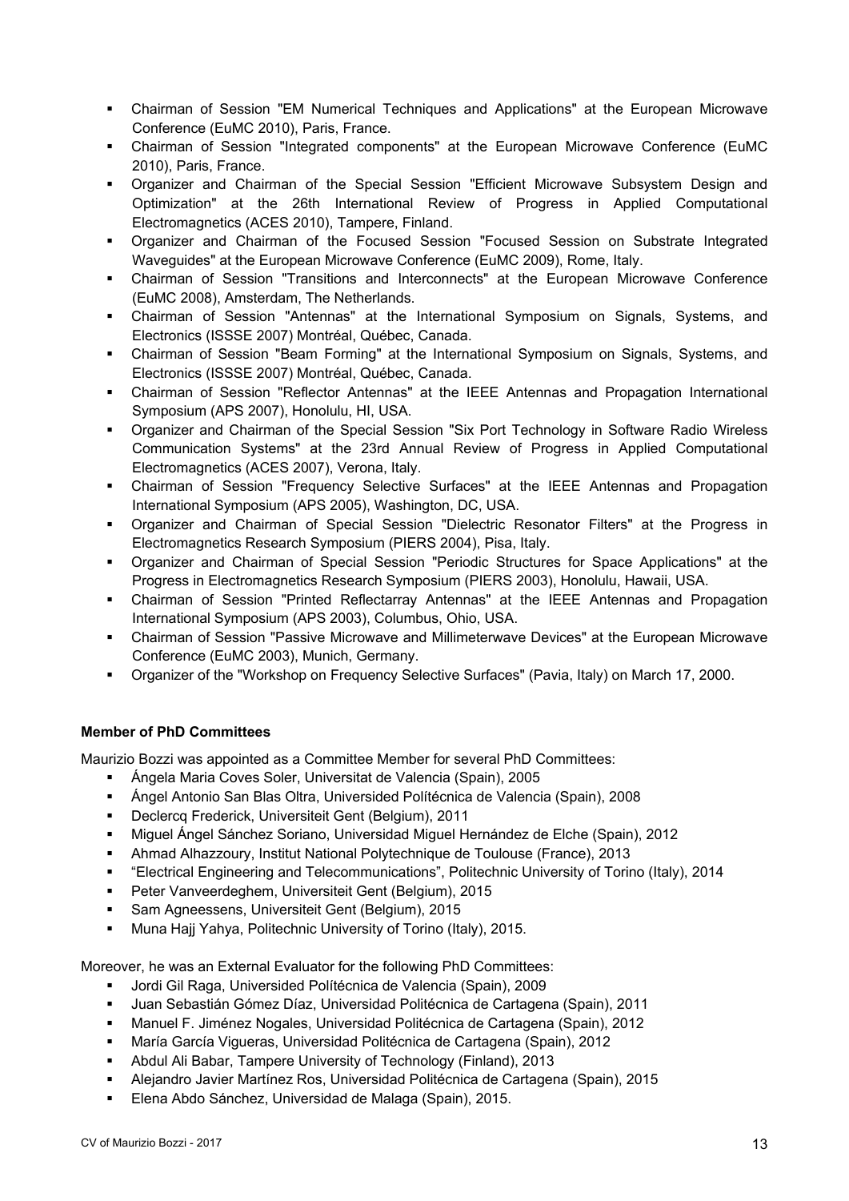- Chairman of Session "EM Numerical Techniques and Applications" at the European Microwave Conference (EuMC 2010), Paris, France.
- Chairman of Session "Integrated components" at the European Microwave Conference (EuMC 2010), Paris, France.
- Organizer and Chairman of the Special Session "Efficient Microwave Subsystem Design and Optimization" at the 26th International Review of Progress in Applied Computational Electromagnetics (ACES 2010), Tampere, Finland.
- Organizer and Chairman of the Focused Session "Focused Session on Substrate Integrated Waveguides" at the European Microwave Conference (EuMC 2009), Rome, Italy.
- Chairman of Session "Transitions and Interconnects" at the European Microwave Conference (EuMC 2008), Amsterdam, The Netherlands.
- Chairman of Session "Antennas" at the International Symposium on Signals, Systems, and Electronics (ISSSE 2007) Montréal, Québec, Canada.
- Chairman of Session "Beam Forming" at the International Symposium on Signals, Systems, and Electronics (ISSSE 2007) Montréal, Québec, Canada.
- Chairman of Session "Reflector Antennas" at the IEEE Antennas and Propagation International Symposium (APS 2007), Honolulu, HI, USA.
- Organizer and Chairman of the Special Session "Six Port Technology in Software Radio Wireless Communication Systems" at the 23rd Annual Review of Progress in Applied Computational Electromagnetics (ACES 2007), Verona, Italy.
- Chairman of Session "Frequency Selective Surfaces" at the IEEE Antennas and Propagation International Symposium (APS 2005), Washington, DC, USA.
- Organizer and Chairman of Special Session "Dielectric Resonator Filters" at the Progress in Electromagnetics Research Symposium (PIERS 2004), Pisa, Italy.
- Organizer and Chairman of Special Session "Periodic Structures for Space Applications" at the Progress in Electromagnetics Research Symposium (PIERS 2003), Honolulu, Hawaii, USA.
- Chairman of Session "Printed Reflectarray Antennas" at the IEEE Antennas and Propagation International Symposium (APS 2003), Columbus, Ohio, USA.
- Chairman of Session "Passive Microwave and Millimeterwave Devices" at the European Microwave Conference (EuMC 2003), Munich, Germany.
- Organizer of the "Workshop on Frequency Selective Surfaces" (Pavia, Italy) on March 17, 2000.

**Member of PhD Committees**

Maurizio Bozzi was appointed as a Committee Member for several PhD Committees:

- Ángela Maria Coves Soler, Universitat de Valencia (Spain), 2005
- Ángel Antonio San Blas Oltra, Universided Polítécnica de Valencia (Spain), 2008
- Declercq Frederick, Universiteit Gent (Belgium), 2011
- Miguel Ángel Sánchez Soriano, Universidad Miguel Hernández de Elche (Spain), 2012
- Ahmad Alhazzoury, Institut National Polytechnique de Toulouse (France), 2013
- "Electrical Engineering and Telecommunications", Politechnic University of Torino (Italy), 2014
- Peter Vanveerdeghem, Universiteit Gent (Belgium), 2015
- Sam Agneessens, Universiteit Gent (Belgium), 2015
- Muna Hajj Yahya, Politechnic University of Torino (Italy), 2015.

Moreover, he was an External Evaluator for the following PhD Committees:

- Jordi Gil Raga, Universided Polítécnica de Valencia (Spain), 2009
- Juan Sebastián Gómez Díaz, Universidad Politécnica de Cartagena (Spain), 2011
- Manuel F. Jiménez Nogales, Universidad Politécnica de Cartagena (Spain), 2012
- María García Vigueras, Universidad Politécnica de Cartagena (Spain), 2012
- Abdul Ali Babar, Tampere University of Technology (Finland), 2013
- Alejandro Javier Martínez Ros, Universidad Politécnica de Cartagena (Spain), 2015
- Elena Abdo Sánchez, Universidad de Malaga (Spain), 2015.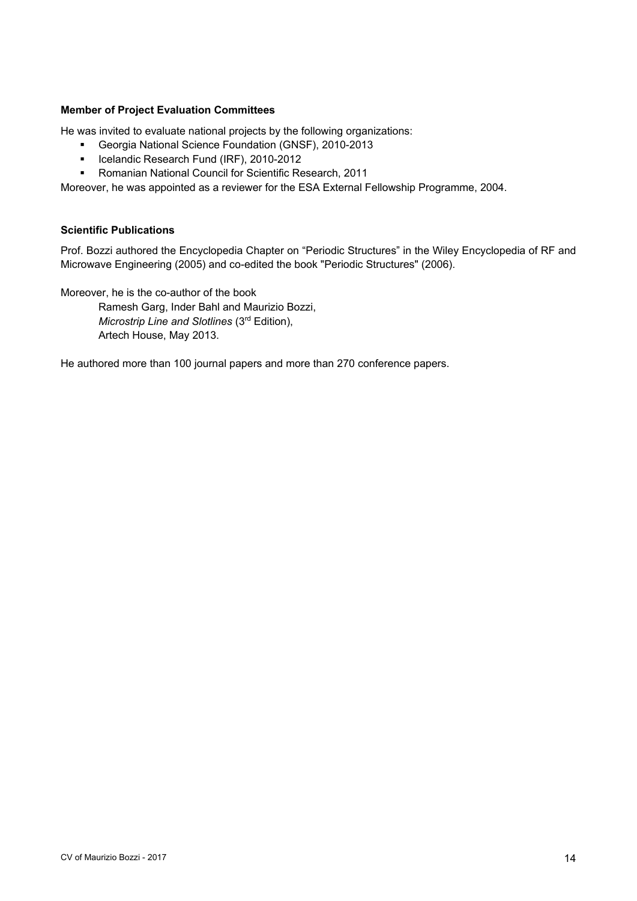**Member of Project Evaluation Committees**

He was invited to evaluate national projects by the following organizations:

- Georgia National Science Foundation (GNSF), 2010-2013
- Icelandic Research Fund (IRF), 2010-2012
- Romanian National Council for Scientific Research, 2011

Moreover, he was appointed as a reviewer for the ESA External Fellowship Programme, 2004.

**Scientific Publications**

Prof. Bozzi authored the Encyclopedia Chapter on "Periodic Structures" in the Wiley Encyclopedia of RF and Microwave Engineering (2005) and co-edited the book "Periodic Structures" (2006).

Moreover, he is the co-author of the book

> Ramesh Garg, Inder Bahl and Maurizio Bozzi,
> *Microstrip Line and Slotlines* (3rd Edition),
> Artech House, May 2013.

He authored more than 100 journal papers and more than 270 conference papers.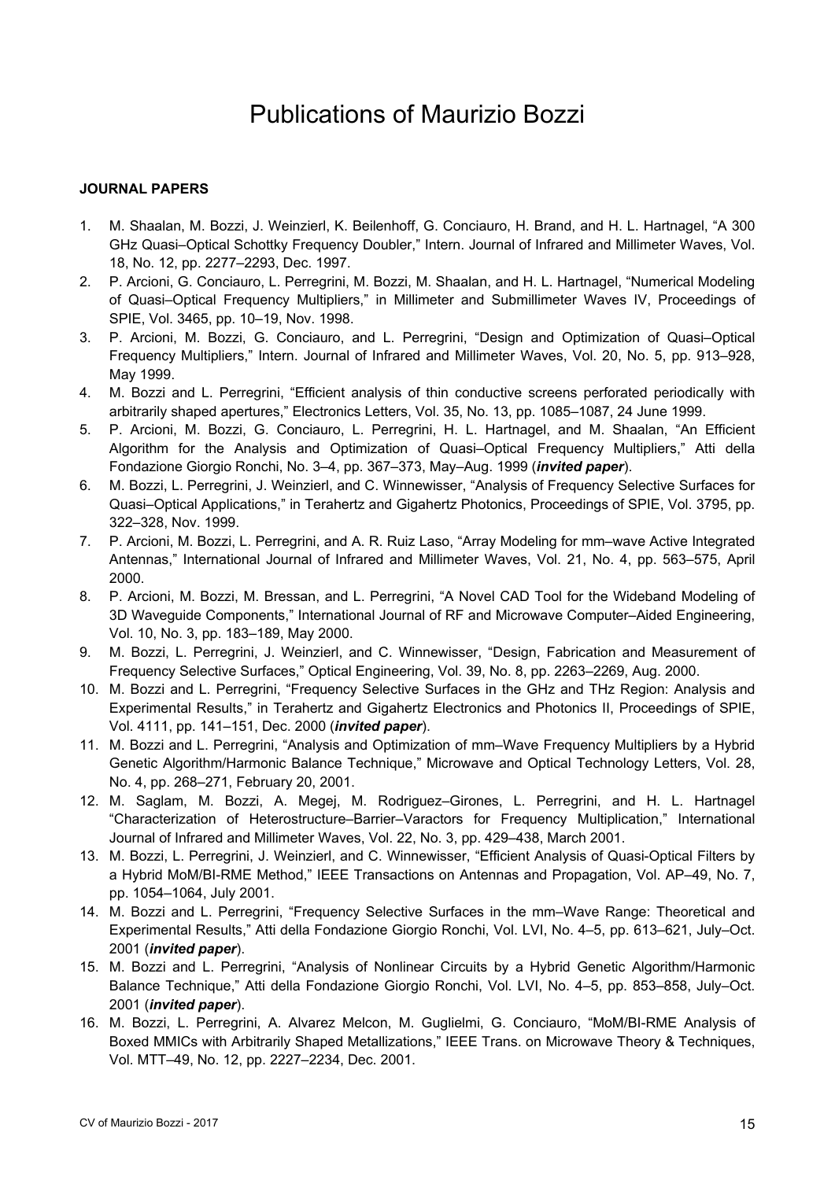# Publications of Maurizio Bozzi

**JOURNAL PAPERS**

1. M. Shaalan, M. Bozzi, J. Weinzierl, K. Beilenhoff, G. Conciauro, H. Brand, and H. L. Hartnagel, "A 300 GHz Quasi–Optical Schottky Frequency Doubler," Intern. Journal of Infrared and Millimeter Waves, Vol. 18, No. 12, pp. 2277–2293, Dec. 1997.
2. P. Arcioni, G. Conciauro, L. Perregrini, M. Bozzi, M. Shaalan, and H. L. Hartnagel, "Numerical Modeling of Quasi–Optical Frequency Multipliers," in Millimeter and Submillimeter Waves IV, Proceedings of SPIE, Vol. 3465, pp. 10–19, Nov. 1998.
3. P. Arcioni, M. Bozzi, G. Conciauro, and L. Perregrini, "Design and Optimization of Quasi–Optical Frequency Multipliers," Intern. Journal of Infrared and Millimeter Waves, Vol. 20, No. 5, pp. 913–928, May 1999.
4. M. Bozzi and L. Perregrini, "Efficient analysis of thin conductive screens perforated periodically with arbitrarily shaped apertures," Electronics Letters, Vol. 35, No. 13, pp. 1085–1087, 24 June 1999.
5. P. Arcioni, M. Bozzi, G. Conciauro, L. Perregrini, H. L. Hartnagel, and M. Shaalan, "An Efficient Algorithm for the Analysis and Optimization of Quasi–Optical Frequency Multipliers," Atti della Fondazione Giorgio Ronchi, No. 3–4, pp. 367–373, May–Aug. 1999 (***invited paper***).
6. M. Bozzi, L. Perregrini, J. Weinzierl, and C. Winnewisser, "Analysis of Frequency Selective Surfaces for Quasi–Optical Applications," in Terahertz and Gigahertz Photonics, Proceedings of SPIE, Vol. 3795, pp. 322–328, Nov. 1999.
7. P. Arcioni, M. Bozzi, L. Perregrini, and A. R. Ruiz Laso, "Array Modeling for mm–wave Active Integrated Antennas," International Journal of Infrared and Millimeter Waves, Vol. 21, No. 4, pp. 563–575, April 2000.
8. P. Arcioni, M. Bozzi, M. Bressan, and L. Perregrini, "A Novel CAD Tool for the Wideband Modeling of 3D Waveguide Components," International Journal of RF and Microwave Computer–Aided Engineering, Vol. 10, No. 3, pp. 183–189, May 2000.
9. M. Bozzi, L. Perregrini, J. Weinzierl, and C. Winnewisser, "Design, Fabrication and Measurement of Frequency Selective Surfaces," Optical Engineering, Vol. 39, No. 8, pp. 2263–2269, Aug. 2000.
10. M. Bozzi and L. Perregrini, "Frequency Selective Surfaces in the GHz and THz Region: Analysis and Experimental Results," in Terahertz and Gigahertz Electronics and Photonics II, Proceedings of SPIE, Vol. 4111, pp. 141–151, Dec. 2000 (***invited paper***).
11. M. Bozzi and L. Perregrini, "Analysis and Optimization of mm–Wave Frequency Multipliers by a Hybrid Genetic Algorithm/Harmonic Balance Technique," Microwave and Optical Technology Letters, Vol. 28, No. 4, pp. 268–271, February 20, 2001.
12. M. Saglam, M. Bozzi, A. Megej, M. Rodriguez–Girones, L. Perregrini, and H. L. Hartnagel "Characterization of Heterostructure–Barrier–Varactors for Frequency Multiplication," International Journal of Infrared and Millimeter Waves, Vol. 22, No. 3, pp. 429–438, March 2001.
13. M. Bozzi, L. Perregrini, J. Weinzierl, and C. Winnewisser, "Efficient Analysis of Quasi-Optical Filters by a Hybrid MoM/BI-RME Method," IEEE Transactions on Antennas and Propagation, Vol. AP–49, No. 7, pp. 1054–1064, July 2001.
14. M. Bozzi and L. Perregrini, "Frequency Selective Surfaces in the mm–Wave Range: Theoretical and Experimental Results," Atti della Fondazione Giorgio Ronchi, Vol. LVI, No. 4–5, pp. 613–621, July–Oct. 2001 (***invited paper***).
15. M. Bozzi and L. Perregrini, "Analysis of Nonlinear Circuits by a Hybrid Genetic Algorithm/Harmonic Balance Technique," Atti della Fondazione Giorgio Ronchi, Vol. LVI, No. 4–5, pp. 853–858, July–Oct. 2001 (***invited paper***).
16. M. Bozzi, L. Perregrini, A. Alvarez Melcon, M. Guglielmi, G. Conciauro, "MoM/BI-RME Analysis of Boxed MMICs with Arbitrarily Shaped Metallizations," IEEE Trans. on Microwave Theory & Techniques, Vol. MTT–49, No. 12, pp. 2227–2234, Dec. 2001.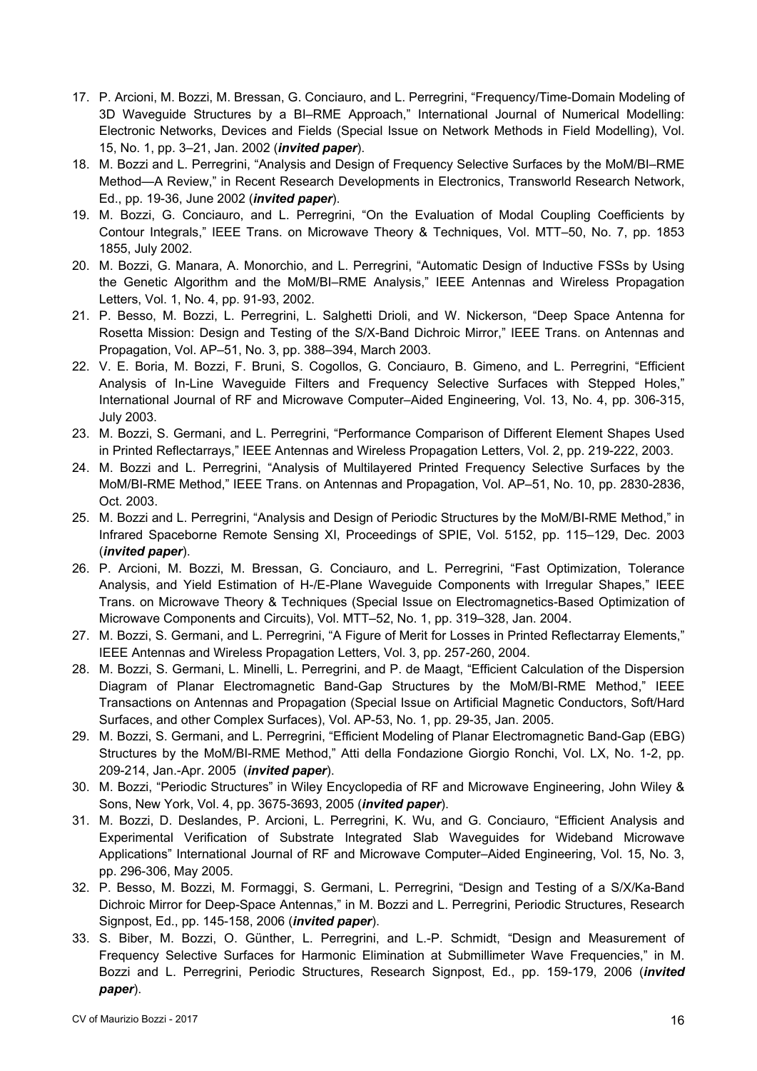17. P. Arcioni, M. Bozzi, M. Bressan, G. Conciauro, and L. Perregrini, "Frequency/Time-Domain Modeling of 3D Waveguide Structures by a BI–RME Approach," International Journal of Numerical Modelling: Electronic Networks, Devices and Fields (Special Issue on Network Methods in Field Modelling), Vol. 15, No. 1, pp. 3–21, Jan. 2002 (***invited paper***).
18. M. Bozzi and L. Perregrini, "Analysis and Design of Frequency Selective Surfaces by the MoM/BI–RME Method—A Review," in Recent Research Developments in Electronics, Transworld Research Network, Ed., pp. 19-36, June 2002 (***invited paper***).
19. M. Bozzi, G. Conciauro, and L. Perregrini, "On the Evaluation of Modal Coupling Coefficients by Contour Integrals," IEEE Trans. on Microwave Theory & Techniques, Vol. MTT–50, No. 7, pp. 1853 1855, July 2002.
20. M. Bozzi, G. Manara, A. Monorchio, and L. Perregrini, "Automatic Design of Inductive FSSs by Using the Genetic Algorithm and the MoM/BI–RME Analysis," IEEE Antennas and Wireless Propagation Letters, Vol. 1, No. 4, pp. 91-93, 2002.
21. P. Besso, M. Bozzi, L. Perregrini, L. Salghetti Drioli, and W. Nickerson, "Deep Space Antenna for Rosetta Mission: Design and Testing of the S/X-Band Dichroic Mirror," IEEE Trans. on Antennas and Propagation, Vol. AP–51, No. 3, pp. 388–394, March 2003.
22. V. E. Boria, M. Bozzi, F. Bruni, S. Cogollos, G. Conciauro, B. Gimeno, and L. Perregrini, "Efficient Analysis of In-Line Waveguide Filters and Frequency Selective Surfaces with Stepped Holes," International Journal of RF and Microwave Computer–Aided Engineering, Vol. 13, No. 4, pp. 306-315, July 2003.
23. M. Bozzi, S. Germani, and L. Perregrini, "Performance Comparison of Different Element Shapes Used in Printed Reflectarrays," IEEE Antennas and Wireless Propagation Letters, Vol. 2, pp. 219-222, 2003.
24. M. Bozzi and L. Perregrini, "Analysis of Multilayered Printed Frequency Selective Surfaces by the MoM/BI-RME Method," IEEE Trans. on Antennas and Propagation, Vol. AP–51, No. 10, pp. 2830-2836, Oct. 2003.
25. M. Bozzi and L. Perregrini, "Analysis and Design of Periodic Structures by the MoM/BI-RME Method," in Infrared Spaceborne Remote Sensing XI, Proceedings of SPIE, Vol. 5152, pp. 115–129, Dec. 2003 (***invited paper***).
26. P. Arcioni, M. Bozzi, M. Bressan, G. Conciauro, and L. Perregrini, "Fast Optimization, Tolerance Analysis, and Yield Estimation of H-/E-Plane Waveguide Components with Irregular Shapes," IEEE Trans. on Microwave Theory & Techniques (Special Issue on Electromagnetics-Based Optimization of Microwave Components and Circuits), Vol. MTT–52, No. 1, pp. 319–328, Jan. 2004.
27. M. Bozzi, S. Germani, and L. Perregrini, "A Figure of Merit for Losses in Printed Reflectarray Elements," IEEE Antennas and Wireless Propagation Letters, Vol. 3, pp. 257-260, 2004.
28. M. Bozzi, S. Germani, L. Minelli, L. Perregrini, and P. de Maagt, "Efficient Calculation of the Dispersion Diagram of Planar Electromagnetic Band-Gap Structures by the MoM/BI-RME Method," IEEE Transactions on Antennas and Propagation (Special Issue on Artificial Magnetic Conductors, Soft/Hard Surfaces, and other Complex Surfaces), Vol. AP-53, No. 1, pp. 29-35, Jan. 2005.
29. M. Bozzi, S. Germani, and L. Perregrini, "Efficient Modeling of Planar Electromagnetic Band-Gap (EBG) Structures by the MoM/BI-RME Method," Atti della Fondazione Giorgio Ronchi, Vol. LX, No. 1-2, pp. 209-214, Jan.-Apr. 2005 (***invited paper***).
30. M. Bozzi, "Periodic Structures" in Wiley Encyclopedia of RF and Microwave Engineering, John Wiley & Sons, New York, Vol. 4, pp. 3675-3693, 2005 (***invited paper***).
31. M. Bozzi, D. Deslandes, P. Arcioni, L. Perregrini, K. Wu, and G. Conciauro, "Efficient Analysis and Experimental Verification of Substrate Integrated Slab Waveguides for Wideband Microwave Applications" International Journal of RF and Microwave Computer–Aided Engineering, Vol. 15, No. 3, pp. 296-306, May 2005.
32. P. Besso, M. Bozzi, M. Formaggi, S. Germani, L. Perregrini, "Design and Testing of a S/X/Ka-Band Dichroic Mirror for Deep-Space Antennas," in M. Bozzi and L. Perregrini, Periodic Structures, Research Signpost, Ed., pp. 145-158, 2006 (***invited paper***).
33. S. Biber, M. Bozzi, O. Günther, L. Perregrini, and L.-P. Schmidt, "Design and Measurement of Frequency Selective Surfaces for Harmonic Elimination at Submillimeter Wave Frequencies," in M. Bozzi and L. Perregrini, Periodic Structures, Research Signpost, Ed., pp. 159-179, 2006 (***invited paper***).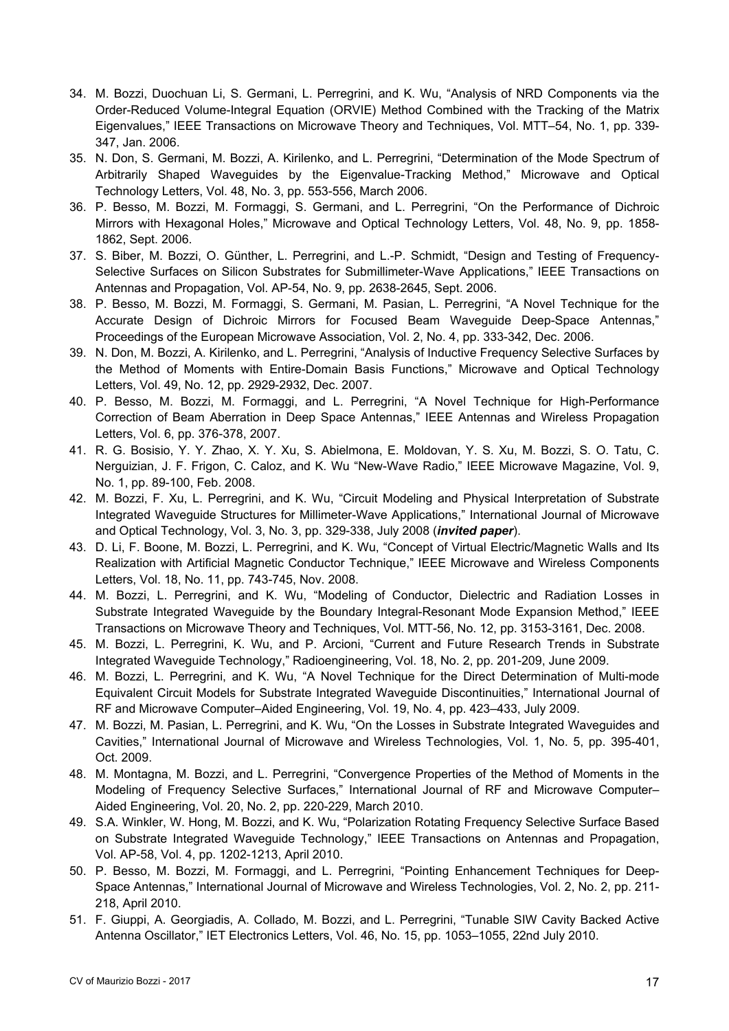34. M. Bozzi, Duochuan Li, S. Germani, L. Perregrini, and K. Wu, “Analysis of NRD Components via the Order-Reduced Volume-Integral Equation (ORVIE) Method Combined with the Tracking of the Matrix Eigenvalues,” IEEE Transactions on Microwave Theory and Techniques, Vol. MTT–54, No. 1, pp. 339-347, Jan. 2006.
35. N. Don, S. Germani, M. Bozzi, A. Kirilenko, and L. Perregrini, “Determination of the Mode Spectrum of Arbitrarily Shaped Waveguides by the Eigenvalue-Tracking Method,” Microwave and Optical Technology Letters, Vol. 48, No. 3, pp. 553-556, March 2006.
36. P. Besso, M. Bozzi, M. Formaggi, S. Germani, and L. Perregrini, “On the Performance of Dichroic Mirrors with Hexagonal Holes,” Microwave and Optical Technology Letters, Vol. 48, No. 9, pp. 1858-1862, Sept. 2006.
37. S. Biber, M. Bozzi, O. Günther, L. Perregrini, and L.-P. Schmidt, “Design and Testing of Frequency-Selective Surfaces on Silicon Substrates for Submillimeter-Wave Applications,” IEEE Transactions on Antennas and Propagation, Vol. AP-54, No. 9, pp. 2638-2645, Sept. 2006.
38. P. Besso, M. Bozzi, M. Formaggi, S. Germani, M. Pasian, L. Perregrini, “A Novel Technique for the Accurate Design of Dichroic Mirrors for Focused Beam Waveguide Deep-Space Antennas,” Proceedings of the European Microwave Association, Vol. 2, No. 4, pp. 333-342, Dec. 2006.
39. N. Don, M. Bozzi, A. Kirilenko, and L. Perregrini, “Analysis of Inductive Frequency Selective Surfaces by the Method of Moments with Entire-Domain Basis Functions,” Microwave and Optical Technology Letters, Vol. 49, No. 12, pp. 2929-2932, Dec. 2007.
40. P. Besso, M. Bozzi, M. Formaggi, and L. Perregrini, “A Novel Technique for High-Performance Correction of Beam Aberration in Deep Space Antennas,” IEEE Antennas and Wireless Propagation Letters, Vol. 6, pp. 376-378, 2007.
41. R. G. Bosisio, Y. Y. Zhao, X. Y. Xu, S. Abielmona, E. Moldovan, Y. S. Xu, M. Bozzi, S. O. Tatu, C. Nerguizian, J. F. Frigon, C. Caloz, and K. Wu “New-Wave Radio,” IEEE Microwave Magazine, Vol. 9, No. 1, pp. 89-100, Feb. 2008.
42. M. Bozzi, F. Xu, L. Perregrini, and K. Wu, “Circuit Modeling and Physical Interpretation of Substrate Integrated Waveguide Structures for Millimeter-Wave Applications,” International Journal of Microwave and Optical Technology, Vol. 3, No. 3, pp. 329-338, July 2008 (***invited paper***).
43. D. Li, F. Boone, M. Bozzi, L. Perregrini, and K. Wu, “Concept of Virtual Electric/Magnetic Walls and Its Realization with Artificial Magnetic Conductor Technique,” IEEE Microwave and Wireless Components Letters, Vol. 18, No. 11, pp. 743-745, Nov. 2008.
44. M. Bozzi, L. Perregrini, and K. Wu, “Modeling of Conductor, Dielectric and Radiation Losses in Substrate Integrated Waveguide by the Boundary Integral-Resonant Mode Expansion Method,” IEEE Transactions on Microwave Theory and Techniques, Vol. MTT-56, No. 12, pp. 3153-3161, Dec. 2008.
45. M. Bozzi, L. Perregrini, K. Wu, and P. Arcioni, “Current and Future Research Trends in Substrate Integrated Waveguide Technology,” Radioengineering, Vol. 18, No. 2, pp. 201-209, June 2009.
46. M. Bozzi, L. Perregrini, and K. Wu, “A Novel Technique for the Direct Determination of Multi-mode Equivalent Circuit Models for Substrate Integrated Waveguide Discontinuities,” International Journal of RF and Microwave Computer–Aided Engineering, Vol. 19, No. 4, pp. 423–433, July 2009.
47. M. Bozzi, M. Pasian, L. Perregrini, and K. Wu, “On the Losses in Substrate Integrated Waveguides and Cavities,” International Journal of Microwave and Wireless Technologies, Vol. 1, No. 5, pp. 395-401, Oct. 2009.
48. M. Montagna, M. Bozzi, and L. Perregrini, “Convergence Properties of the Method of Moments in the Modeling of Frequency Selective Surfaces,” International Journal of RF and Microwave Computer–Aided Engineering, Vol. 20, No. 2, pp. 220-229, March 2010.
49. S.A. Winkler, W. Hong, M. Bozzi, and K. Wu, “Polarization Rotating Frequency Selective Surface Based on Substrate Integrated Waveguide Technology,” IEEE Transactions on Antennas and Propagation, Vol. AP-58, Vol. 4, pp. 1202-1213, April 2010.
50. P. Besso, M. Bozzi, M. Formaggi, and L. Perregrini, “Pointing Enhancement Techniques for Deep-Space Antennas,” International Journal of Microwave and Wireless Technologies, Vol. 2, No. 2, pp. 211-218, April 2010.
51. F. Giuppi, A. Georgiadis, A. Collado, M. Bozzi, and L. Perregrini, “Tunable SIW Cavity Backed Active Antenna Oscillator,” IET Electronics Letters, Vol. 46, No. 15, pp. 1053–1055, 22nd July 2010.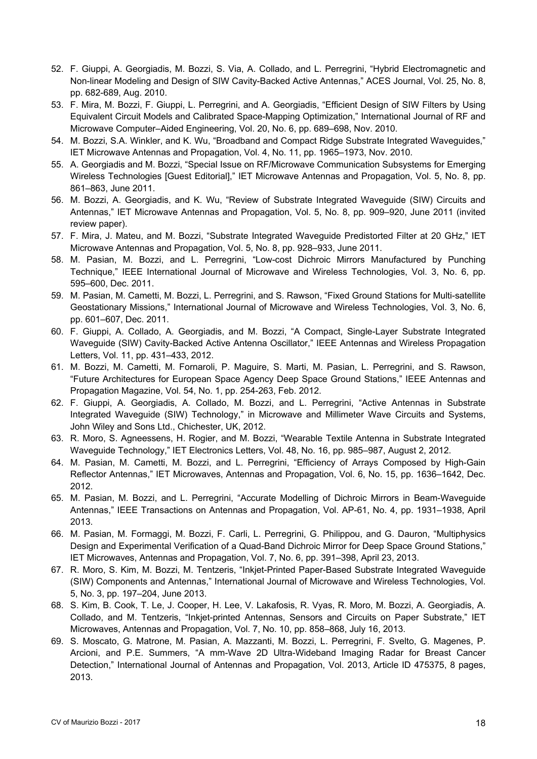52. F. Giuppi, A. Georgiadis, M. Bozzi, S. Via, A. Collado, and L. Perregrini, "Hybrid Electromagnetic and Non-linear Modeling and Design of SIW Cavity-Backed Active Antennas," ACES Journal, Vol. 25, No. 8, pp. 682-689, Aug. 2010.
53. F. Mira, M. Bozzi, F. Giuppi, L. Perregrini, and A. Georgiadis, "Efficient Design of SIW Filters by Using Equivalent Circuit Models and Calibrated Space-Mapping Optimization," International Journal of RF and Microwave Computer–Aided Engineering, Vol. 20, No. 6, pp. 689–698, Nov. 2010.
54. M. Bozzi, S.A. Winkler, and K. Wu, "Broadband and Compact Ridge Substrate Integrated Waveguides," IET Microwave Antennas and Propagation, Vol. 4, No. 11, pp. 1965–1973, Nov. 2010.
55. A. Georgiadis and M. Bozzi, "Special Issue on RF/Microwave Communication Subsystems for Emerging Wireless Technologies [Guest Editorial]," IET Microwave Antennas and Propagation, Vol. 5, No. 8, pp. 861–863, June 2011.
56. M. Bozzi, A. Georgiadis, and K. Wu, "Review of Substrate Integrated Waveguide (SIW) Circuits and Antennas," IET Microwave Antennas and Propagation, Vol. 5, No. 8, pp. 909–920, June 2011 (invited review paper).
57. F. Mira, J. Mateu, and M. Bozzi, "Substrate Integrated Waveguide Predistorted Filter at 20 GHz," IET Microwave Antennas and Propagation, Vol. 5, No. 8, pp. 928–933, June 2011.
58. M. Pasian, M. Bozzi, and L. Perregrini, "Low-cost Dichroic Mirrors Manufactured by Punching Technique," IEEE International Journal of Microwave and Wireless Technologies, Vol. 3, No. 6, pp. 595–600, Dec. 2011.
59. M. Pasian, M. Cametti, M. Bozzi, L. Perregrini, and S. Rawson, "Fixed Ground Stations for Multi-satellite Geostationary Missions," International Journal of Microwave and Wireless Technologies, Vol. 3, No. 6, pp. 601–607, Dec. 2011.
60. F. Giuppi, A. Collado, A. Georgiadis, and M. Bozzi, "A Compact, Single-Layer Substrate Integrated Waveguide (SIW) Cavity-Backed Active Antenna Oscillator," IEEE Antennas and Wireless Propagation Letters, Vol. 11, pp. 431–433, 2012.
61. M. Bozzi, M. Cametti, M. Fornaroli, P. Maguire, S. Marti, M. Pasian, L. Perregrini, and S. Rawson, "Future Architectures for European Space Agency Deep Space Ground Stations," IEEE Antennas and Propagation Magazine, Vol. 54, No. 1, pp. 254-263, Feb. 2012.
62. F. Giuppi, A. Georgiadis, A. Collado, M. Bozzi, and L. Perregrini, "Active Antennas in Substrate Integrated Waveguide (SIW) Technology," in Microwave and Millimeter Wave Circuits and Systems, John Wiley and Sons Ltd., Chichester, UK, 2012.
63. R. Moro, S. Agneessens, H. Rogier, and M. Bozzi, "Wearable Textile Antenna in Substrate Integrated Waveguide Technology," IET Electronics Letters, Vol. 48, No. 16, pp. 985–987, August 2, 2012.
64. M. Pasian, M. Cametti, M. Bozzi, and L. Perregrini, "Efficiency of Arrays Composed by High-Gain Reflector Antennas," IET Microwaves, Antennas and Propagation, Vol. 6, No. 15, pp. 1636–1642, Dec. 2012.
65. M. Pasian, M. Bozzi, and L. Perregrini, "Accurate Modelling of Dichroic Mirrors in Beam-Waveguide Antennas," IEEE Transactions on Antennas and Propagation, Vol. AP-61, No. 4, pp. 1931–1938, April 2013.
66. M. Pasian, M. Formaggi, M. Bozzi, F. Carli, L. Perregrini, G. Philippou, and G. Dauron, "Multiphysics Design and Experimental Verification of a Quad-Band Dichroic Mirror for Deep Space Ground Stations," IET Microwaves, Antennas and Propagation, Vol. 7, No. 6, pp. 391–398, April 23, 2013.
67. R. Moro, S. Kim, M. Bozzi, M. Tentzeris, "Inkjet-Printed Paper-Based Substrate Integrated Waveguide (SIW) Components and Antennas," International Journal of Microwave and Wireless Technologies, Vol. 5, No. 3, pp. 197–204, June 2013.
68. S. Kim, B. Cook, T. Le, J. Cooper, H. Lee, V. Lakafosis, R. Vyas, R. Moro, M. Bozzi, A. Georgiadis, A. Collado, and M. Tentzeris, "Inkjet-printed Antennas, Sensors and Circuits on Paper Substrate," IET Microwaves, Antennas and Propagation, Vol. 7, No. 10, pp. 858–868, July 16, 2013.
69. S. Moscato, G. Matrone, M. Pasian, A. Mazzanti, M. Bozzi, L. Perregrini, F. Svelto, G. Magenes, P. Arcioni, and P.E. Summers, "A mm-Wave 2D Ultra-Wideband Imaging Radar for Breast Cancer Detection," International Journal of Antennas and Propagation, Vol. 2013, Article ID 475375, 8 pages, 2013.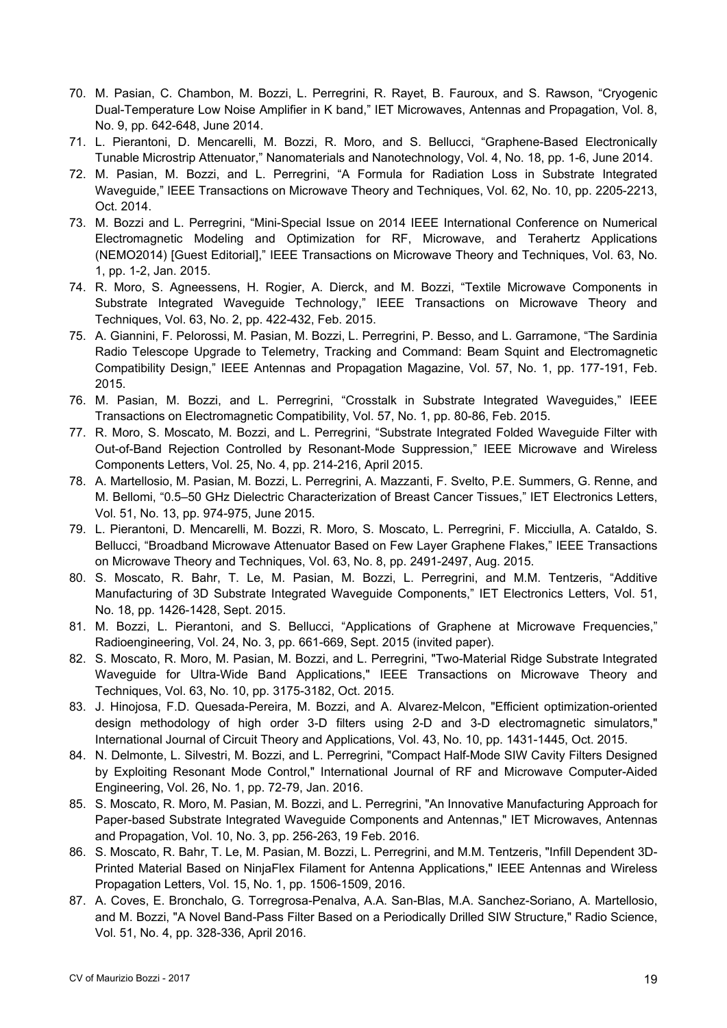70. M. Pasian, C. Chambon, M. Bozzi, L. Perregrini, R. Rayet, B. Fauroux, and S. Rawson, “Cryogenic Dual-Temperature Low Noise Amplifier in K band,” IET Microwaves, Antennas and Propagation, Vol. 8, No. 9, pp. 642-648, June 2014.
71. L. Pierantoni, D. Mencarelli, M. Bozzi, R. Moro, and S. Bellucci, “Graphene-Based Electronically Tunable Microstrip Attenuator,” Nanomaterials and Nanotechnology, Vol. 4, No. 18, pp. 1-6, June 2014.
72. M. Pasian, M. Bozzi, and L. Perregrini, “A Formula for Radiation Loss in Substrate Integrated Waveguide,” IEEE Transactions on Microwave Theory and Techniques, Vol. 62, No. 10, pp. 2205-2213, Oct. 2014.
73. M. Bozzi and L. Perregrini, “Mini-Special Issue on 2014 IEEE International Conference on Numerical Electromagnetic Modeling and Optimization for RF, Microwave, and Terahertz Applications (NEMO2014) [Guest Editorial],” IEEE Transactions on Microwave Theory and Techniques, Vol. 63, No. 1, pp. 1-2, Jan. 2015.
74. R. Moro, S. Agneessens, H. Rogier, A. Dierck, and M. Bozzi, “Textile Microwave Components in Substrate Integrated Waveguide Technology,” IEEE Transactions on Microwave Theory and Techniques, Vol. 63, No. 2, pp. 422-432, Feb. 2015.
75. A. Giannini, F. Pelorossi, M. Pasian, M. Bozzi, L. Perregrini, P. Besso, and L. Garramone, “The Sardinia Radio Telescope Upgrade to Telemetry, Tracking and Command: Beam Squint and Electromagnetic Compatibility Design,” IEEE Antennas and Propagation Magazine, Vol. 57, No. 1, pp. 177-191, Feb. 2015.
76. M. Pasian, M. Bozzi, and L. Perregrini, “Crosstalk in Substrate Integrated Waveguides,” IEEE Transactions on Electromagnetic Compatibility, Vol. 57, No. 1, pp. 80-86, Feb. 2015.
77. R. Moro, S. Moscato, M. Bozzi, and L. Perregrini, “Substrate Integrated Folded Waveguide Filter with Out-of-Band Rejection Controlled by Resonant-Mode Suppression,” IEEE Microwave and Wireless Components Letters, Vol. 25, No. 4, pp. 214-216, April 2015.
78. A. Martellosio, M. Pasian, M. Bozzi, L. Perregrini, A. Mazzanti, F. Svelto, P.E. Summers, G. Renne, and M. Bellomi, “0.5–50 GHz Dielectric Characterization of Breast Cancer Tissues,” IET Electronics Letters, Vol. 51, No. 13, pp. 974-975, June 2015.
79. L. Pierantoni, D. Mencarelli, M. Bozzi, R. Moro, S. Moscato, L. Perregrini, F. Micciulla, A. Cataldo, S. Bellucci, “Broadband Microwave Attenuator Based on Few Layer Graphene Flakes,” IEEE Transactions on Microwave Theory and Techniques, Vol. 63, No. 8, pp. 2491-2497, Aug. 2015.
80. S. Moscato, R. Bahr, T. Le, M. Pasian, M. Bozzi, L. Perregrini, and M.M. Tentzeris, “Additive Manufacturing of 3D Substrate Integrated Waveguide Components,” IET Electronics Letters, Vol. 51, No. 18, pp. 1426-1428, Sept. 2015.
81. M. Bozzi, L. Pierantoni, and S. Bellucci, “Applications of Graphene at Microwave Frequencies,” Radioengineering, Vol. 24, No. 3, pp. 661-669, Sept. 2015 (invited paper).
82. S. Moscato, R. Moro, M. Pasian, M. Bozzi, and L. Perregrini, "Two-Material Ridge Substrate Integrated Waveguide for Ultra-Wide Band Applications," IEEE Transactions on Microwave Theory and Techniques, Vol. 63, No. 10, pp. 3175-3182, Oct. 2015.
83. J. Hinojosa, F.D. Quesada-Pereira, M. Bozzi, and A. Alvarez-Melcon, "Efficient optimization-oriented design methodology of high order 3-D filters using 2-D and 3-D electromagnetic simulators," International Journal of Circuit Theory and Applications, Vol. 43, No. 10, pp. 1431-1445, Oct. 2015.
84. N. Delmonte, L. Silvestri, M. Bozzi, and L. Perregrini, "Compact Half-Mode SIW Cavity Filters Designed by Exploiting Resonant Mode Control," International Journal of RF and Microwave Computer-Aided Engineering, Vol. 26, No. 1, pp. 72-79, Jan. 2016.
85. S. Moscato, R. Moro, M. Pasian, M. Bozzi, and L. Perregrini, "An Innovative Manufacturing Approach for Paper-based Substrate Integrated Waveguide Components and Antennas," IET Microwaves, Antennas and Propagation, Vol. 10, No. 3, pp. 256-263, 19 Feb. 2016.
86. S. Moscato, R. Bahr, T. Le, M. Pasian, M. Bozzi, L. Perregrini, and M.M. Tentzeris, "Infill Dependent 3D-Printed Material Based on NinjaFlex Filament for Antenna Applications," IEEE Antennas and Wireless Propagation Letters, Vol. 15, No. 1, pp. 1506-1509, 2016.
87. A. Coves, E. Bronchalo, G. Torregrosa-Penalva, A.A. San-Blas, M.A. Sanchez-Soriano, A. Martellosio, and M. Bozzi, "A Novel Band-Pass Filter Based on a Periodically Drilled SIW Structure," Radio Science, Vol. 51, No. 4, pp. 328-336, April 2016.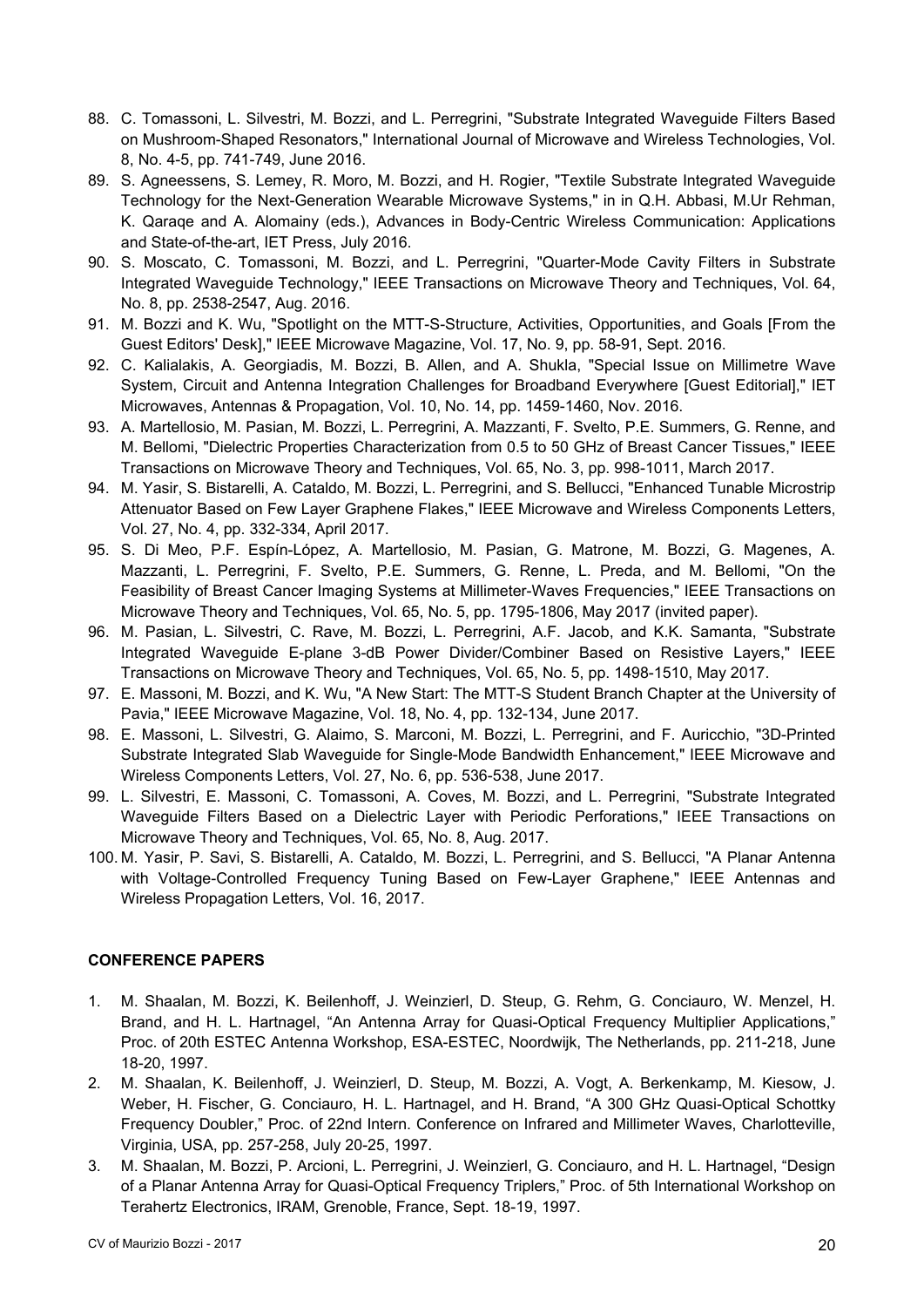88. C. Tomassoni, L. Silvestri, M. Bozzi, and L. Perregrini, "Substrate Integrated Waveguide Filters Based on Mushroom-Shaped Resonators," International Journal of Microwave and Wireless Technologies, Vol. 8, No. 4-5, pp. 741-749, June 2016.
89. S. Agneessens, S. Lemey, R. Moro, M. Bozzi, and H. Rogier, "Textile Substrate Integrated Waveguide Technology for the Next-Generation Wearable Microwave Systems," in in Q.H. Abbasi, M.Ur Rehman, K. Qaraqe and A. Alomainy (eds.), Advances in Body-Centric Wireless Communication: Applications and State-of-the-art, IET Press, July 2016.
90. S. Moscato, C. Tomassoni, M. Bozzi, and L. Perregrini, "Quarter-Mode Cavity Filters in Substrate Integrated Waveguide Technology," IEEE Transactions on Microwave Theory and Techniques, Vol. 64, No. 8, pp. 2538-2547, Aug. 2016.
91. M. Bozzi and K. Wu, "Spotlight on the MTT-S-Structure, Activities, Opportunities, and Goals [From the Guest Editors' Desk]," IEEE Microwave Magazine, Vol. 17, No. 9, pp. 58-91, Sept. 2016.
92. C. Kalialakis, A. Georgiadis, M. Bozzi, B. Allen, and A. Shukla, "Special Issue on Millimetre Wave System, Circuit and Antenna Integration Challenges for Broadband Everywhere [Guest Editorial]," IET Microwaves, Antennas & Propagation, Vol. 10, No. 14, pp. 1459-1460, Nov. 2016.
93. A. Martellosio, M. Pasian, M. Bozzi, L. Perregrini, A. Mazzanti, F. Svelto, P.E. Summers, G. Renne, and M. Bellomi, "Dielectric Properties Characterization from 0.5 to 50 GHz of Breast Cancer Tissues," IEEE Transactions on Microwave Theory and Techniques, Vol. 65, No. 3, pp. 998-1011, March 2017.
94. M. Yasir, S. Bistarelli, A. Cataldo, M. Bozzi, L. Perregrini, and S. Bellucci, "Enhanced Tunable Microstrip Attenuator Based on Few Layer Graphene Flakes," IEEE Microwave and Wireless Components Letters, Vol. 27, No. 4, pp. 332-334, April 2017.
95. S. Di Meo, P.F. Espín-López, A. Martellosio, M. Pasian, G. Matrone, M. Bozzi, G. Magenes, A. Mazzanti, L. Perregrini, F. Svelto, P.E. Summers, G. Renne, L. Preda, and M. Bellomi, "On the Feasibility of Breast Cancer Imaging Systems at Millimeter-Waves Frequencies," IEEE Transactions on Microwave Theory and Techniques, Vol. 65, No. 5, pp. 1795-1806, May 2017 (invited paper).
96. M. Pasian, L. Silvestri, C. Rave, M. Bozzi, L. Perregrini, A.F. Jacob, and K.K. Samanta, "Substrate Integrated Waveguide E-plane 3-dB Power Divider/Combiner Based on Resistive Layers," IEEE Transactions on Microwave Theory and Techniques, Vol. 65, No. 5, pp. 1498-1510, May 2017.
97. E. Massoni, M. Bozzi, and K. Wu, "A New Start: The MTT-S Student Branch Chapter at the University of Pavia," IEEE Microwave Magazine, Vol. 18, No. 4, pp. 132-134, June 2017.
98. E. Massoni, L. Silvestri, G. Alaimo, S. Marconi, M. Bozzi, L. Perregrini, and F. Auricchio, "3D-Printed Substrate Integrated Slab Waveguide for Single-Mode Bandwidth Enhancement," IEEE Microwave and Wireless Components Letters, Vol. 27, No. 6, pp. 536-538, June 2017.
99. L. Silvestri, E. Massoni, C. Tomassoni, A. Coves, M. Bozzi, and L. Perregrini, "Substrate Integrated Waveguide Filters Based on a Dielectric Layer with Periodic Perforations," IEEE Transactions on Microwave Theory and Techniques, Vol. 65, No. 8, Aug. 2017.
100. M. Yasir, P. Savi, S. Bistarelli, A. Cataldo, M. Bozzi, L. Perregrini, and S. Bellucci, "A Planar Antenna with Voltage-Controlled Frequency Tuning Based on Few-Layer Graphene," IEEE Antennas and Wireless Propagation Letters, Vol. 16, 2017.

**CONFERENCE PAPERS**

1. M. Shaalan, M. Bozzi, K. Beilenhoff, J. Weinzierl, D. Steup, G. Rehm, G. Conciauro, W. Menzel, H. Brand, and H. L. Hartnagel, "An Antenna Array for Quasi-Optical Frequency Multiplier Applications," Proc. of 20th ESTEC Antenna Workshop, ESA-ESTEC, Noordwijk, The Netherlands, pp. 211-218, June 18-20, 1997.
2. M. Shaalan, K. Beilenhoff, J. Weinzierl, D. Steup, M. Bozzi, A. Vogt, A. Berkenkamp, M. Kiesow, J. Weber, H. Fischer, G. Conciauro, H. L. Hartnagel, and H. Brand, "A 300 GHz Quasi-Optical Schottky Frequency Doubler," Proc. of 22nd Intern. Conference on Infrared and Millimeter Waves, Charlotteville, Virginia, USA, pp. 257-258, July 20-25, 1997.
3. M. Shaalan, M. Bozzi, P. Arcioni, L. Perregrini, J. Weinzierl, G. Conciauro, and H. L. Hartnagel, "Design of a Planar Antenna Array for Quasi-Optical Frequency Triplers," Proc. of 5th International Workshop on Terahertz Electronics, IRAM, Grenoble, France, Sept. 18-19, 1997.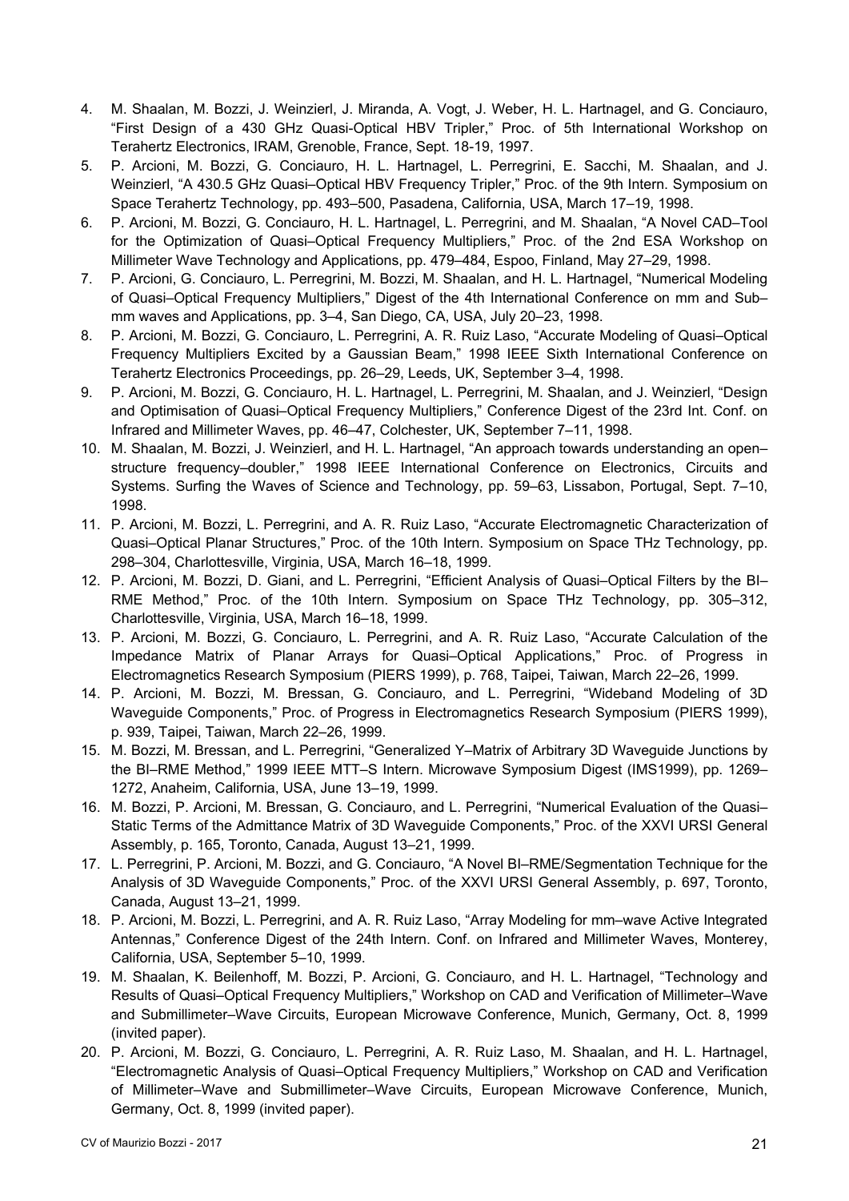4. M. Shaalan, M. Bozzi, J. Weinzierl, J. Miranda, A. Vogt, J. Weber, H. L. Hartnagel, and G. Conciauro, “First Design of a 430 GHz Quasi-Optical HBV Tripler,” Proc. of 5th International Workshop on Terahertz Electronics, IRAM, Grenoble, France, Sept. 18-19, 1997.
5. P. Arcioni, M. Bozzi, G. Conciauro, H. L. Hartnagel, L. Perregrini, E. Sacchi, M. Shaalan, and J. Weinzierl, “A 430.5 GHz Quasi–Optical HBV Frequency Tripler,” Proc. of the 9th Intern. Symposium on Space Terahertz Technology, pp. 493–500, Pasadena, California, USA, March 17–19, 1998.
6. P. Arcioni, M. Bozzi, G. Conciauro, H. L. Hartnagel, L. Perregrini, and M. Shaalan, “A Novel CAD–Tool for the Optimization of Quasi–Optical Frequency Multipliers,” Proc. of the 2nd ESA Workshop on Millimeter Wave Technology and Applications, pp. 479–484, Espoo, Finland, May 27–29, 1998.
7. P. Arcioni, G. Conciauro, L. Perregrini, M. Bozzi, M. Shaalan, and H. L. Hartnagel, “Numerical Modeling of Quasi–Optical Frequency Multipliers,” Digest of the 4th International Conference on mm and Sub–mm waves and Applications, pp. 3–4, San Diego, CA, USA, July 20–23, 1998.
8. P. Arcioni, M. Bozzi, G. Conciauro, L. Perregrini, A. R. Ruiz Laso, “Accurate Modeling of Quasi–Optical Frequency Multipliers Excited by a Gaussian Beam,” 1998 IEEE Sixth International Conference on Terahertz Electronics Proceedings, pp. 26–29, Leeds, UK, September 3–4, 1998.
9. P. Arcioni, M. Bozzi, G. Conciauro, H. L. Hartnagel, L. Perregrini, M. Shaalan, and J. Weinzierl, “Design and Optimisation of Quasi–Optical Frequency Multipliers,” Conference Digest of the 23rd Int. Conf. on Infrared and Millimeter Waves, pp. 46–47, Colchester, UK, September 7–11, 1998.
10. M. Shaalan, M. Bozzi, J. Weinzierl, and H. L. Hartnagel, “An approach towards understanding an open–structure frequency–doubler,” 1998 IEEE International Conference on Electronics, Circuits and Systems. Surfing the Waves of Science and Technology, pp. 59–63, Lissabon, Portugal, Sept. 7–10, 1998.
11. P. Arcioni, M. Bozzi, L. Perregrini, and A. R. Ruiz Laso, “Accurate Electromagnetic Characterization of Quasi–Optical Planar Structures,” Proc. of the 10th Intern. Symposium on Space THz Technology, pp. 298–304, Charlottesville, Virginia, USA, March 16–18, 1999.
12. P. Arcioni, M. Bozzi, D. Giani, and L. Perregrini, “Efficient Analysis of Quasi–Optical Filters by the BI–RME Method,” Proc. of the 10th Intern. Symposium on Space THz Technology, pp. 305–312, Charlottesville, Virginia, USA, March 16–18, 1999.
13. P. Arcioni, M. Bozzi, G. Conciauro, L. Perregrini, and A. R. Ruiz Laso, “Accurate Calculation of the Impedance Matrix of Planar Arrays for Quasi–Optical Applications,” Proc. of Progress in Electromagnetics Research Symposium (PIERS 1999), p. 768, Taipei, Taiwan, March 22–26, 1999.
14. P. Arcioni, M. Bozzi, M. Bressan, G. Conciauro, and L. Perregrini, “Wideband Modeling of 3D Waveguide Components,” Proc. of Progress in Electromagnetics Research Symposium (PIERS 1999), p. 939, Taipei, Taiwan, March 22–26, 1999.
15. M. Bozzi, M. Bressan, and L. Perregrini, “Generalized Y–Matrix of Arbitrary 3D Waveguide Junctions by the BI–RME Method,” 1999 IEEE MTT–S Intern. Microwave Symposium Digest (IMS1999), pp. 1269–1272, Anaheim, California, USA, June 13–19, 1999.
16. M. Bozzi, P. Arcioni, M. Bressan, G. Conciauro, and L. Perregrini, “Numerical Evaluation of the Quasi–Static Terms of the Admittance Matrix of 3D Waveguide Components,” Proc. of the XXVI URSI General Assembly, p. 165, Toronto, Canada, August 13–21, 1999.
17. L. Perregrini, P. Arcioni, M. Bozzi, and G. Conciauro, “A Novel BI–RME/Segmentation Technique for the Analysis of 3D Waveguide Components,” Proc. of the XXVI URSI General Assembly, p. 697, Toronto, Canada, August 13–21, 1999.
18. P. Arcioni, M. Bozzi, L. Perregrini, and A. R. Ruiz Laso, “Array Modeling for mm–wave Active Integrated Antennas,” Conference Digest of the 24th Intern. Conf. on Infrared and Millimeter Waves, Monterey, California, USA, September 5–10, 1999.
19. M. Shaalan, K. Beilenhoff, M. Bozzi, P. Arcioni, G. Conciauro, and H. L. Hartnagel, “Technology and Results of Quasi–Optical Frequency Multipliers,” Workshop on CAD and Verification of Millimeter–Wave and Submillimeter–Wave Circuits, European Microwave Conference, Munich, Germany, Oct. 8, 1999 (invited paper).
20. P. Arcioni, M. Bozzi, G. Conciauro, L. Perregrini, A. R. Ruiz Laso, M. Shaalan, and H. L. Hartnagel, “Electromagnetic Analysis of Quasi–Optical Frequency Multipliers,” Workshop on CAD and Verification of Millimeter–Wave and Submillimeter–Wave Circuits, European Microwave Conference, Munich, Germany, Oct. 8, 1999 (invited paper).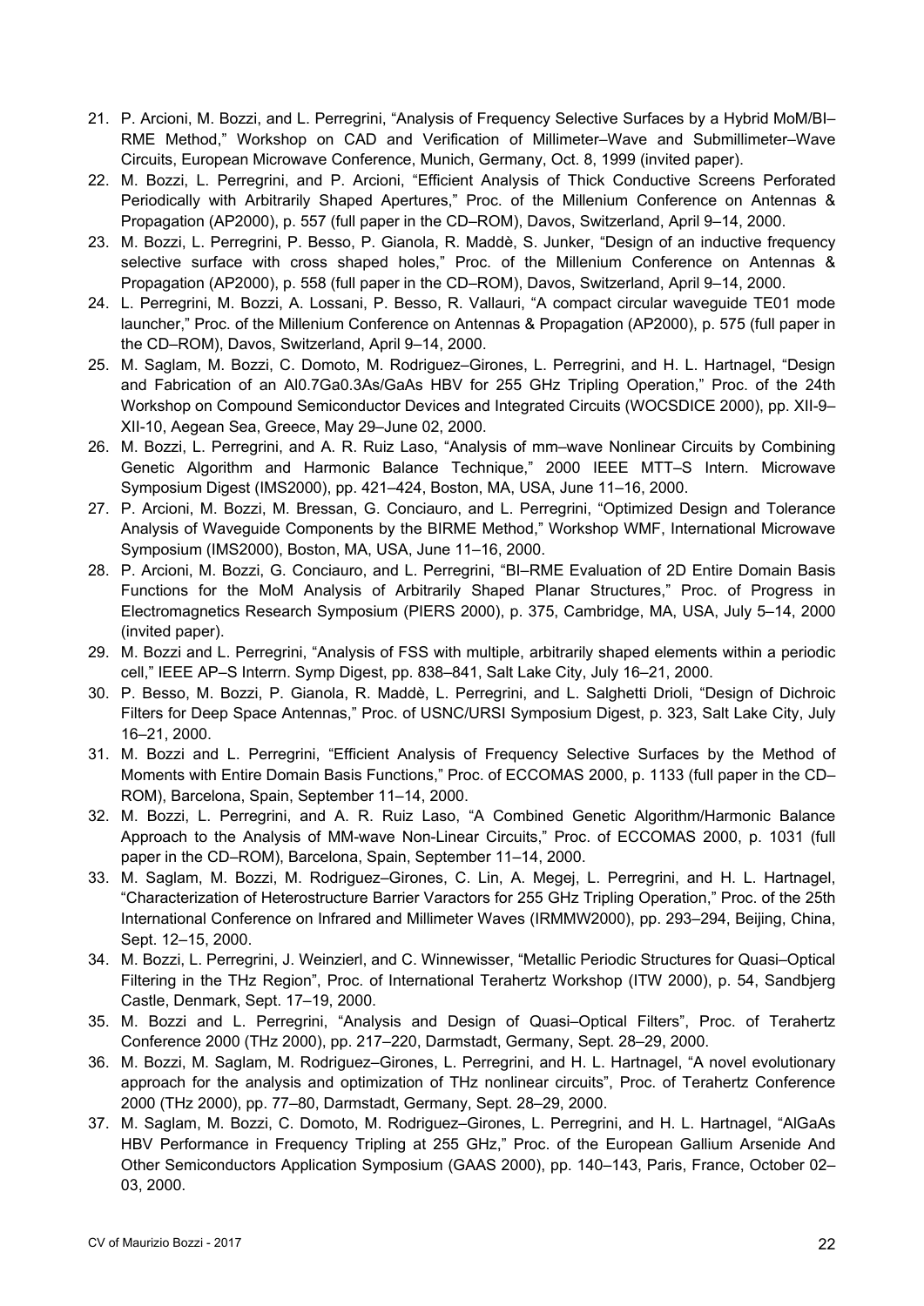21. P. Arcioni, M. Bozzi, and L. Perregrini, "Analysis of Frequency Selective Surfaces by a Hybrid MoM/BI–RME Method," Workshop on CAD and Verification of Millimeter–Wave and Submillimeter–Wave Circuits, European Microwave Conference, Munich, Germany, Oct. 8, 1999 (invited paper).
22. M. Bozzi, L. Perregrini, and P. Arcioni, "Efficient Analysis of Thick Conductive Screens Perforated Periodically with Arbitrarily Shaped Apertures," Proc. of the Millenium Conference on Antennas & Propagation (AP2000), p. 557 (full paper in the CD–ROM), Davos, Switzerland, April 9–14, 2000.
23. M. Bozzi, L. Perregrini, P. Besso, P. Gianola, R. Maddè, S. Junker, "Design of an inductive frequency selective surface with cross shaped holes," Proc. of the Millenium Conference on Antennas & Propagation (AP2000), p. 558 (full paper in the CD–ROM), Davos, Switzerland, April 9–14, 2000.
24. L. Perregrini, M. Bozzi, A. Lossani, P. Besso, R. Vallauri, "A compact circular waveguide TE01 mode launcher," Proc. of the Millenium Conference on Antennas & Propagation (AP2000), p. 575 (full paper in the CD–ROM), Davos, Switzerland, April 9–14, 2000.
25. M. Saglam, M. Bozzi, C. Domoto, M. Rodriguez–Girones, L. Perregrini, and H. L. Hartnagel, "Design and Fabrication of an $Al_{0.7}Ga_{0.3}As/GaAs$ HBV for 255 GHz Tripling Operation," Proc. of the 24th Workshop on Compound Semiconductor Devices and Integrated Circuits (WOCSDICE 2000), pp. XII-9–XII-10, Aegean Sea, Greece, May 29–June 02, 2000.
26. M. Bozzi, L. Perregrini, and A. R. Ruiz Laso, "Analysis of mm–wave Nonlinear Circuits by Combining Genetic Algorithm and Harmonic Balance Technique," 2000 IEEE MTT–S Intern. Microwave Symposium Digest (IMS2000), pp. 421–424, Boston, MA, USA, June 11–16, 2000.
27. P. Arcioni, M. Bozzi, M. Bressan, G. Conciauro, and L. Perregrini, "Optimized Design and Tolerance Analysis of Waveguide Components by the BIRME Method," Workshop WMF, International Microwave Symposium (IMS2000), Boston, MA, USA, June 11–16, 2000.
28. P. Arcioni, M. Bozzi, G. Conciauro, and L. Perregrini, "BI–RME Evaluation of 2D Entire Domain Basis Functions for the MoM Analysis of Arbitrarily Shaped Planar Structures," Proc. of Progress in Electromagnetics Research Symposium (PIERS 2000), p. 375, Cambridge, MA, USA, July 5–14, 2000 (invited paper).
29. M. Bozzi and L. Perregrini, "Analysis of FSS with multiple, arbitrarily shaped elements within a periodic cell," IEEE AP–S Interrn. Symp Digest, pp. 838–841, Salt Lake City, July 16–21, 2000.
30. P. Besso, M. Bozzi, P. Gianola, R. Maddè, L. Perregrini, and L. Salghetti Drioli, "Design of Dichroic Filters for Deep Space Antennas," Proc. of USNC/URSI Symposium Digest, p. 323, Salt Lake City, July 16–21, 2000.
31. M. Bozzi and L. Perregrini, "Efficient Analysis of Frequency Selective Surfaces by the Method of Moments with Entire Domain Basis Functions," Proc. of ECCOMAS 2000, p. 1133 (full paper in the CD–ROM), Barcelona, Spain, September 11–14, 2000.
32. M. Bozzi, L. Perregrini, and A. R. Ruiz Laso, "A Combined Genetic Algorithm/Harmonic Balance Approach to the Analysis of MM-wave Non-Linear Circuits," Proc. of ECCOMAS 2000, p. 1031 (full paper in the CD–ROM), Barcelona, Spain, September 11–14, 2000.
33. M. Saglam, M. Bozzi, M. Rodriguez–Girones, C. Lin, A. Megej, L. Perregrini, and H. L. Hartnagel, "Characterization of Heterostructure Barrier Varactors for 255 GHz Tripling Operation," Proc. of the 25th International Conference on Infrared and Millimeter Waves (IRMMW2000), pp. 293–294, Beijing, China, Sept. 12–15, 2000.
34. M. Bozzi, L. Perregrini, J. Weinzierl, and C. Winnewisser, "Metallic Periodic Structures for Quasi–Optical Filtering in the THz Region", Proc. of International Terahertz Workshop (ITW 2000), p. 54, Sandbjerg Castle, Denmark, Sept. 17–19, 2000.
35. M. Bozzi and L. Perregrini, "Analysis and Design of Quasi–Optical Filters", Proc. of Terahertz Conference 2000 (THz 2000), pp. 217–220, Darmstadt, Germany, Sept. 28–29, 2000.
36. M. Bozzi, M. Saglam, M. Rodriguez–Girones, L. Perregrini, and H. L. Hartnagel, "A novel evolutionary approach for the analysis and optimization of THz nonlinear circuits", Proc. of Terahertz Conference 2000 (THz 2000), pp. 77–80, Darmstadt, Germany, Sept. 28–29, 2000.
37. M. Saglam, M. Bozzi, C. Domoto, M. Rodriguez–Girones, L. Perregrini, and H. L. Hartnagel, "AlGaAs HBV Performance in Frequency Tripling at 255 GHz," Proc. of the European Gallium Arsenide And Other Semiconductors Application Symposium (GAAS 2000), pp. 140–143, Paris, France, October 02–03, 2000.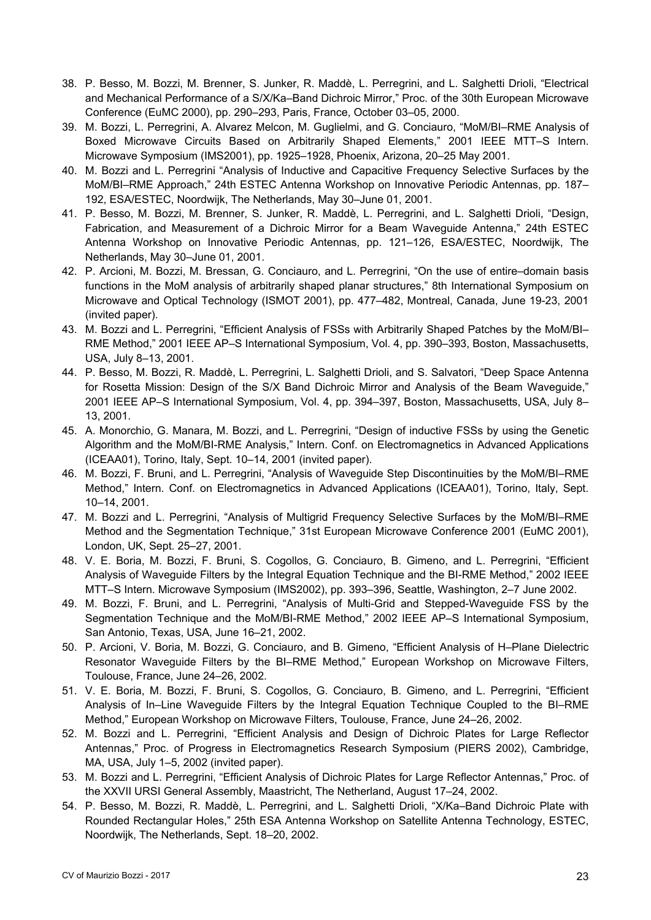38. P. Besso, M. Bozzi, M. Brenner, S. Junker, R. Maddè, L. Perregrini, and L. Salghetti Drioli, "Electrical and Mechanical Performance of a S/X/Ka–Band Dichroic Mirror," Proc. of the 30th European Microwave Conference (EuMC 2000), pp. 290–293, Paris, France, October 03–05, 2000.
39. M. Bozzi, L. Perregrini, A. Alvarez Melcon, M. Guglielmi, and G. Conciauro, "MoM/BI–RME Analysis of Boxed Microwave Circuits Based on Arbitrarily Shaped Elements," 2001 IEEE MTT–S Intern. Microwave Symposium (IMS2001), pp. 1925–1928, Phoenix, Arizona, 20–25 May 2001.
40. M. Bozzi and L. Perregrini "Analysis of Inductive and Capacitive Frequency Selective Surfaces by the MoM/BI–RME Approach," 24th ESTEC Antenna Workshop on Innovative Periodic Antennas, pp. 187–192, ESA/ESTEC, Noordwijk, The Netherlands, May 30–June 01, 2001.
41. P. Besso, M. Bozzi, M. Brenner, S. Junker, R. Maddè, L. Perregrini, and L. Salghetti Drioli, "Design, Fabrication, and Measurement of a Dichroic Mirror for a Beam Waveguide Antenna," 24th ESTEC Antenna Workshop on Innovative Periodic Antennas, pp. 121–126, ESA/ESTEC, Noordwijk, The Netherlands, May 30–June 01, 2001.
42. P. Arcioni, M. Bozzi, M. Bressan, G. Conciauro, and L. Perregrini, "On the use of entire–domain basis functions in the MoM analysis of arbitrarily shaped planar structures," 8th International Symposium on Microwave and Optical Technology (ISMOT 2001), pp. 477–482, Montreal, Canada, June 19-23, 2001 (invited paper).
43. M. Bozzi and L. Perregrini, "Efficient Analysis of FSSs with Arbitrarily Shaped Patches by the MoM/BI–RME Method," 2001 IEEE AP–S International Symposium, Vol. 4, pp. 390–393, Boston, Massachusetts, USA, July 8–13, 2001.
44. P. Besso, M. Bozzi, R. Maddè, L. Perregrini, L. Salghetti Drioli, and S. Salvatori, "Deep Space Antenna for Rosetta Mission: Design of the S/X Band Dichroic Mirror and Analysis of the Beam Waveguide," 2001 IEEE AP–S International Symposium, Vol. 4, pp. 394–397, Boston, Massachusetts, USA, July 8–13, 2001.
45. A. Monorchio, G. Manara, M. Bozzi, and L. Perregrini, "Design of inductive FSSs by using the Genetic Algorithm and the MoM/BI-RME Analysis," Intern. Conf. on Electromagnetics in Advanced Applications (ICEAA01), Torino, Italy, Sept. 10–14, 2001 (invited paper).
46. M. Bozzi, F. Bruni, and L. Perregrini, "Analysis of Waveguide Step Discontinuities by the MoM/BI–RME Method," Intern. Conf. on Electromagnetics in Advanced Applications (ICEAA01), Torino, Italy, Sept. 10–14, 2001.
47. M. Bozzi and L. Perregrini, "Analysis of Multigrid Frequency Selective Surfaces by the MoM/BI–RME Method and the Segmentation Technique," 31st European Microwave Conference 2001 (EuMC 2001), London, UK, Sept. 25–27, 2001.
48. V. E. Boria, M. Bozzi, F. Bruni, S. Cogollos, G. Conciauro, B. Gimeno, and L. Perregrini, "Efficient Analysis of Waveguide Filters by the Integral Equation Technique and the BI-RME Method," 2002 IEEE MTT–S Intern. Microwave Symposium (IMS2002), pp. 393–396, Seattle, Washington, 2–7 June 2002.
49. M. Bozzi, F. Bruni, and L. Perregrini, "Analysis of Multi-Grid and Stepped-Waveguide FSS by the Segmentation Technique and the MoM/BI-RME Method," 2002 IEEE AP–S International Symposium, San Antonio, Texas, USA, June 16–21, 2002.
50. P. Arcioni, V. Boria, M. Bozzi, G. Conciauro, and B. Gimeno, "Efficient Analysis of H–Plane Dielectric Resonator Waveguide Filters by the BI–RME Method," European Workshop on Microwave Filters, Toulouse, France, June 24–26, 2002.
51. V. E. Boria, M. Bozzi, F. Bruni, S. Cogollos, G. Conciauro, B. Gimeno, and L. Perregrini, "Efficient Analysis of In–Line Waveguide Filters by the Integral Equation Technique Coupled to the BI–RME Method," European Workshop on Microwave Filters, Toulouse, France, June 24–26, 2002.
52. M. Bozzi and L. Perregrini, "Efficient Analysis and Design of Dichroic Plates for Large Reflector Antennas," Proc. of Progress in Electromagnetics Research Symposium (PIERS 2002), Cambridge, MA, USA, July 1–5, 2002 (invited paper).
53. M. Bozzi and L. Perregrini, "Efficient Analysis of Dichroic Plates for Large Reflector Antennas," Proc. of the XXVII URSI General Assembly, Maastricht, The Netherland, August 17–24, 2002.
54. P. Besso, M. Bozzi, R. Maddè, L. Perregrini, and L. Salghetti Drioli, "X/Ka–Band Dichroic Plate with Rounded Rectangular Holes," 25th ESA Antenna Workshop on Satellite Antenna Technology, ESTEC, Noordwijk, The Netherlands, Sept. 18–20, 2002.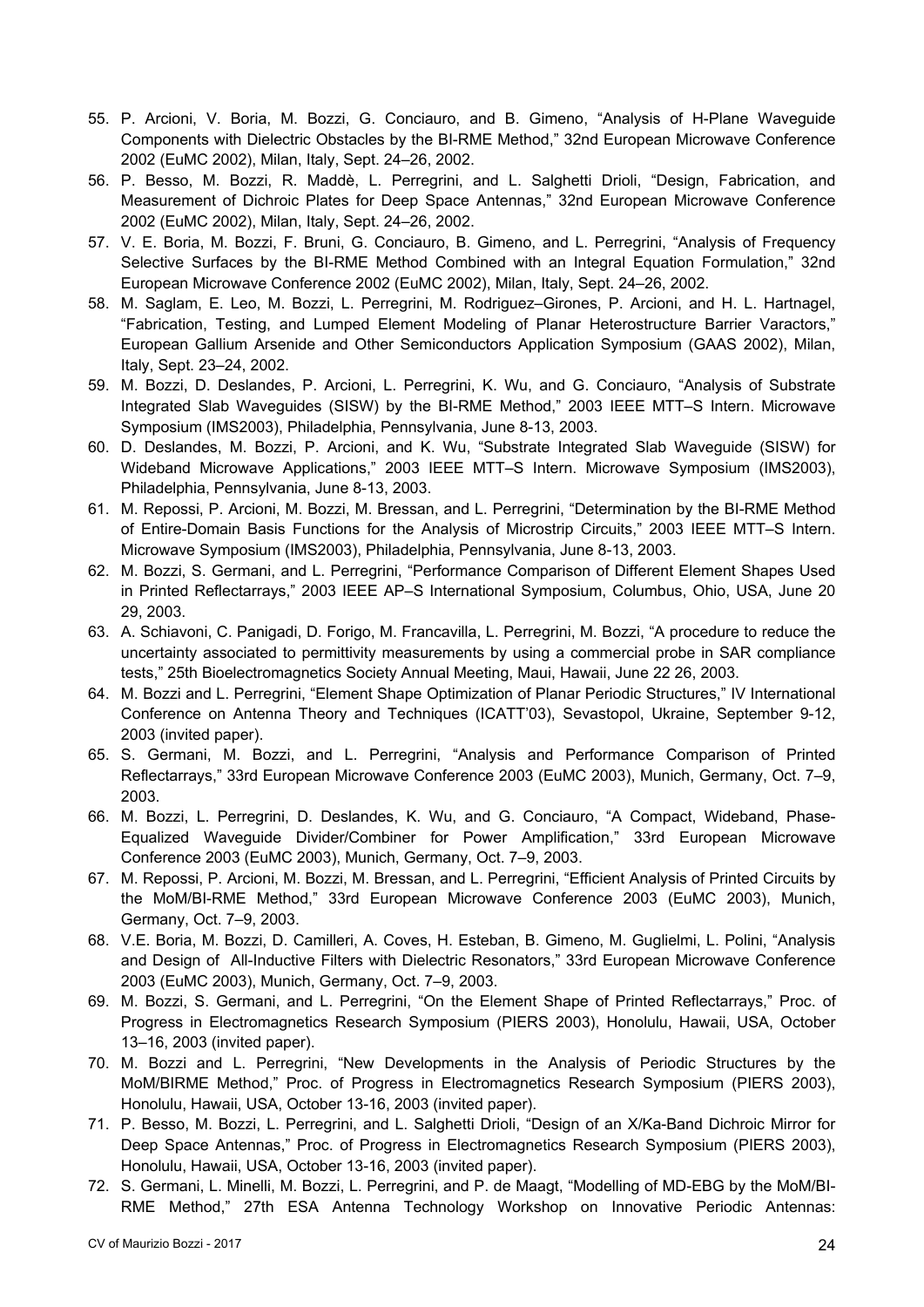55. P. Arcioni, V. Boria, M. Bozzi, G. Conciauro, and B. Gimeno, "Analysis of H-Plane Waveguide Components with Dielectric Obstacles by the BI-RME Method," 32nd European Microwave Conference 2002 (EuMC 2002), Milan, Italy, Sept. 24–26, 2002.
56. P. Besso, M. Bozzi, R. Maddè, L. Perregrini, and L. Salghetti Drioli, "Design, Fabrication, and Measurement of Dichroic Plates for Deep Space Antennas," 32nd European Microwave Conference 2002 (EuMC 2002), Milan, Italy, Sept. 24–26, 2002.
57. V. E. Boria, M. Bozzi, F. Bruni, G. Conciauro, B. Gimeno, and L. Perregrini, "Analysis of Frequency Selective Surfaces by the BI-RME Method Combined with an Integral Equation Formulation," 32nd European Microwave Conference 2002 (EuMC 2002), Milan, Italy, Sept. 24–26, 2002.
58. M. Saglam, E. Leo, M. Bozzi, L. Perregrini, M. Rodriguez–Girones, P. Arcioni, and H. L. Hartnagel, "Fabrication, Testing, and Lumped Element Modeling of Planar Heterostructure Barrier Varactors," European Gallium Arsenide and Other Semiconductors Application Symposium (GAAS 2002), Milan, Italy, Sept. 23–24, 2002.
59. M. Bozzi, D. Deslandes, P. Arcioni, L. Perregrini, K. Wu, and G. Conciauro, "Analysis of Substrate Integrated Slab Waveguides (SISW) by the BI-RME Method," 2003 IEEE MTT–S Intern. Microwave Symposium (IMS2003), Philadelphia, Pennsylvania, June 8-13, 2003.
60. D. Deslandes, M. Bozzi, P. Arcioni, and K. Wu, "Substrate Integrated Slab Waveguide (SISW) for Wideband Microwave Applications," 2003 IEEE MTT–S Intern. Microwave Symposium (IMS2003), Philadelphia, Pennsylvania, June 8-13, 2003.
61. M. Repossi, P. Arcioni, M. Bozzi, M. Bressan, and L. Perregrini, "Determination by the BI-RME Method of Entire-Domain Basis Functions for the Analysis of Microstrip Circuits," 2003 IEEE MTT–S Intern. Microwave Symposium (IMS2003), Philadelphia, Pennsylvania, June 8-13, 2003.
62. M. Bozzi, S. Germani, and L. Perregrini, "Performance Comparison of Different Element Shapes Used in Printed Reflectarrays," 2003 IEEE AP–S International Symposium, Columbus, Ohio, USA, June 20 29, 2003.
63. A. Schiavoni, C. Panigadi, D. Forigo, M. Francavilla, L. Perregrini, M. Bozzi, "A procedure to reduce the uncertainty associated to permittivity measurements by using a commercial probe in SAR compliance tests," 25th Bioelectromagnetics Society Annual Meeting, Maui, Hawaii, June 22 26, 2003.
64. M. Bozzi and L. Perregrini, "Element Shape Optimization of Planar Periodic Structures," IV International Conference on Antenna Theory and Techniques (ICATT'03), Sevastopol, Ukraine, September 9-12, 2003 (invited paper).
65. S. Germani, M. Bozzi, and L. Perregrini, "Analysis and Performance Comparison of Printed Reflectarrays," 33rd European Microwave Conference 2003 (EuMC 2003), Munich, Germany, Oct. 7–9, 2003.
66. M. Bozzi, L. Perregrini, D. Deslandes, K. Wu, and G. Conciauro, "A Compact, Wideband, Phase-Equalized Waveguide Divider/Combiner for Power Amplification," 33rd European Microwave Conference 2003 (EuMC 2003), Munich, Germany, Oct. 7–9, 2003.
67. M. Repossi, P. Arcioni, M. Bozzi, M. Bressan, and L. Perregrini, "Efficient Analysis of Printed Circuits by the MoM/BI-RME Method," 33rd European Microwave Conference 2003 (EuMC 2003), Munich, Germany, Oct. 7–9, 2003.
68. V.E. Boria, M. Bozzi, D. Camilleri, A. Coves, H. Esteban, B. Gimeno, M. Guglielmi, L. Polini, "Analysis and Design of All-Inductive Filters with Dielectric Resonators," 33rd European Microwave Conference 2003 (EuMC 2003), Munich, Germany, Oct. 7–9, 2003.
69. M. Bozzi, S. Germani, and L. Perregrini, "On the Element Shape of Printed Reflectarrays," Proc. of Progress in Electromagnetics Research Symposium (PIERS 2003), Honolulu, Hawaii, USA, October 13–16, 2003 (invited paper).
70. M. Bozzi and L. Perregrini, "New Developments in the Analysis of Periodic Structures by the MoM/BIRME Method," Proc. of Progress in Electromagnetics Research Symposium (PIERS 2003), Honolulu, Hawaii, USA, October 13-16, 2003 (invited paper).
71. P. Besso, M. Bozzi, L. Perregrini, and L. Salghetti Drioli, "Design of an X/Ka-Band Dichroic Mirror for Deep Space Antennas," Proc. of Progress in Electromagnetics Research Symposium (PIERS 2003), Honolulu, Hawaii, USA, October 13-16, 2003 (invited paper).
72. S. Germani, L. Minelli, M. Bozzi, L. Perregrini, and P. de Maagt, "Modelling of MD-EBG by the MoM/BI-RME Method," 27th ESA Antenna Technology Workshop on Innovative Periodic Antennas: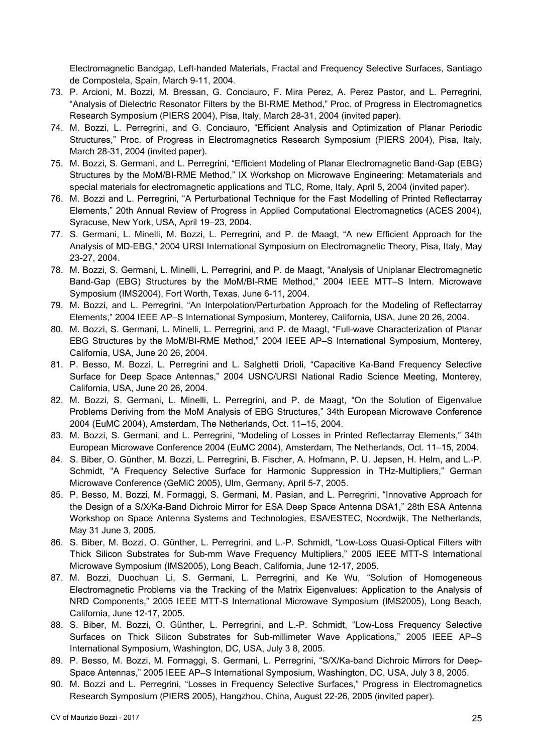Electromagnetic Bandgap, Left-handed Materials, Fractal and Frequency Selective Surfaces, Santiago de Compostela, Spain, March 9-11, 2004.

73. P. Arcioni, M. Bozzi, M. Bressan, G. Conciauro, F. Mira Perez, A. Perez Pastor, and L. Perregrini, "Analysis of Dielectric Resonator Filters by the BI-RME Method," Proc. of Progress in Electromagnetics Research Symposium (PIERS 2004), Pisa, Italy, March 28-31, 2004 (invited paper).
74. M. Bozzi, L. Perregrini, and G. Conciauro, "Efficient Analysis and Optimization of Planar Periodic Structures," Proc. of Progress in Electromagnetics Research Symposium (PIERS 2004), Pisa, Italy, March 28-31, 2004 (invited paper).
75. M. Bozzi, S. Germani, and L. Perregrini, "Efficient Modeling of Planar Electromagnetic Band-Gap (EBG) Structures by the MoM/BI-RME Method," IX Workshop on Microwave Engineering: Metamaterials and special materials for electromagnetic applications and TLC, Rome, Italy, April 5, 2004 (invited paper).
76. M. Bozzi and L. Perregrini, "A Perturbational Technique for the Fast Modelling of Printed Reflectarray Elements," 20th Annual Review of Progress in Applied Computational Electromagnetics (ACES 2004), Syracuse, New York, USA, April 19–23, 2004.
77. S. Germani, L. Minelli, M. Bozzi, L. Perregrini, and P. de Maagt, "A new Efficient Approach for the Analysis of MD-EBG," 2004 URSI International Symposium on Electromagnetic Theory, Pisa, Italy, May 23-27, 2004.
78. M. Bozzi, S. Germani, L. Minelli, L. Perregrini, and P. de Maagt, "Analysis of Uniplanar Electromagnetic Band-Gap (EBG) Structures by the MoM/BI-RME Method," 2004 IEEE MTT–S Intern. Microwave Symposium (IMS2004), Fort Worth, Texas, June 6-11, 2004.
79. M. Bozzi, and L. Perregrini, "An Interpolation/Perturbation Approach for the Modeling of Reflectarray Elements," 2004 IEEE AP–S International Symposium, Monterey, California, USA, June 20 26, 2004.
80. M. Bozzi, S. Germani, L. Minelli, L. Perregrini, and P. de Maagt, "Full-wave Characterization of Planar EBG Structures by the MoM/BI-RME Method," 2004 IEEE AP–S International Symposium, Monterey, California, USA, June 20 26, 2004.
81. P. Besso, M. Bozzi, L. Perregrini and L. Salghetti Drioli, "Capacitive Ka-Band Frequency Selective Surface for Deep Space Antennas," 2004 USNC/URSI National Radio Science Meeting, Monterey, California, USA, June 20 26, 2004.
82. M. Bozzi, S. Germani, L. Minelli, L. Perregrini, and P. de Maagt, "On the Solution of Eigenvalue Problems Deriving from the MoM Analysis of EBG Structures," 34th European Microwave Conference 2004 (EuMC 2004), Amsterdam, The Netherlands, Oct. 11–15, 2004.
83. M. Bozzi, S. Germani, and L. Perregrini, "Modeling of Losses in Printed Reflectarray Elements," 34th European Microwave Conference 2004 (EuMC 2004), Amsterdam, The Netherlands, Oct. 11–15, 2004.
84. S. Biber, O. Günther, M. Bozzi, L. Perregrini, B. Fischer, A. Hofmann, P. U. Jepsen, H. Helm, and L.-P. Schmidt, "A Frequency Selective Surface for Harmonic Suppression in THz-Multipliers," German Microwave Conference (GeMiC 2005), Ulm, Germany, April 5-7, 2005.
85. P. Besso, M. Bozzi, M. Formaggi, S. Germani, M. Pasian, and L. Perregrini, "Innovative Approach for the Design of a S/X/Ka-Band Dichroic Mirror for ESA Deep Space Antenna DSA1," 28th ESA Antenna Workshop on Space Antenna Systems and Technologies, ESA/ESTEC, Noordwijk, The Netherlands, May 31 June 3, 2005.
86. S. Biber, M. Bozzi, O. Günther, L. Perregrini, and L.-P. Schmidt, "Low-Loss Quasi-Optical Filters with Thick Silicon Substrates for Sub-mm Wave Frequency Multipliers," 2005 IEEE MTT-S International Microwave Symposium (IMS2005), Long Beach, California, June 12-17, 2005.
87. M. Bozzi, Duochuan Li, S. Germani, L. Perregrini, and Ke Wu, "Solution of Homogeneous Electromagnetic Problems via the Tracking of the Matrix Eigenvalues: Application to the Analysis of NRD Components," 2005 IEEE MTT-S International Microwave Symposium (IMS2005), Long Beach, California, June 12-17, 2005.
88. S. Biber, M. Bozzi, O. Günther, L. Perregrini, and L.-P. Schmidt, "Low-Loss Frequency Selective Surfaces on Thick Silicon Substrates for Sub-millimeter Wave Applications," 2005 IEEE AP–S International Symposium, Washington, DC, USA, July 3 8, 2005.
89. P. Besso, M. Bozzi, M. Formaggi, S. Germani, L. Perregrini, "S/X/Ka-band Dichroic Mirrors for Deep-Space Antennas," 2005 IEEE AP–S International Symposium, Washington, DC, USA, July 3 8, 2005.
90. M. Bozzi and L. Perregrini, "Losses in Frequency Selective Surfaces," Progress in Electromagnetics Research Symposium (PIERS 2005), Hangzhou, China, August 22-26, 2005 (invited paper).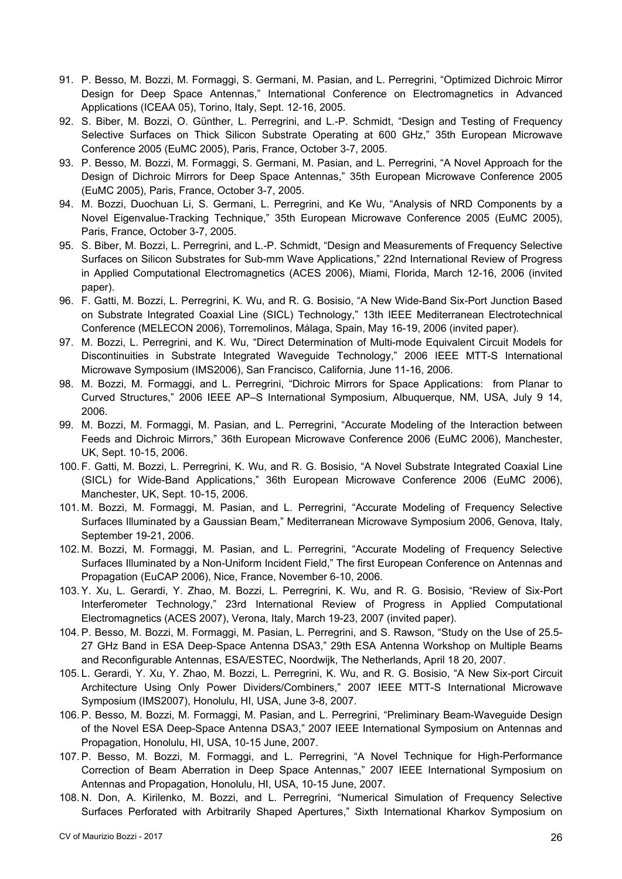91. P. Besso, M. Bozzi, M. Formaggi, S. Germani, M. Pasian, and L. Perregrini, "Optimized Dichroic Mirror Design for Deep Space Antennas," International Conference on Electromagnetics in Advanced Applications (ICEAA 05), Torino, Italy, Sept. 12-16, 2005.
92. S. Biber, M. Bozzi, O. Günther, L. Perregrini, and L.-P. Schmidt, "Design and Testing of Frequency Selective Surfaces on Thick Silicon Substrate Operating at 600 GHz," 35th European Microwave Conference 2005 (EuMC 2005), Paris, France, October 3-7, 2005.
93. P. Besso, M. Bozzi, M. Formaggi, S. Germani, M. Pasian, and L. Perregrini, "A Novel Approach for the Design of Dichroic Mirrors for Deep Space Antennas," 35th European Microwave Conference 2005 (EuMC 2005), Paris, France, October 3-7, 2005.
94. M. Bozzi, Duochuan Li, S. Germani, L. Perregrini, and Ke Wu, "Analysis of NRD Components by a Novel Eigenvalue-Tracking Technique," 35th European Microwave Conference 2005 (EuMC 2005), Paris, France, October 3-7, 2005.
95. S. Biber, M. Bozzi, L. Perregrini, and L.-P. Schmidt, "Design and Measurements of Frequency Selective Surfaces on Silicon Substrates for Sub-mm Wave Applications," 22nd International Review of Progress in Applied Computational Electromagnetics (ACES 2006), Miami, Florida, March 12-16, 2006 (invited paper).
96. F. Gatti, M. Bozzi, L. Perregrini, K. Wu, and R. G. Bosisio, "A New Wide-Band Six-Port Junction Based on Substrate Integrated Coaxial Line (SICL) Technology," 13th IEEE Mediterranean Electrotechnical Conference (MELECON 2006), Torremolinos, Málaga, Spain, May 16-19, 2006 (invited paper).
97. M. Bozzi, L. Perregrini, and K. Wu, "Direct Determination of Multi-mode Equivalent Circuit Models for Discontinuities in Substrate Integrated Waveguide Technology," 2006 IEEE MTT-S International Microwave Symposium (IMS2006), San Francisco, California, June 11-16, 2006.
98. M. Bozzi, M. Formaggi, and L. Perregrini, "Dichroic Mirrors for Space Applications: from Planar to Curved Structures," 2006 IEEE AP–S International Symposium, Albuquerque, NM, USA, July 9 14, 2006.
99. M. Bozzi, M. Formaggi, M. Pasian, and L. Perregrini, "Accurate Modeling of the Interaction between Feeds and Dichroic Mirrors," 36th European Microwave Conference 2006 (EuMC 2006), Manchester, UK, Sept. 10-15, 2006.
100. F. Gatti, M. Bozzi, L. Perregrini, K. Wu, and R. G. Bosisio, "A Novel Substrate Integrated Coaxial Line (SICL) for Wide-Band Applications," 36th European Microwave Conference 2006 (EuMC 2006), Manchester, UK, Sept. 10-15, 2006.
101. M. Bozzi, M. Formaggi, M. Pasian, and L. Perregrini, "Accurate Modeling of Frequency Selective Surfaces Illuminated by a Gaussian Beam," Mediterranean Microwave Symposium 2006, Genova, Italy, September 19-21, 2006.
102. M. Bozzi, M. Formaggi, M. Pasian, and L. Perregrini, "Accurate Modeling of Frequency Selective Surfaces Illuminated by a Non-Uniform Incident Field," The first European Conference on Antennas and Propagation (EuCAP 2006), Nice, France, November 6-10, 2006.
103. Y. Xu, L. Gerardi, Y. Zhao, M. Bozzi, L. Perregrini, K. Wu, and R. G. Bosisio, "Review of Six-Port Interferometer Technology," 23rd International Review of Progress in Applied Computational Electromagnetics (ACES 2007), Verona, Italy, March 19-23, 2007 (invited paper).
104. P. Besso, M. Bozzi, M. Formaggi, M. Pasian, L. Perregrini, and S. Rawson, "Study on the Use of 25.5-27 GHz Band in ESA Deep-Space Antenna DSA3," 29th ESA Antenna Workshop on Multiple Beams and Reconfigurable Antennas, ESA/ESTEC, Noordwijk, The Netherlands, April 18 20, 2007.
105. L. Gerardi, Y. Xu, Y. Zhao, M. Bozzi, L. Perregrini, K. Wu, and R. G. Bosisio, "A New Six-port Circuit Architecture Using Only Power Dividers/Combiners," 2007 IEEE MTT-S International Microwave Symposium (IMS2007), Honolulu, HI, USA, June 3-8, 2007.
106. P. Besso, M. Bozzi, M. Formaggi, M. Pasian, and L. Perregrini, "Preliminary Beam-Waveguide Design of the Novel ESA Deep-Space Antenna DSA3," 2007 IEEE International Symposium on Antennas and Propagation, Honolulu, HI, USA, 10-15 June, 2007.
107. P. Besso, M. Bozzi, M. Formaggi, and L. Perregrini, "A Novel Technique for High-Performance Correction of Beam Aberration in Deep Space Antennas," 2007 IEEE International Symposium on Antennas and Propagation, Honolulu, HI, USA, 10-15 June, 2007.
108. N. Don, A. Kirilenko, M. Bozzi, and L. Perregrini, "Numerical Simulation of Frequency Selective Surfaces Perforated with Arbitrarily Shaped Apertures," Sixth International Kharkov Symposium on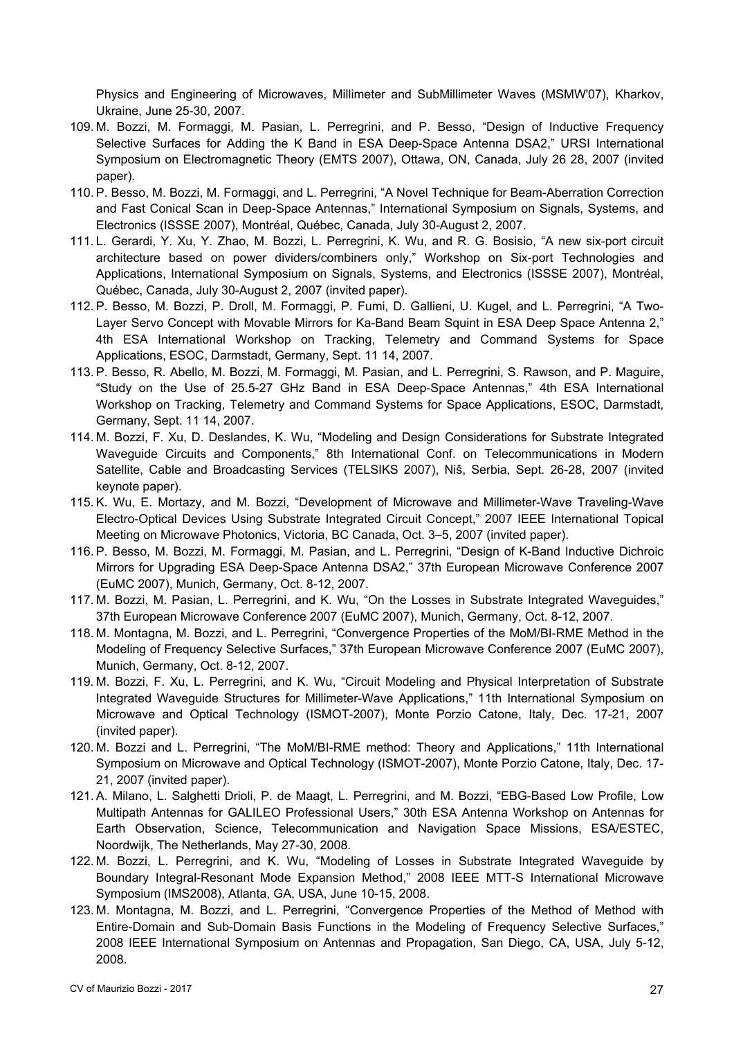Physics and Engineering of Microwaves, Millimeter and SubMillimeter Waves (MSMW'07), Kharkov, Ukraine, June 25-30, 2007.

109. M. Bozzi, M. Formaggi, M. Pasian, L. Perregrini, and P. Besso, “Design of Inductive Frequency Selective Surfaces for Adding the K Band in ESA Deep-Space Antenna DSA2,” URSI International Symposium on Electromagnetic Theory (EMTS 2007), Ottawa, ON, Canada, July 26 28, 2007 (invited paper).
110. P. Besso, M. Bozzi, M. Formaggi, and L. Perregrini, “A Novel Technique for Beam-Aberration Correction and Fast Conical Scan in Deep-Space Antennas,” International Symposium on Signals, Systems, and Electronics (ISSSE 2007), Montréal, Québec, Canada, July 30-August 2, 2007.
111. L. Gerardi, Y. Xu, Y. Zhao, M. Bozzi, L. Perregrini, K. Wu, and R. G. Bosisio, “A new six-port circuit architecture based on power dividers/combiners only,” Workshop on Six-port Technologies and Applications, International Symposium on Signals, Systems, and Electronics (ISSSE 2007), Montréal, Québec, Canada, July 30-August 2, 2007 (invited paper).
112. P. Besso, M. Bozzi, P. Droll, M. Formaggi, P. Fumi, D. Gallieni, U. Kugel, and L. Perregrini, “A Two-Layer Servo Concept with Movable Mirrors for Ka-Band Beam Squint in ESA Deep Space Antenna 2,” 4th ESA International Workshop on Tracking, Telemetry and Command Systems for Space Applications, ESOC, Darmstadt, Germany, Sept. 11 14, 2007.
113. P. Besso, R. Abello, M. Bozzi, M. Formaggi, M. Pasian, and L. Perregrini, S. Rawson, and P. Maguire, “Study on the Use of 25.5-27 GHz Band in ESA Deep-Space Antennas,” 4th ESA International Workshop on Tracking, Telemetry and Command Systems for Space Applications, ESOC, Darmstadt, Germany, Sept. 11 14, 2007.
114. M. Bozzi, F. Xu, D. Deslandes, K. Wu, “Modeling and Design Considerations for Substrate Integrated Waveguide Circuits and Components,” 8th International Conf. on Telecommunications in Modern Satellite, Cable and Broadcasting Services (TELSIKS 2007), Niš, Serbia, Sept. 26-28, 2007 (invited keynote paper).
115. K. Wu, E. Mortazy, and M. Bozzi, “Development of Microwave and Millimeter-Wave Traveling-Wave Electro-Optical Devices Using Substrate Integrated Circuit Concept,” 2007 IEEE International Topical Meeting on Microwave Photonics, Victoria, BC Canada, Oct. 3–5, 2007 (invited paper).
116. P. Besso, M. Bozzi, M. Formaggi, M. Pasian, and L. Perregrini, “Design of K-Band Inductive Dichroic Mirrors for Upgrading ESA Deep-Space Antenna DSA2,” 37th European Microwave Conference 2007 (EuMC 2007), Munich, Germany, Oct. 8-12, 2007.
117. M. Bozzi, M. Pasian, L. Perregrini, and K. Wu, “On the Losses in Substrate Integrated Waveguides,” 37th European Microwave Conference 2007 (EuMC 2007), Munich, Germany, Oct. 8-12, 2007.
118. M. Montagna, M. Bozzi, and L. Perregrini, “Convergence Properties of the MoM/BI-RME Method in the Modeling of Frequency Selective Surfaces,” 37th European Microwave Conference 2007 (EuMC 2007), Munich, Germany, Oct. 8-12, 2007.
119. M. Bozzi, F. Xu, L. Perregrini, and K. Wu, “Circuit Modeling and Physical Interpretation of Substrate Integrated Waveguide Structures for Millimeter-Wave Applications,” 11th International Symposium on Microwave and Optical Technology (ISMOT-2007), Monte Porzio Catone, Italy, Dec. 17-21, 2007 (invited paper).
120. M. Bozzi and L. Perregrini, “The MoM/BI-RME method: Theory and Applications,” 11th International Symposium on Microwave and Optical Technology (ISMOT-2007), Monte Porzio Catone, Italy, Dec. 17-21, 2007 (invited paper).
121. A. Milano, L. Salghetti Drioli, P. de Maagt, L. Perregrini, and M. Bozzi, “EBG-Based Low Profile, Low Multipath Antennas for GALILEO Professional Users,” 30th ESA Antenna Workshop on Antennas for Earth Observation, Science, Telecommunication and Navigation Space Missions, ESA/ESTEC, Noordwijk, The Netherlands, May 27-30, 2008.
122. M. Bozzi, L. Perregrini, and K. Wu, “Modeling of Losses in Substrate Integrated Waveguide by Boundary Integral-Resonant Mode Expansion Method,” 2008 IEEE MTT-S International Microwave Symposium (IMS2008), Atlanta, GA, USA, June 10-15, 2008.
123. M. Montagna, M. Bozzi, and L. Perregrini, “Convergence Properties of the Method of Method with Entire-Domain and Sub-Domain Basis Functions in the Modeling of Frequency Selective Surfaces,” 2008 IEEE International Symposium on Antennas and Propagation, San Diego, CA, USA, July 5-12, 2008.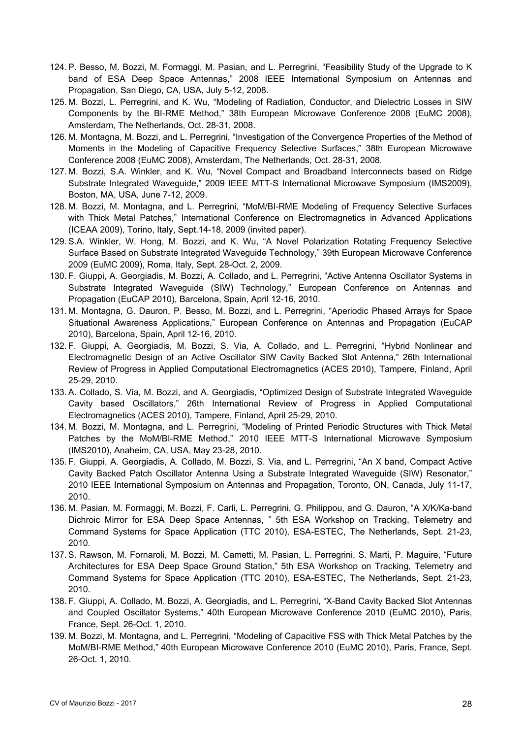124. P. Besso, M. Bozzi, M. Formaggi, M. Pasian, and L. Perregrini, "Feasibility Study of the Upgrade to K band of ESA Deep Space Antennas," 2008 IEEE International Symposium on Antennas and Propagation, San Diego, CA, USA, July 5-12, 2008.
125. M. Bozzi, L. Perregrini, and K. Wu, "Modeling of Radiation, Conductor, and Dielectric Losses in SIW Components by the BI-RME Method," 38th European Microwave Conference 2008 (EuMC 2008), Amsterdam, The Netherlands, Oct. 28-31, 2008.
126. M. Montagna, M. Bozzi, and L. Perregrini, "Investigation of the Convergence Properties of the Method of Moments in the Modeling of Capacitive Frequency Selective Surfaces," 38th European Microwave Conference 2008 (EuMC 2008), Amsterdam, The Netherlands, Oct. 28-31, 2008.
127. M. Bozzi, S.A. Winkler, and K. Wu, "Novel Compact and Broadband Interconnects based on Ridge Substrate Integrated Waveguide," 2009 IEEE MTT-S International Microwave Symposium (IMS2009), Boston, MA, USA, June 7-12, 2009.
128. M. Bozzi, M. Montagna, and L. Perregrini, "MoM/BI-RME Modeling of Frequency Selective Surfaces with Thick Metal Patches," International Conference on Electromagnetics in Advanced Applications (ICEAA 2009), Torino, Italy, Sept.14-18, 2009 (invited paper).
129. S.A. Winkler, W. Hong, M. Bozzi, and K. Wu, "A Novel Polarization Rotating Frequency Selective Surface Based on Substrate Integrated Waveguide Technology," 39th European Microwave Conference 2009 (EuMC 2009), Roma, Italy, Sept. 28-Oct. 2, 2009.
130. F. Giuppi, A. Georgiadis, M. Bozzi, A. Collado, and L. Perregrini, "Active Antenna Oscillator Systems in Substrate Integrated Waveguide (SIW) Technology," European Conference on Antennas and Propagation (EuCAP 2010), Barcelona, Spain, April 12-16, 2010.
131. M. Montagna, G. Dauron, P. Besso, M. Bozzi, and L. Perregrini, "Aperiodic Phased Arrays for Space Situational Awareness Applications," European Conference on Antennas and Propagation (EuCAP 2010), Barcelona, Spain, April 12-16, 2010.
132. F. Giuppi, A. Georgiadis, M. Bozzi, S. Via, A. Collado, and L. Perregrini, "Hybrid Nonlinear and Electromagnetic Design of an Active Oscillator SIW Cavity Backed Slot Antenna," 26th International Review of Progress in Applied Computational Electromagnetics (ACES 2010), Tampere, Finland, April 25-29, 2010.
133. A. Collado, S. Via, M. Bozzi, and A. Georgiadis, "Optimized Design of Substrate Integrated Waveguide Cavity based Oscillators," 26th International Review of Progress in Applied Computational Electromagnetics (ACES 2010), Tampere, Finland, April 25-29, 2010.
134. M. Bozzi, M. Montagna, and L. Perregrini, "Modeling of Printed Periodic Structures with Thick Metal Patches by the MoM/BI-RME Method," 2010 IEEE MTT-S International Microwave Symposium (IMS2010), Anaheim, CA, USA, May 23-28, 2010.
135. F. Giuppi, A. Georgiadis, A. Collado, M. Bozzi, S. Via, and L. Perregrini, "An X band, Compact Active Cavity Backed Patch Oscillator Antenna Using a Substrate Integrated Waveguide (SIW) Resonator," 2010 IEEE International Symposium on Antennas and Propagation, Toronto, ON, Canada, July 11-17, 2010.
136. M. Pasian, M. Formaggi, M. Bozzi, F. Carli, L. Perregrini, G. Philippou, and G. Dauron, "A X/K/Ka-band Dichroic Mirror for ESA Deep Space Antennas, " 5th ESA Workshop on Tracking, Telemetry and Command Systems for Space Application (TTC 2010), ESA-ESTEC, The Netherlands, Sept. 21-23, 2010.
137. S. Rawson, M. Fornaroli, M. Bozzi, M. Cametti, M. Pasian, L. Perregrini, S. Marti, P. Maguire, "Future Architectures for ESA Deep Space Ground Station," 5th ESA Workshop on Tracking, Telemetry and Command Systems for Space Application (TTC 2010), ESA-ESTEC, The Netherlands, Sept. 21-23, 2010.
138. F. Giuppi, A. Collado, M. Bozzi, A. Georgiadis, and L. Perregrini, "X-Band Cavity Backed Slot Antennas and Coupled Oscillator Systems," 40th European Microwave Conference 2010 (EuMC 2010), Paris, France, Sept. 26-Oct. 1, 2010.
139. M. Bozzi, M. Montagna, and L. Perregrini, "Modeling of Capacitive FSS with Thick Metal Patches by the MoM/BI-RME Method," 40th European Microwave Conference 2010 (EuMC 2010), Paris, France, Sept. 26-Oct. 1, 2010.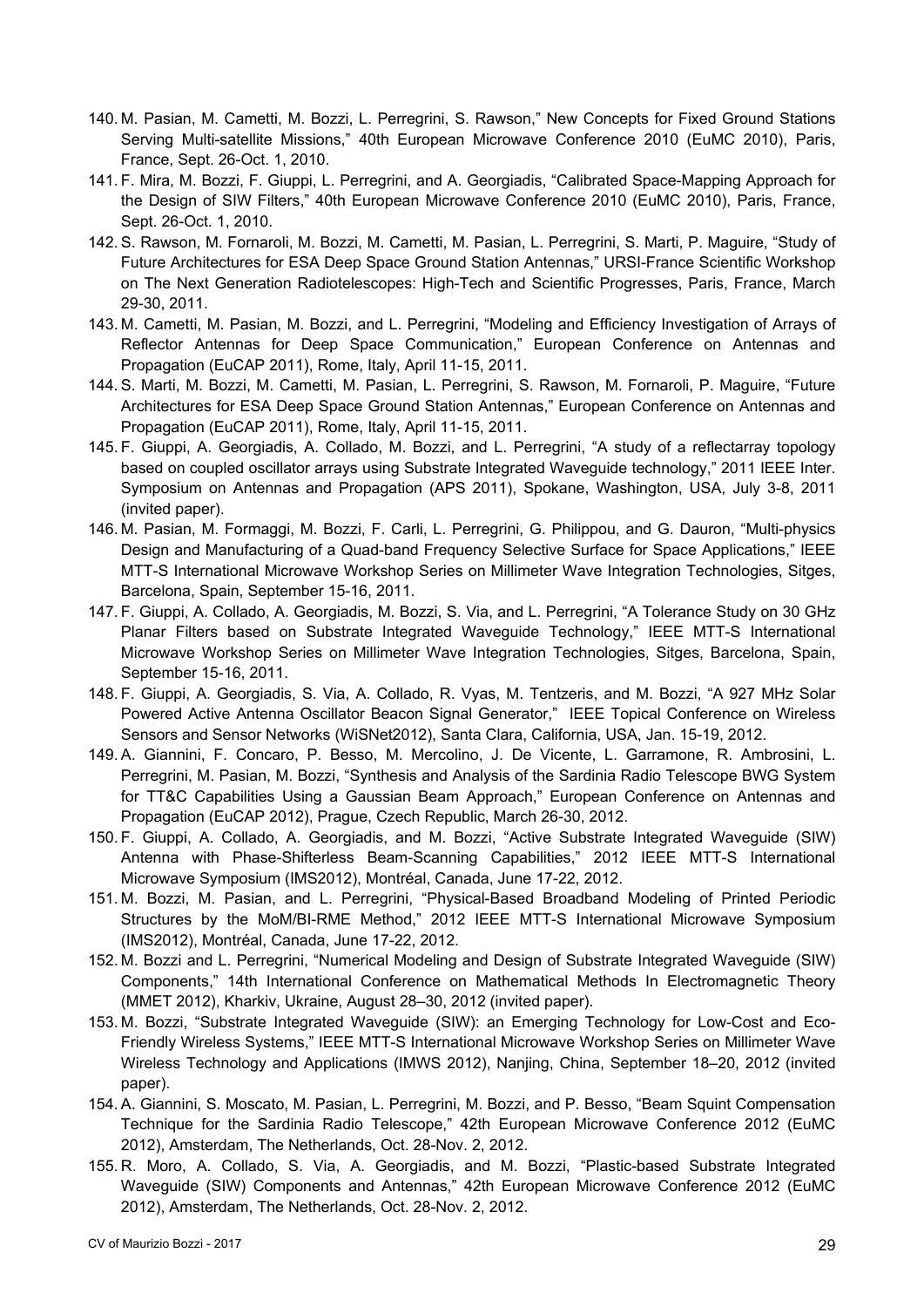140. M. Pasian, M. Cametti, M. Bozzi, L. Perregrini, S. Rawson," New Concepts for Fixed Ground Stations Serving Multi-satellite Missions," 40th European Microwave Conference 2010 (EuMC 2010), Paris, France, Sept. 26-Oct. 1, 2010.
141. F. Mira, M. Bozzi, F. Giuppi, L. Perregrini, and A. Georgiadis, "Calibrated Space-Mapping Approach for the Design of SIW Filters," 40th European Microwave Conference 2010 (EuMC 2010), Paris, France, Sept. 26-Oct. 1, 2010.
142. S. Rawson, M. Fornaroli, M. Bozzi, M. Cametti, M. Pasian, L. Perregrini, S. Marti, P. Maguire, "Study of Future Architectures for ESA Deep Space Ground Station Antennas," URSI-France Scientific Workshop on The Next Generation Radiotelescopes: High-Tech and Scientific Progresses, Paris, France, March 29-30, 2011.
143. M. Cametti, M. Pasian, M. Bozzi, and L. Perregrini, "Modeling and Efficiency Investigation of Arrays of Reflector Antennas for Deep Space Communication," European Conference on Antennas and Propagation (EuCAP 2011), Rome, Italy, April 11-15, 2011.
144. S. Marti, M. Bozzi, M. Cametti, M. Pasian, L. Perregrini, S. Rawson, M. Fornaroli, P. Maguire, "Future Architectures for ESA Deep Space Ground Station Antennas," European Conference on Antennas and Propagation (EuCAP 2011), Rome, Italy, April 11-15, 2011.
145. F. Giuppi, A. Georgiadis, A. Collado, M. Bozzi, and L. Perregrini, "A study of a reflectarray topology based on coupled oscillator arrays using Substrate Integrated Waveguide technology," 2011 IEEE Inter. Symposium on Antennas and Propagation (APS 2011), Spokane, Washington, USA, July 3-8, 2011 (invited paper).
146. M. Pasian, M. Formaggi, M. Bozzi, F. Carli, L. Perregrini, G. Philippou, and G. Dauron, "Multi-physics Design and Manufacturing of a Quad-band Frequency Selective Surface for Space Applications," IEEE MTT-S International Microwave Workshop Series on Millimeter Wave Integration Technologies, Sitges, Barcelona, Spain, September 15-16, 2011.
147. F. Giuppi, A. Collado, A. Georgiadis, M. Bozzi, S. Via, and L. Perregrini, "A Tolerance Study on 30 GHz Planar Filters based on Substrate Integrated Waveguide Technology," IEEE MTT-S International Microwave Workshop Series on Millimeter Wave Integration Technologies, Sitges, Barcelona, Spain, September 15-16, 2011.
148. F. Giuppi, A. Georgiadis, S. Via, A. Collado, R. Vyas, M. Tentzeris, and M. Bozzi, "A 927 MHz Solar Powered Active Antenna Oscillator Beacon Signal Generator," IEEE Topical Conference on Wireless Sensors and Sensor Networks (WiSNet2012), Santa Clara, California, USA, Jan. 15-19, 2012.
149. A. Giannini, F. Concaro, P. Besso, M. Mercolino, J. De Vicente, L. Garramone, R. Ambrosini, L. Perregrini, M. Pasian, M. Bozzi, "Synthesis and Analysis of the Sardinia Radio Telescope BWG System for TT&C Capabilities Using a Gaussian Beam Approach," European Conference on Antennas and Propagation (EuCAP 2012), Prague, Czech Republic, March 26-30, 2012.
150. F. Giuppi, A. Collado, A. Georgiadis, and M. Bozzi, "Active Substrate Integrated Waveguide (SIW) Antenna with Phase-Shifterless Beam-Scanning Capabilities," 2012 IEEE MTT-S International Microwave Symposium (IMS2012), Montréal, Canada, June 17-22, 2012.
151. M. Bozzi, M. Pasian, and L. Perregrini, "Physical-Based Broadband Modeling of Printed Periodic Structures by the MoM/BI-RME Method," 2012 IEEE MTT-S International Microwave Symposium (IMS2012), Montréal, Canada, June 17-22, 2012.
152. M. Bozzi and L. Perregrini, "Numerical Modeling and Design of Substrate Integrated Waveguide (SIW) Components," 14th International Conference on Mathematical Methods In Electromagnetic Theory (MMET 2012), Kharkiv, Ukraine, August 28–30, 2012 (invited paper).
153. M. Bozzi, "Substrate Integrated Waveguide (SIW): an Emerging Technology for Low-Cost and Eco-Friendly Wireless Systems," IEEE MTT-S International Microwave Workshop Series on Millimeter Wave Wireless Technology and Applications (IMWS 2012), Nanjing, China, September 18–20, 2012 (invited paper).
154. A. Giannini, S. Moscato, M. Pasian, L. Perregrini, M. Bozzi, and P. Besso, "Beam Squint Compensation Technique for the Sardinia Radio Telescope," 42th European Microwave Conference 2012 (EuMC 2012), Amsterdam, The Netherlands, Oct. 28-Nov. 2, 2012.
155. R. Moro, A. Collado, S. Via, A. Georgiadis, and M. Bozzi, "Plastic-based Substrate Integrated Waveguide (SIW) Components and Antennas," 42th European Microwave Conference 2012 (EuMC 2012), Amsterdam, The Netherlands, Oct. 28-Nov. 2, 2012.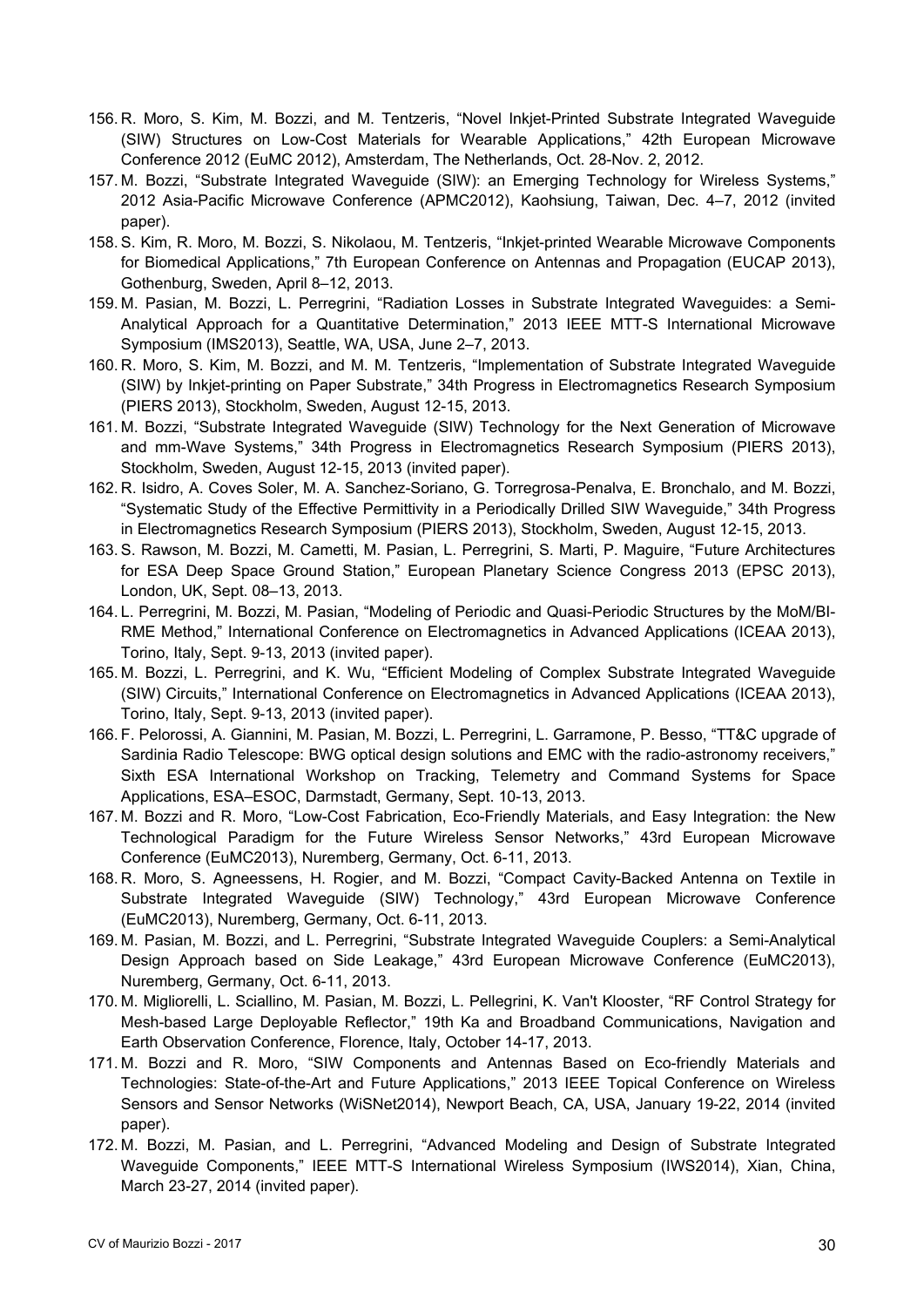156. R. Moro, S. Kim, M. Bozzi, and M. Tentzeris, "Novel Inkjet-Printed Substrate Integrated Waveguide (SIW) Structures on Low-Cost Materials for Wearable Applications," 42th European Microwave Conference 2012 (EuMC 2012), Amsterdam, The Netherlands, Oct. 28-Nov. 2, 2012.
157. M. Bozzi, "Substrate Integrated Waveguide (SIW): an Emerging Technology for Wireless Systems," 2012 Asia-Pacific Microwave Conference (APMC2012), Kaohsiung, Taiwan, Dec. 4–7, 2012 (invited paper).
158. S. Kim, R. Moro, M. Bozzi, S. Nikolaou, M. Tentzeris, "Inkjet-printed Wearable Microwave Components for Biomedical Applications," 7th European Conference on Antennas and Propagation (EUCAP 2013), Gothenburg, Sweden, April 8–12, 2013.
159. M. Pasian, M. Bozzi, L. Perregrini, "Radiation Losses in Substrate Integrated Waveguides: a Semi-Analytical Approach for a Quantitative Determination," 2013 IEEE MTT-S International Microwave Symposium (IMS2013), Seattle, WA, USA, June 2–7, 2013.
160. R. Moro, S. Kim, M. Bozzi, and M. M. Tentzeris, "Implementation of Substrate Integrated Waveguide (SIW) by Inkjet-printing on Paper Substrate," 34th Progress in Electromagnetics Research Symposium (PIERS 2013), Stockholm, Sweden, August 12-15, 2013.
161. M. Bozzi, "Substrate Integrated Waveguide (SIW) Technology for the Next Generation of Microwave and mm-Wave Systems," 34th Progress in Electromagnetics Research Symposium (PIERS 2013), Stockholm, Sweden, August 12-15, 2013 (invited paper).
162. R. Isidro, A. Coves Soler, M. A. Sanchez-Soriano, G. Torregrosa-Penalva, E. Bronchalo, and M. Bozzi, "Systematic Study of the Effective Permittivity in a Periodically Drilled SIW Waveguide," 34th Progress in Electromagnetics Research Symposium (PIERS 2013), Stockholm, Sweden, August 12-15, 2013.
163. S. Rawson, M. Bozzi, M. Cametti, M. Pasian, L. Perregrini, S. Marti, P. Maguire, "Future Architectures for ESA Deep Space Ground Station," European Planetary Science Congress 2013 (EPSC 2013), London, UK, Sept. 08–13, 2013.
164. L. Perregrini, M. Bozzi, M. Pasian, "Modeling of Periodic and Quasi-Periodic Structures by the MoM/BI-RME Method," International Conference on Electromagnetics in Advanced Applications (ICEAA 2013), Torino, Italy, Sept. 9-13, 2013 (invited paper).
165. M. Bozzi, L. Perregrini, and K. Wu, "Efficient Modeling of Complex Substrate Integrated Waveguide (SIW) Circuits," International Conference on Electromagnetics in Advanced Applications (ICEAA 2013), Torino, Italy, Sept. 9-13, 2013 (invited paper).
166. F. Pelorossi, A. Giannini, M. Pasian, M. Bozzi, L. Perregrini, L. Garramone, P. Besso, "TT&C upgrade of Sardinia Radio Telescope: BWG optical design solutions and EMC with the radio-astronomy receivers," Sixth ESA International Workshop on Tracking, Telemetry and Command Systems for Space Applications, ESA–ESOC, Darmstadt, Germany, Sept. 10-13, 2013.
167. M. Bozzi and R. Moro, "Low-Cost Fabrication, Eco-Friendly Materials, and Easy Integration: the New Technological Paradigm for the Future Wireless Sensor Networks," 43rd European Microwave Conference (EuMC2013), Nuremberg, Germany, Oct. 6-11, 2013.
168. R. Moro, S. Agneessens, H. Rogier, and M. Bozzi, "Compact Cavity-Backed Antenna on Textile in Substrate Integrated Waveguide (SIW) Technology," 43rd European Microwave Conference (EuMC2013), Nuremberg, Germany, Oct. 6-11, 2013.
169. M. Pasian, M. Bozzi, and L. Perregrini, "Substrate Integrated Waveguide Couplers: a Semi-Analytical Design Approach based on Side Leakage," 43rd European Microwave Conference (EuMC2013), Nuremberg, Germany, Oct. 6-11, 2013.
170. M. Migliorelli, L. Sciallino, M. Pasian, M. Bozzi, L. Pellegrini, K. Van't Klooster, "RF Control Strategy for Mesh-based Large Deployable Reflector," 19th Ka and Broadband Communications, Navigation and Earth Observation Conference, Florence, Italy, October 14-17, 2013.
171. M. Bozzi and R. Moro, "SIW Components and Antennas Based on Eco-friendly Materials and Technologies: State-of-the-Art and Future Applications," 2013 IEEE Topical Conference on Wireless Sensors and Sensor Networks (WiSNet2014), Newport Beach, CA, USA, January 19-22, 2014 (invited paper).
172. M. Bozzi, M. Pasian, and L. Perregrini, "Advanced Modeling and Design of Substrate Integrated Waveguide Components," IEEE MTT-S International Wireless Symposium (IWS2014), Xian, China, March 23-27, 2014 (invited paper).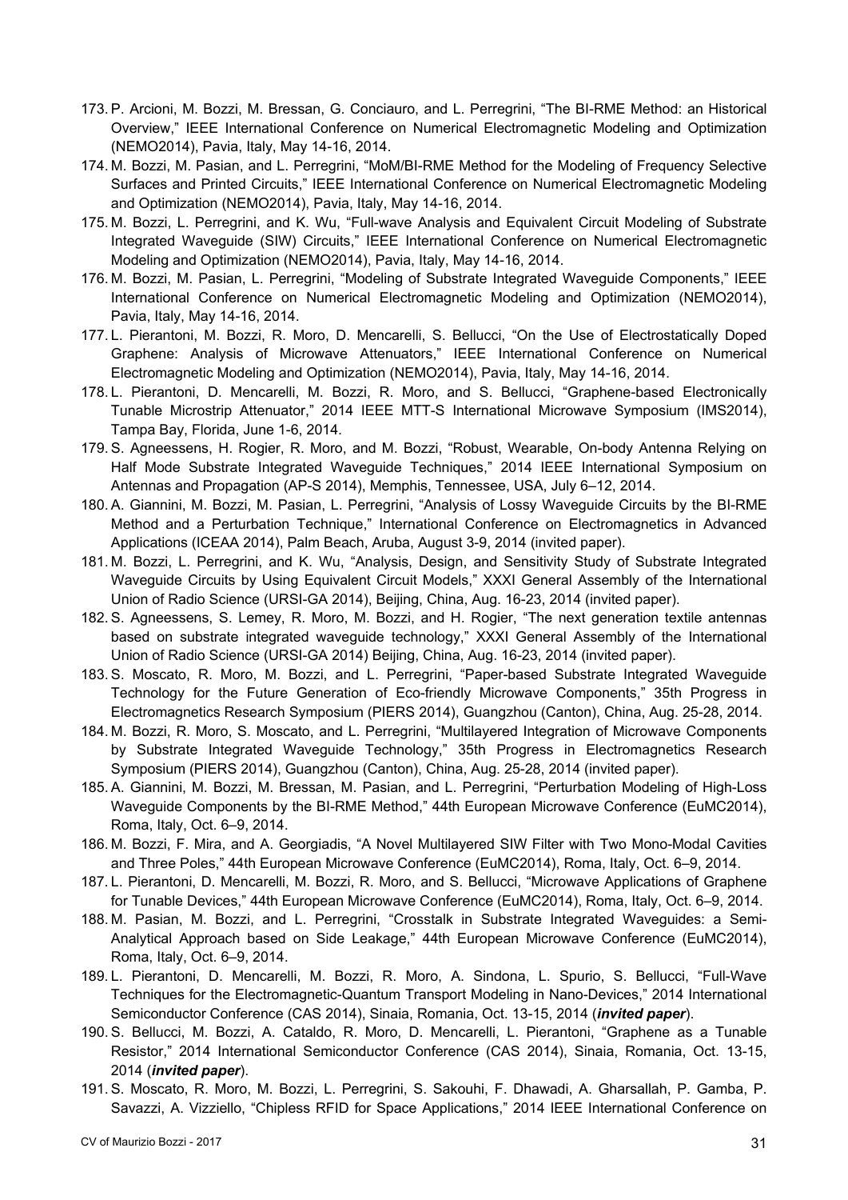173. P. Arcioni, M. Bozzi, M. Bressan, G. Conciauro, and L. Perregrini, “The BI-RME Method: an Historical Overview,” IEEE International Conference on Numerical Electromagnetic Modeling and Optimization (NEMO2014), Pavia, Italy, May 14-16, 2014.
174. M. Bozzi, M. Pasian, and L. Perregrini, “MoM/BI-RME Method for the Modeling of Frequency Selective Surfaces and Printed Circuits,” IEEE International Conference on Numerical Electromagnetic Modeling and Optimization (NEMO2014), Pavia, Italy, May 14-16, 2014.
175. M. Bozzi, L. Perregrini, and K. Wu, “Full-wave Analysis and Equivalent Circuit Modeling of Substrate Integrated Waveguide (SIW) Circuits,” IEEE International Conference on Numerical Electromagnetic Modeling and Optimization (NEMO2014), Pavia, Italy, May 14-16, 2014.
176. M. Bozzi, M. Pasian, L. Perregrini, “Modeling of Substrate Integrated Waveguide Components,” IEEE International Conference on Numerical Electromagnetic Modeling and Optimization (NEMO2014), Pavia, Italy, May 14-16, 2014.
177. L. Pierantoni, M. Bozzi, R. Moro, D. Mencarelli, S. Bellucci, “On the Use of Electrostatically Doped Graphene: Analysis of Microwave Attenuators,” IEEE International Conference on Numerical Electromagnetic Modeling and Optimization (NEMO2014), Pavia, Italy, May 14-16, 2014.
178. L. Pierantoni, D. Mencarelli, M. Bozzi, R. Moro, and S. Bellucci, “Graphene-based Electronically Tunable Microstrip Attenuator,” 2014 IEEE MTT-S International Microwave Symposium (IMS2014), Tampa Bay, Florida, June 1-6, 2014.
179. S. Agneessens, H. Rogier, R. Moro, and M. Bozzi, “Robust, Wearable, On-body Antenna Relying on Half Mode Substrate Integrated Waveguide Techniques,” 2014 IEEE International Symposium on Antennas and Propagation (AP-S 2014), Memphis, Tennessee, USA, July 6–12, 2014.
180. A. Giannini, M. Bozzi, M. Pasian, L. Perregrini, “Analysis of Lossy Waveguide Circuits by the BI-RME Method and a Perturbation Technique,” International Conference on Electromagnetics in Advanced Applications (ICEAA 2014), Palm Beach, Aruba, August 3-9, 2014 (invited paper).
181. M. Bozzi, L. Perregrini, and K. Wu, “Analysis, Design, and Sensitivity Study of Substrate Integrated Waveguide Circuits by Using Equivalent Circuit Models,” XXXI General Assembly of the International Union of Radio Science (URSI-GA 2014), Beijing, China, Aug. 16-23, 2014 (invited paper).
182. S. Agneessens, S. Lemey, R. Moro, M. Bozzi, and H. Rogier, “The next generation textile antennas based on substrate integrated waveguide technology,” XXXI General Assembly of the International Union of Radio Science (URSI-GA 2014) Beijing, China, Aug. 16-23, 2014 (invited paper).
183. S. Moscato, R. Moro, M. Bozzi, and L. Perregrini, “Paper-based Substrate Integrated Waveguide Technology for the Future Generation of Eco-friendly Microwave Components,” 35th Progress in Electromagnetics Research Symposium (PIERS 2014), Guangzhou (Canton), China, Aug. 25-28, 2014.
184. M. Bozzi, R. Moro, S. Moscato, and L. Perregrini, “Multilayered Integration of Microwave Components by Substrate Integrated Waveguide Technology,” 35th Progress in Electromagnetics Research Symposium (PIERS 2014), Guangzhou (Canton), China, Aug. 25-28, 2014 (invited paper).
185. A. Giannini, M. Bozzi, M. Bressan, M. Pasian, and L. Perregrini, “Perturbation Modeling of High-Loss Waveguide Components by the BI-RME Method,” 44th European Microwave Conference (EuMC2014), Roma, Italy, Oct. 6–9, 2014.
186. M. Bozzi, F. Mira, and A. Georgiadis, “A Novel Multilayered SIW Filter with Two Mono-Modal Cavities and Three Poles,” 44th European Microwave Conference (EuMC2014), Roma, Italy, Oct. 6–9, 2014.
187. L. Pierantoni, D. Mencarelli, M. Bozzi, R. Moro, and S. Bellucci, “Microwave Applications of Graphene for Tunable Devices,” 44th European Microwave Conference (EuMC2014), Roma, Italy, Oct. 6–9, 2014.
188. M. Pasian, M. Bozzi, and L. Perregrini, “Crosstalk in Substrate Integrated Waveguides: a Semi-Analytical Approach based on Side Leakage,” 44th European Microwave Conference (EuMC2014), Roma, Italy, Oct. 6–9, 2014.
189. L. Pierantoni, D. Mencarelli, M. Bozzi, R. Moro, A. Sindona, L. Spurio, S. Bellucci, “Full-Wave Techniques for the Electromagnetic-Quantum Transport Modeling in Nano-Devices,” 2014 International Semiconductor Conference (CAS 2014), Sinaia, Romania, Oct. 13-15, 2014 (***invited paper***).
190. S. Bellucci, M. Bozzi, A. Cataldo, R. Moro, D. Mencarelli, L. Pierantoni, “Graphene as a Tunable Resistor,” 2014 International Semiconductor Conference (CAS 2014), Sinaia, Romania, Oct. 13-15, 2014 (***invited paper***).
191. S. Moscato, R. Moro, M. Bozzi, L. Perregrini, S. Sakouhi, F. Dhawadi, A. Gharsallah, P. Gamba, P. Savazzi, A. Vizziello, “Chipless RFID for Space Applications,” 2014 IEEE International Conference on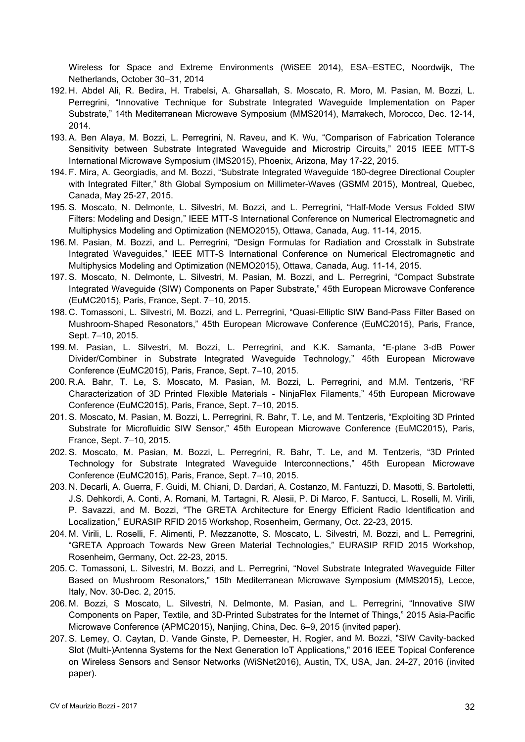Wireless for Space and Extreme Environments (WiSEE 2014), ESA–ESTEC, Noordwijk, The Netherlands, October 30–31, 2014

192. H. Abdel Ali, R. Bedira, H. Trabelsi, A. Gharsallah, S. Moscato, R. Moro, M. Pasian, M. Bozzi, L. Perregrini, "Innovative Technique for Substrate Integrated Waveguide Implementation on Paper Substrate," 14th Mediterranean Microwave Symposium (MMS2014), Marrakech, Morocco, Dec. 12-14, 2014.
193. A. Ben Alaya, M. Bozzi, L. Perregrini, N. Raveu, and K. Wu, "Comparison of Fabrication Tolerance Sensitivity between Substrate Integrated Waveguide and Microstrip Circuits," 2015 IEEE MTT-S International Microwave Symposium (IMS2015), Phoenix, Arizona, May 17-22, 2015.
194. F. Mira, A. Georgiadis, and M. Bozzi, "Substrate Integrated Waveguide 180-degree Directional Coupler with Integrated Filter," 8th Global Symposium on Millimeter-Waves (GSMM 2015), Montreal, Quebec, Canada, May 25-27, 2015.
195. S. Moscato, N. Delmonte, L. Silvestri, M. Bozzi, and L. Perregrini, "Half-Mode Versus Folded SIW Filters: Modeling and Design," IEEE MTT-S International Conference on Numerical Electromagnetic and Multiphysics Modeling and Optimization (NEMO2015), Ottawa, Canada, Aug. 11-14, 2015.
196. M. Pasian, M. Bozzi, and L. Perregrini, "Design Formulas for Radiation and Crosstalk in Substrate Integrated Waveguides," IEEE MTT-S International Conference on Numerical Electromagnetic and Multiphysics Modeling and Optimization (NEMO2015), Ottawa, Canada, Aug. 11-14, 2015.
197. S. Moscato, N. Delmonte, L. Silvestri, M. Pasian, M. Bozzi, and L. Perregrini, "Compact Substrate Integrated Waveguide (SIW) Components on Paper Substrate," 45th European Microwave Conference (EuMC2015), Paris, France, Sept. 7–10, 2015.
198. C. Tomassoni, L. Silvestri, M. Bozzi, and L. Perregrini, "Quasi-Elliptic SIW Band-Pass Filter Based on Mushroom-Shaped Resonators," 45th European Microwave Conference (EuMC2015), Paris, France, Sept. 7–10, 2015.
199. M. Pasian, L. Silvestri, M. Bozzi, L. Perregrini, and K.K. Samanta, "E-plane 3-dB Power Divider/Combiner in Substrate Integrated Waveguide Technology," 45th European Microwave Conference (EuMC2015), Paris, France, Sept. 7–10, 2015.
200. R.A. Bahr, T. Le, S. Moscato, M. Pasian, M. Bozzi, L. Perregrini, and M.M. Tentzeris, "RF Characterization of 3D Printed Flexible Materials - NinjaFlex Filaments," 45th European Microwave Conference (EuMC2015), Paris, France, Sept. 7–10, 2015.
201. S. Moscato, M. Pasian, M. Bozzi, L. Perregrini, R. Bahr, T. Le, and M. Tentzeris, "Exploiting 3D Printed Substrate for Microfluidic SIW Sensor," 45th European Microwave Conference (EuMC2015), Paris, France, Sept. 7–10, 2015.
202. S. Moscato, M. Pasian, M. Bozzi, L. Perregrini, R. Bahr, T. Le, and M. Tentzeris, "3D Printed Technology for Substrate Integrated Waveguide Interconnections," 45th European Microwave Conference (EuMC2015), Paris, France, Sept. 7–10, 2015.
203. N. Decarli, A. Guerra, F. Guidi, M. Chiani, D. Dardari, A. Costanzo, M. Fantuzzi, D. Masotti, S. Bartoletti, J.S. Dehkordi, A. Conti, A. Romani, M. Tartagni, R. Alesii, P. Di Marco, F. Santucci, L. Roselli, M. Virili, P. Savazzi, and M. Bozzi, "The GRETA Architecture for Energy Efficient Radio Identification and Localization," EURASIP RFID 2015 Workshop, Rosenheim, Germany, Oct. 22-23, 2015.
204. M. Virili, L. Roselli, F. Alimenti, P. Mezzanotte, S. Moscato, L. Silvestri, M. Bozzi, and L. Perregrini, "GRETA Approach Towards New Green Material Technologies," EURASIP RFID 2015 Workshop, Rosenheim, Germany, Oct. 22-23, 2015.
205. C. Tomassoni, L. Silvestri, M. Bozzi, and L. Perregrini, "Novel Substrate Integrated Waveguide Filter Based on Mushroom Resonators," 15th Mediterranean Microwave Symposium (MMS2015), Lecce, Italy, Nov. 30-Dec. 2, 2015.
206. M. Bozzi, S Moscato, L. Silvestri, N. Delmonte, M. Pasian, and L. Perregrini, "Innovative SIW Components on Paper, Textile, and 3D-Printed Substrates for the Internet of Things," 2015 Asia-Pacific Microwave Conference (APMC2015), Nanjing, China, Dec. 6–9, 2015 (invited paper).
207. S. Lemey, O. Caytan, D. Vande Ginste, P. Demeester, H. Rogier, and M. Bozzi, "SIW Cavity-backed Slot (Multi-)Antenna Systems for the Next Generation IoT Applications," 2016 IEEE Topical Conference on Wireless Sensors and Sensor Networks (WiSNet2016), Austin, TX, USA, Jan. 24-27, 2016 (invited paper).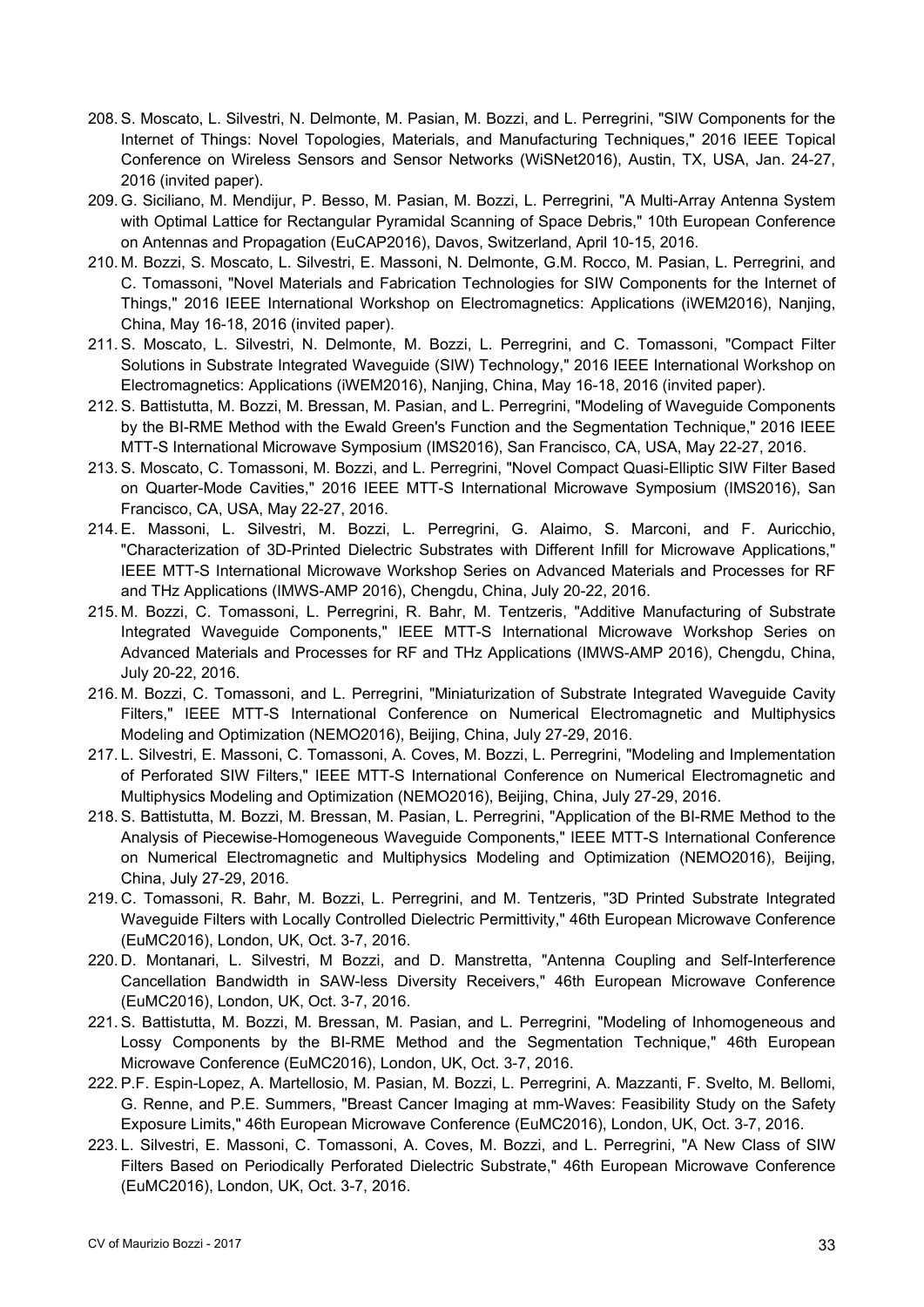208. S. Moscato, L. Silvestri, N. Delmonte, M. Pasian, M. Bozzi, and L. Perregrini, "SIW Components for the Internet of Things: Novel Topologies, Materials, and Manufacturing Techniques," 2016 IEEE Topical Conference on Wireless Sensors and Sensor Networks (WiSNet2016), Austin, TX, USA, Jan. 24-27, 2016 (invited paper).
209. G. Siciliano, M. Mendijur, P. Besso, M. Pasian, M. Bozzi, L. Perregrini, "A Multi-Array Antenna System with Optimal Lattice for Rectangular Pyramidal Scanning of Space Debris," 10th European Conference on Antennas and Propagation (EuCAP2016), Davos, Switzerland, April 10-15, 2016.
210. M. Bozzi, S. Moscato, L. Silvestri, E. Massoni, N. Delmonte, G.M. Rocco, M. Pasian, L. Perregrini, and C. Tomassoni, "Novel Materials and Fabrication Technologies for SIW Components for the Internet of Things," 2016 IEEE International Workshop on Electromagnetics: Applications (iWEM2016), Nanjing, China, May 16-18, 2016 (invited paper).
211. S. Moscato, L. Silvestri, N. Delmonte, M. Bozzi, L. Perregrini, and C. Tomassoni, "Compact Filter Solutions in Substrate Integrated Waveguide (SIW) Technology," 2016 IEEE International Workshop on Electromagnetics: Applications (iWEM2016), Nanjing, China, May 16-18, 2016 (invited paper).
212. S. Battistutta, M. Bozzi, M. Bressan, M. Pasian, and L. Perregrini, "Modeling of Waveguide Components by the BI-RME Method with the Ewald Green's Function and the Segmentation Technique," 2016 IEEE MTT-S International Microwave Symposium (IMS2016), San Francisco, CA, USA, May 22-27, 2016.
213. S. Moscato, C. Tomassoni, M. Bozzi, and L. Perregrini, "Novel Compact Quasi-Elliptic SIW Filter Based on Quarter-Mode Cavities," 2016 IEEE MTT-S International Microwave Symposium (IMS2016), San Francisco, CA, USA, May 22-27, 2016.
214. E. Massoni, L. Silvestri, M. Bozzi, L. Perregrini, G. Alaimo, S. Marconi, and F. Auricchio, "Characterization of 3D-Printed Dielectric Substrates with Different Infill for Microwave Applications," IEEE MTT-S International Microwave Workshop Series on Advanced Materials and Processes for RF and THz Applications (IMWS-AMP 2016), Chengdu, China, July 20-22, 2016.
215. M. Bozzi, C. Tomassoni, L. Perregrini, R. Bahr, M. Tentzeris, "Additive Manufacturing of Substrate Integrated Waveguide Components," IEEE MTT-S International Microwave Workshop Series on Advanced Materials and Processes for RF and THz Applications (IMWS-AMP 2016), Chengdu, China, July 20-22, 2016.
216. M. Bozzi, C. Tomassoni, and L. Perregrini, "Miniaturization of Substrate Integrated Waveguide Cavity Filters," IEEE MTT-S International Conference on Numerical Electromagnetic and Multiphysics Modeling and Optimization (NEMO2016), Beijing, China, July 27-29, 2016.
217. L. Silvestri, E. Massoni, C. Tomassoni, A. Coves, M. Bozzi, L. Perregrini, "Modeling and Implementation of Perforated SIW Filters," IEEE MTT-S International Conference on Numerical Electromagnetic and Multiphysics Modeling and Optimization (NEMO2016), Beijing, China, July 27-29, 2016.
218. S. Battistutta, M. Bozzi, M. Bressan, M. Pasian, L. Perregrini, "Application of the BI-RME Method to the Analysis of Piecewise-Homogeneous Waveguide Components," IEEE MTT-S International Conference on Numerical Electromagnetic and Multiphysics Modeling and Optimization (NEMO2016), Beijing, China, July 27-29, 2016.
219. C. Tomassoni, R. Bahr, M. Bozzi, L. Perregrini, and M. Tentzeris, "3D Printed Substrate Integrated Waveguide Filters with Locally Controlled Dielectric Permittivity," 46th European Microwave Conference (EuMC2016), London, UK, Oct. 3-7, 2016.
220. D. Montanari, L. Silvestri, M Bozzi, and D. Manstretta, "Antenna Coupling and Self-Interference Cancellation Bandwidth in SAW-less Diversity Receivers," 46th European Microwave Conference (EuMC2016), London, UK, Oct. 3-7, 2016.
221. S. Battistutta, M. Bozzi, M. Bressan, M. Pasian, and L. Perregrini, "Modeling of Inhomogeneous and Lossy Components by the BI-RME Method and the Segmentation Technique," 46th European Microwave Conference (EuMC2016), London, UK, Oct. 3-7, 2016.
222. P.F. Espin-Lopez, A. Martellosio, M. Pasian, M. Bozzi, L. Perregrini, A. Mazzanti, F. Svelto, M. Bellomi, G. Renne, and P.E. Summers, "Breast Cancer Imaging at mm-Waves: Feasibility Study on the Safety Exposure Limits," 46th European Microwave Conference (EuMC2016), London, UK, Oct. 3-7, 2016.
223. L. Silvestri, E. Massoni, C. Tomassoni, A. Coves, M. Bozzi, and L. Perregrini, "A New Class of SIW Filters Based on Periodically Perforated Dielectric Substrate," 46th European Microwave Conference (EuMC2016), London, UK, Oct. 3-7, 2016.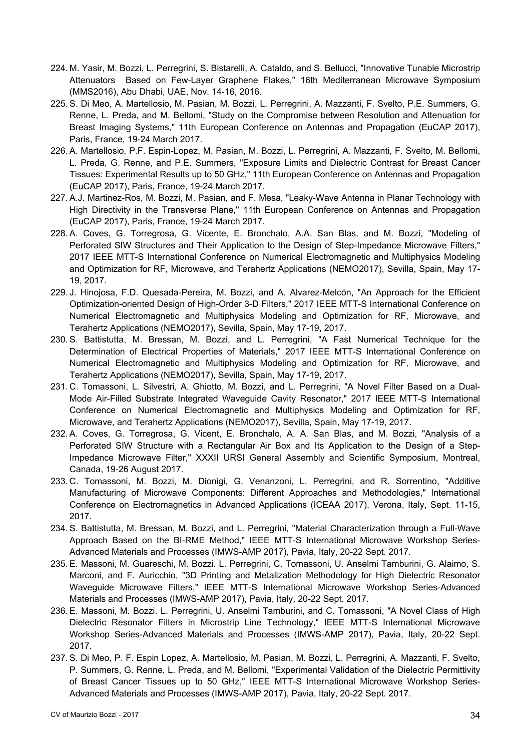224. M. Yasir, M. Bozzi, L. Perregrini, S. Bistarelli, A. Cataldo, and S. Bellucci, "Innovative Tunable Microstrip Attenuators Based on Few-Layer Graphene Flakes," 16th Mediterranean Microwave Symposium (MMS2016), Abu Dhabi, UAE, Nov. 14-16, 2016.
225. S. Di Meo, A. Martellosio, M. Pasian, M. Bozzi, L. Perregrini, A. Mazzanti, F. Svelto, P.E. Summers, G. Renne, L. Preda, and M. Bellomi, "Study on the Compromise between Resolution and Attenuation for Breast Imaging Systems," 11th European Conference on Antennas and Propagation (EuCAP 2017), Paris, France, 19-24 March 2017.
226. A. Martellosio, P.F. Espin-Lopez, M. Pasian, M. Bozzi, L. Perregrini, A. Mazzanti, F. Svelto, M. Bellomi, L. Preda, G. Renne, and P.E. Summers, "Exposure Limits and Dielectric Contrast for Breast Cancer Tissues: Experimental Results up to 50 GHz," 11th European Conference on Antennas and Propagation (EuCAP 2017), Paris, France, 19-24 March 2017.
227. A.J. Martinez-Ros, M. Bozzi, M. Pasian, and F. Mesa, "Leaky-Wave Antenna in Planar Technology with High Directivity in the Transverse Plane," 11th European Conference on Antennas and Propagation (EuCAP 2017), Paris, France, 19-24 March 2017.
228. A. Coves, G. Torregrosa, G. Vicente, E. Bronchalo, A.A. San Blas, and M. Bozzi, "Modeling of Perforated SIW Structures and Their Application to the Design of Step-Impedance Microwave Filters," 2017 IEEE MTT-S International Conference on Numerical Electromagnetic and Multiphysics Modeling and Optimization for RF, Microwave, and Terahertz Applications (NEMO2017), Sevilla, Spain, May 17-19, 2017.
229. J. Hinojosa, F.D. Quesada-Pereira, M. Bozzi, and A. Alvarez-Melcón, "An Approach for the Efficient Optimization-oriented Design of High-Order 3-D Filters," 2017 IEEE MTT-S International Conference on Numerical Electromagnetic and Multiphysics Modeling and Optimization for RF, Microwave, and Terahertz Applications (NEMO2017), Sevilla, Spain, May 17-19, 2017.
230. S. Battistutta, M. Bressan, M. Bozzi, and L. Perregrini, "A Fast Numerical Technique for the Determination of Electrical Properties of Materials," 2017 IEEE MTT-S International Conference on Numerical Electromagnetic and Multiphysics Modeling and Optimization for RF, Microwave, and Terahertz Applications (NEMO2017), Sevilla, Spain, May 17-19, 2017.
231. C. Tomassoni, L. Silvestri, A. Ghiotto, M. Bozzi, and L. Perregrini, "A Novel Filter Based on a Dual-Mode Air-Filled Substrate Integrated Waveguide Cavity Resonator," 2017 IEEE MTT-S International Conference on Numerical Electromagnetic and Multiphysics Modeling and Optimization for RF, Microwave, and Terahertz Applications (NEMO2017), Sevilla, Spain, May 17-19, 2017.
232. A. Coves, G. Torregrosa, G. Vicent, E. Bronchalo, A. A. San Blas, and M. Bozzi, "Analysis of a Perforated SIW Structure with a Rectangular Air Box and Its Application to the Design of a Step-Impedance Microwave Filter," XXXII URSI General Assembly and Scientific Symposium, Montreal, Canada, 19-26 August 2017.
233. C. Tomassoni, M. Bozzi, M. Dionigi, G. Venanzoni, L. Perregrini, and R. Sorrentino, "Additive Manufacturing of Microwave Components: Different Approaches and Methodologies," International Conference on Electromagnetics in Advanced Applications (ICEAA 2017), Verona, Italy, Sept. 11-15, 2017.
234. S. Battistutta, M. Bressan, M. Bozzi, and L. Perregrini, "Material Characterization through a Full-Wave Approach Based on the BI-RME Method," IEEE MTT-S International Microwave Workshop Series-Advanced Materials and Processes (IMWS-AMP 2017), Pavia, Italy, 20-22 Sept. 2017.
235. E. Massoni, M. Guareschi, M. Bozzi. L. Perregrini, C. Tomassoni, U. Anselmi Tamburini, G. Alaimo, S. Marconi, and F. Auricchio, "3D Printing and Metalization Methodology for High Dielectric Resonator Waveguide Microwave Filters," IEEE MTT-S International Microwave Workshop Series-Advanced Materials and Processes (IMWS-AMP 2017), Pavia, Italy, 20-22 Sept. 2017.
236. E. Massoni, M. Bozzi. L. Perregrini, U. Anselmi Tamburini, and C. Tomassoni, "A Novel Class of High Dielectric Resonator Filters in Microstrip Line Technology," IEEE MTT-S International Microwave Workshop Series-Advanced Materials and Processes (IMWS-AMP 2017), Pavia, Italy, 20-22 Sept. 2017.
237. S. Di Meo, P. F. Espin Lopez, A. Martellosio, M. Pasian, M. Bozzi, L. Perregrini, A. Mazzanti, F. Svelto, P. Summers, G. Renne, L. Preda, and M. Bellomi, "Experimental Validation of the Dielectric Permittivity of Breast Cancer Tissues up to 50 GHz," IEEE MTT-S International Microwave Workshop Series-Advanced Materials and Processes (IMWS-AMP 2017), Pavia, Italy, 20-22 Sept. 2017.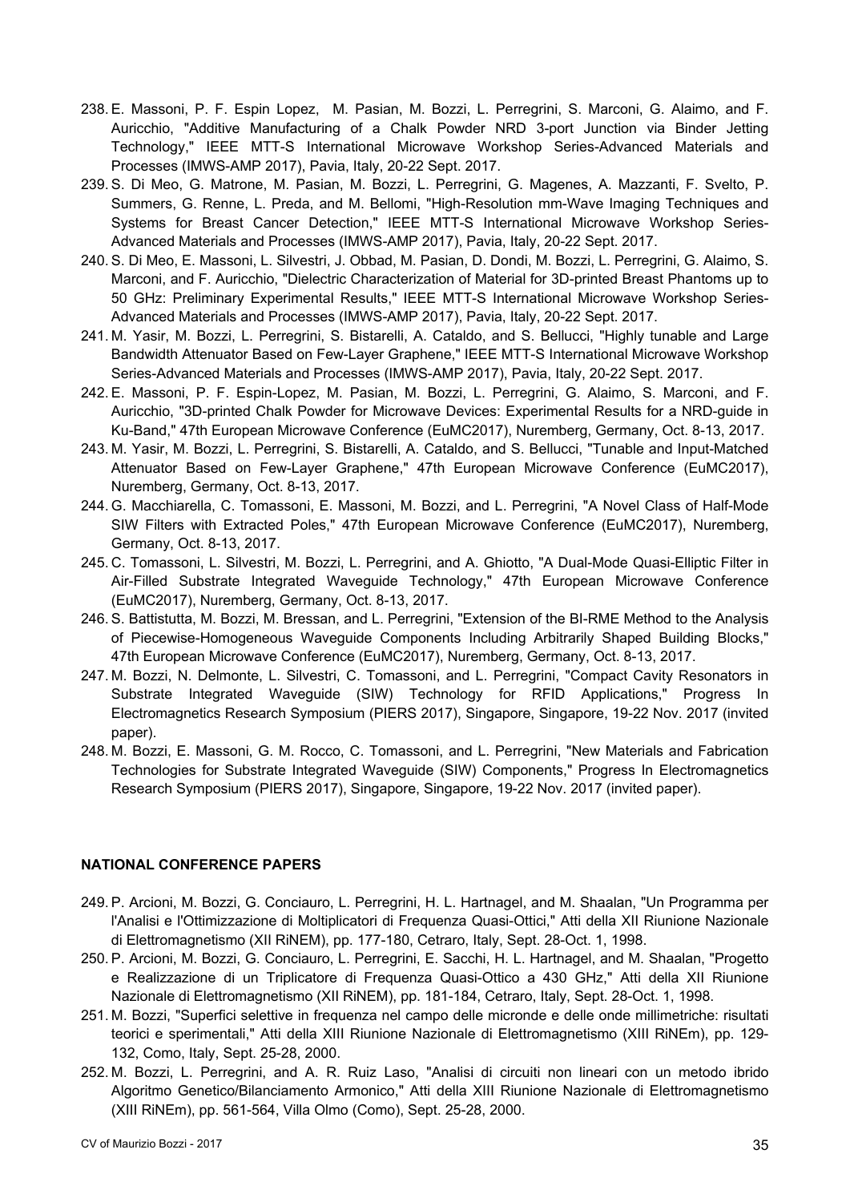238. E. Massoni, P. F. Espin Lopez, M. Pasian, M. Bozzi, L. Perregrini, S. Marconi, G. Alaimo, and F. Auricchio, "Additive Manufacturing of a Chalk Powder NRD 3-port Junction via Binder Jetting Technology," IEEE MTT-S International Microwave Workshop Series-Advanced Materials and Processes (IMWS-AMP 2017), Pavia, Italy, 20-22 Sept. 2017.
239. S. Di Meo, G. Matrone, M. Pasian, M. Bozzi, L. Perregrini, G. Magenes, A. Mazzanti, F. Svelto, P. Summers, G. Renne, L. Preda, and M. Bellomi, "High-Resolution mm-Wave Imaging Techniques and Systems for Breast Cancer Detection," IEEE MTT-S International Microwave Workshop Series-Advanced Materials and Processes (IMWS-AMP 2017), Pavia, Italy, 20-22 Sept. 2017.
240. S. Di Meo, E. Massoni, L. Silvestri, J. Obbad, M. Pasian, D. Dondi, M. Bozzi, L. Perregrini, G. Alaimo, S. Marconi, and F. Auricchio, "Dielectric Characterization of Material for 3D-printed Breast Phantoms up to 50 GHz: Preliminary Experimental Results," IEEE MTT-S International Microwave Workshop Series-Advanced Materials and Processes (IMWS-AMP 2017), Pavia, Italy, 20-22 Sept. 2017.
241. M. Yasir, M. Bozzi, L. Perregrini, S. Bistarelli, A. Cataldo, and S. Bellucci, "Highly tunable and Large Bandwidth Attenuator Based on Few-Layer Graphene," IEEE MTT-S International Microwave Workshop Series-Advanced Materials and Processes (IMWS-AMP 2017), Pavia, Italy, 20-22 Sept. 2017.
242. E. Massoni, P. F. Espin-Lopez, M. Pasian, M. Bozzi, L. Perregrini, G. Alaimo, S. Marconi, and F. Auricchio, "3D-printed Chalk Powder for Microwave Devices: Experimental Results for a NRD-guide in Ku-Band," 47th European Microwave Conference (EuMC2017), Nuremberg, Germany, Oct. 8-13, 2017.
243. M. Yasir, M. Bozzi, L. Perregrini, S. Bistarelli, A. Cataldo, and S. Bellucci, "Tunable and Input-Matched Attenuator Based on Few-Layer Graphene," 47th European Microwave Conference (EuMC2017), Nuremberg, Germany, Oct. 8-13, 2017.
244. G. Macchiarella, C. Tomassoni, E. Massoni, M. Bozzi, and L. Perregrini, "A Novel Class of Half-Mode SIW Filters with Extracted Poles," 47th European Microwave Conference (EuMC2017), Nuremberg, Germany, Oct. 8-13, 2017.
245. C. Tomassoni, L. Silvestri, M. Bozzi, L. Perregrini, and A. Ghiotto, "A Dual-Mode Quasi-Elliptic Filter in Air-Filled Substrate Integrated Waveguide Technology," 47th European Microwave Conference (EuMC2017), Nuremberg, Germany, Oct. 8-13, 2017.
246. S. Battistutta, M. Bozzi, M. Bressan, and L. Perregrini, "Extension of the BI-RME Method to the Analysis of Piecewise-Homogeneous Waveguide Components Including Arbitrarily Shaped Building Blocks," 47th European Microwave Conference (EuMC2017), Nuremberg, Germany, Oct. 8-13, 2017.
247. M. Bozzi, N. Delmonte, L. Silvestri, C. Tomassoni, and L. Perregrini, "Compact Cavity Resonators in Substrate Integrated Waveguide (SIW) Technology for RFID Applications," Progress In Electromagnetics Research Symposium (PIERS 2017), Singapore, Singapore, 19-22 Nov. 2017 (invited paper).
248. M. Bozzi, E. Massoni, G. M. Rocco, C. Tomassoni, and L. Perregrini, "New Materials and Fabrication Technologies for Substrate Integrated Waveguide (SIW) Components," Progress In Electromagnetics Research Symposium (PIERS 2017), Singapore, Singapore, 19-22 Nov. 2017 (invited paper).

## NATIONAL CONFERENCE PAPERS

249. P. Arcioni, M. Bozzi, G. Conciauro, L. Perregrini, H. L. Hartnagel, and M. Shaalan, "Un Programma per l'Analisi e l'Ottimizzazione di Moltiplicatori di Frequenza Quasi-Ottici," Atti della XII Riunione Nazionale di Elettromagnetismo (XII RiNEM), pp. 177-180, Cetraro, Italy, Sept. 28-Oct. 1, 1998.
250. P. Arcioni, M. Bozzi, G. Conciauro, L. Perregrini, E. Sacchi, H. L. Hartnagel, and M. Shaalan, "Progetto e Realizzazione di un Triplicatore di Frequenza Quasi-Ottico a 430 GHz," Atti della XII Riunione Nazionale di Elettromagnetismo (XII RiNEM), pp. 181-184, Cetraro, Italy, Sept. 28-Oct. 1, 1998.
251. M. Bozzi, "Superfici selettive in frequenza nel campo delle micronde e delle onde millimetriche: risultati teorici e sperimentali," Atti della XIII Riunione Nazionale di Elettromagnetismo (XIII RiNEm), pp. 129-132, Como, Italy, Sept. 25-28, 2000.
252. M. Bozzi, L. Perregrini, and A. R. Ruiz Laso, "Analisi di circuiti non lineari con un metodo ibrido Algoritmo Genetico/Bilanciamento Armonico," Atti della XIII Riunione Nazionale di Elettromagnetismo (XIII RiNEm), pp. 561-564, Villa Olmo (Como), Sept. 25-28, 2000.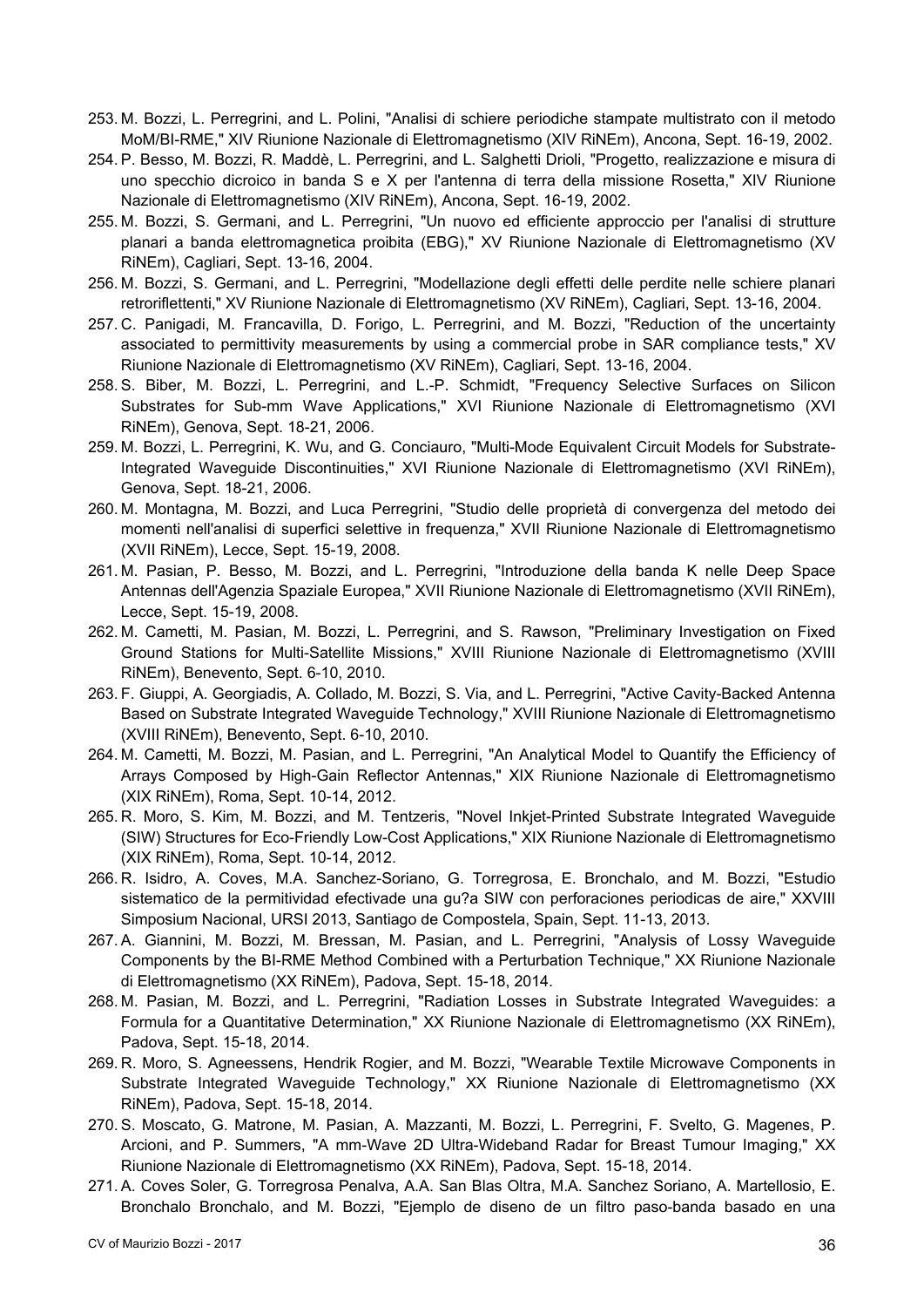253. M. Bozzi, L. Perregrini, and L. Polini, "Analisi di schiere periodiche stampate multistrato con il metodo MoM/BI-RME," XIV Riunione Nazionale di Elettromagnetismo (XIV RiNEm), Ancona, Sept. 16-19, 2002.
254. P. Besso, M. Bozzi, R. Maddè, L. Perregrini, and L. Salghetti Drioli, "Progetto, realizzazione e misura di uno specchio dicroico in banda S e X per l'antenna di terra della missione Rosetta," XIV Riunione Nazionale di Elettromagnetismo (XIV RiNEm), Ancona, Sept. 16-19, 2002.
255. M. Bozzi, S. Germani, and L. Perregrini, "Un nuovo ed efficiente approccio per l'analisi di strutture planari a banda elettromagnetica proibita (EBG)," XV Riunione Nazionale di Elettromagnetismo (XV RiNEm), Cagliari, Sept. 13-16, 2004.
256. M. Bozzi, S. Germani, and L. Perregrini, "Modellazione degli effetti delle perdite nelle schiere planari retroriflettenti," XV Riunione Nazionale di Elettromagnetismo (XV RiNEm), Cagliari, Sept. 13-16, 2004.
257. C. Panigadi, M. Francavilla, D. Forigo, L. Perregrini, and M. Bozzi, "Reduction of the uncertainty associated to permittivity measurements by using a commercial probe in SAR compliance tests," XV Riunione Nazionale di Elettromagnetismo (XV RiNEm), Cagliari, Sept. 13-16, 2004.
258. S. Biber, M. Bozzi, L. Perregrini, and L.-P. Schmidt, "Frequency Selective Surfaces on Silicon Substrates for Sub-mm Wave Applications," XVI Riunione Nazionale di Elettromagnetismo (XVI RiNEm), Genova, Sept. 18-21, 2006.
259. M. Bozzi, L. Perregrini, K. Wu, and G. Conciauro, "Multi-Mode Equivalent Circuit Models for Substrate-Integrated Waveguide Discontinuities," XVI Riunione Nazionale di Elettromagnetismo (XVI RiNEm), Genova, Sept. 18-21, 2006.
260. M. Montagna, M. Bozzi, and Luca Perregrini, "Studio delle proprietà di convergenza del metodo dei momenti nell'analisi di superfici selettive in frequenza," XVII Riunione Nazionale di Elettromagnetismo (XVII RiNEm), Lecce, Sept. 15-19, 2008.
261. M. Pasian, P. Besso, M. Bozzi, and L. Perregrini, "Introduzione della banda K nelle Deep Space Antennas dell'Agenzia Spaziale Europea," XVII Riunione Nazionale di Elettromagnetismo (XVII RiNEm), Lecce, Sept. 15-19, 2008.
262. M. Cametti, M. Pasian, M. Bozzi, L. Perregrini, and S. Rawson, "Preliminary Investigation on Fixed Ground Stations for Multi-Satellite Missions," XVIII Riunione Nazionale di Elettromagnetismo (XVIII RiNEm), Benevento, Sept. 6-10, 2010.
263. F. Giuppi, A. Georgiadis, A. Collado, M. Bozzi, S. Via, and L. Perregrini, "Active Cavity-Backed Antenna Based on Substrate Integrated Waveguide Technology," XVIII Riunione Nazionale di Elettromagnetismo (XVIII RiNEm), Benevento, Sept. 6-10, 2010.
264. M. Cametti, M. Bozzi, M. Pasian, and L. Perregrini, "An Analytical Model to Quantify the Efficiency of Arrays Composed by High-Gain Reflector Antennas," XIX Riunione Nazionale di Elettromagnetismo (XIX RiNEm), Roma, Sept. 10-14, 2012.
265. R. Moro, S. Kim, M. Bozzi, and M. Tentzeris, "Novel Inkjet-Printed Substrate Integrated Waveguide (SIW) Structures for Eco-Friendly Low-Cost Applications," XIX Riunione Nazionale di Elettromagnetismo (XIX RiNEm), Roma, Sept. 10-14, 2012.
266. R. Isidro, A. Coves, M.A. Sanchez-Soriano, G. Torregrosa, E. Bronchalo, and M. Bozzi, "Estudio sistematico de la permitividad efectivade una gu?a SIW con perforaciones periodicas de aire," XXVIII Simposium Nacional, URSI 2013, Santiago de Compostela, Spain, Sept. 11-13, 2013.
267. A. Giannini, M. Bozzi, M. Bressan, M. Pasian, and L. Perregrini, "Analysis of Lossy Waveguide Components by the BI-RME Method Combined with a Perturbation Technique," XX Riunione Nazionale di Elettromagnetismo (XX RiNEm), Padova, Sept. 15-18, 2014.
268. M. Pasian, M. Bozzi, and L. Perregrini, "Radiation Losses in Substrate Integrated Waveguides: a Formula for a Quantitative Determination," XX Riunione Nazionale di Elettromagnetismo (XX RiNEm), Padova, Sept. 15-18, 2014.
269. R. Moro, S. Agneessens, Hendrik Rogier, and M. Bozzi, "Wearable Textile Microwave Components in Substrate Integrated Waveguide Technology," XX Riunione Nazionale di Elettromagnetismo (XX RiNEm), Padova, Sept. 15-18, 2014.
270. S. Moscato, G. Matrone, M. Pasian, A. Mazzanti, M. Bozzi, L. Perregrini, F. Svelto, G. Magenes, P. Arcioni, and P. Summers, "A mm-Wave 2D Ultra-Wideband Radar for Breast Tumour Imaging," XX Riunione Nazionale di Elettromagnetismo (XX RiNEm), Padova, Sept. 15-18, 2014.
271. A. Coves Soler, G. Torregrosa Penalva, A.A. San Blas Oltra, M.A. Sanchez Soriano, A. Martellosio, E. Bronchalo Bronchalo, and M. Bozzi, "Ejemplo de diseno de un filtro paso-banda basado en una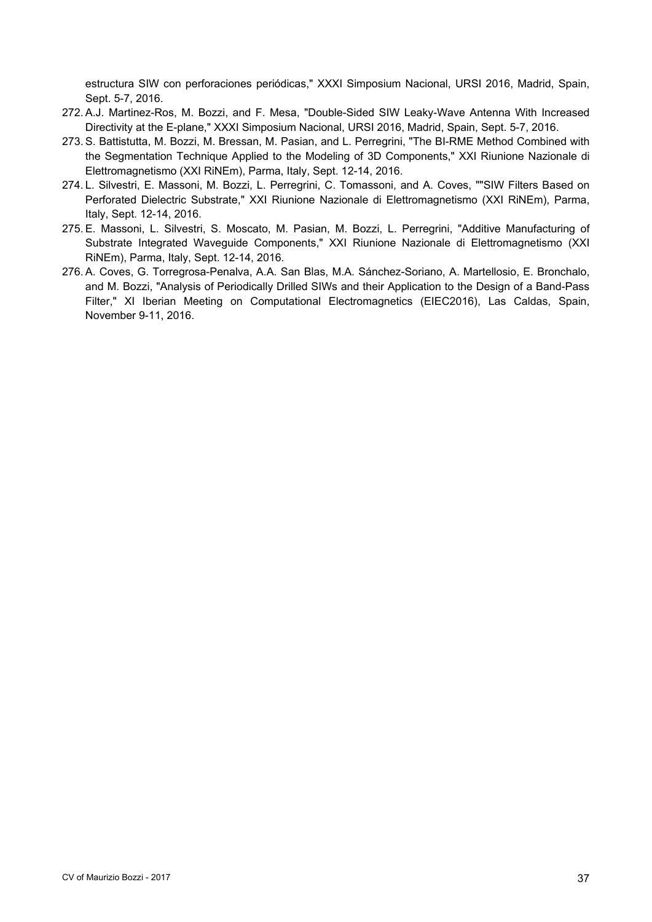estructura SIW con perforaciones periódicas," XXXI Simposium Nacional, URSI 2016, Madrid, Spain, Sept. 5-7, 2016.

272. A.J. Martinez-Ros, M. Bozzi, and F. Mesa, "Double-Sided SIW Leaky-Wave Antenna With Increased Directivity at the E-plane," XXXI Simposium Nacional, URSI 2016, Madrid, Spain, Sept. 5-7, 2016.
273. S. Battistutta, M. Bozzi, M. Bressan, M. Pasian, and L. Perregrini, "The BI-RME Method Combined with the Segmentation Technique Applied to the Modeling of 3D Components," XXI Riunione Nazionale di Elettromagnetismo (XXI RiNEm), Parma, Italy, Sept. 12-14, 2016.
274. L. Silvestri, E. Massoni, M. Bozzi, L. Perregrini, C. Tomassoni, and A. Coves, ""SIW Filters Based on Perforated Dielectric Substrate," XXI Riunione Nazionale di Elettromagnetismo (XXI RiNEm), Parma, Italy, Sept. 12-14, 2016.
275. E. Massoni, L. Silvestri, S. Moscato, M. Pasian, M. Bozzi, L. Perregrini, "Additive Manufacturing of Substrate Integrated Waveguide Components," XXI Riunione Nazionale di Elettromagnetismo (XXI RiNEm), Parma, Italy, Sept. 12-14, 2016.
276. A. Coves, G. Torregrosa-Penalva, A.A. San Blas, M.A. Sánchez-Soriano, A. Martellosio, E. Bronchalo, and M. Bozzi, "Analysis of Periodically Drilled SIWs and their Application to the Design of a Band-Pass Filter," XI Iberian Meeting on Computational Electromagnetics (EIEC2016), Las Caldas, Spain, November 9-11, 2016.